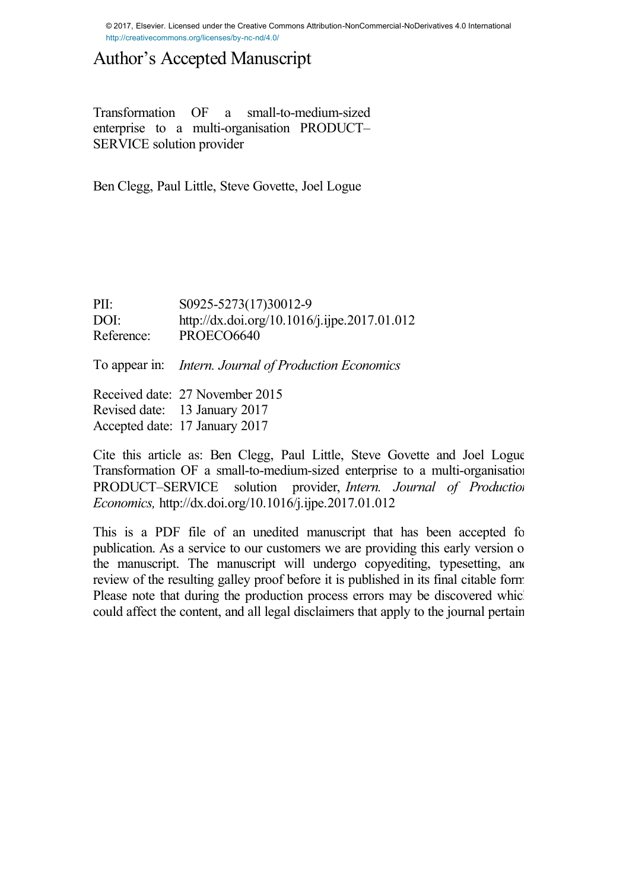© 2017, Elsevier. Licensed under the Creative Commons Attribution-NonCommercial-NoDerivatives 4.0 International
http://creativecommons.org/licenses/by-nc-nd/4.0/

# Author's Accepted Manuscript

Transformation OF a small-to-medium-sized enterprise to a multi-organisation PRODUCT–SERVICE solution provider

Ben Clegg, Paul Little, Steve Govette, Joel Logue

PII: S0925-5273(17)30012-9
DOI: http://dx.doi.org/10.1016/j.ijpe.2017.01.012
Reference: PROECO6640

To appear in: *Intern. Journal of Production Economics*

Received date: 27 November 2015
Revised date: 13 January 2017
Accepted date: 17 January 2017

Cite this article as: Ben Clegg, Paul Little, Steve Govette and Joel Logue Transformation OF a small-to-medium-sized enterprise to a multi-organisation PRODUCT–SERVICE solution provider, *Intern. Journal of Production Economics,* http://dx.doi.org/10.1016/j.ijpe.2017.01.012

This is a PDF file of an unedited manuscript that has been accepted for publication. As a service to our customers we are providing this early version of the manuscript. The manuscript will undergo copyediting, typesetting, and review of the resulting galley proof before it is published in its final citable form. Please note that during the production process errors may be discovered which could affect the content, and all legal disclaimers that apply to the journal pertain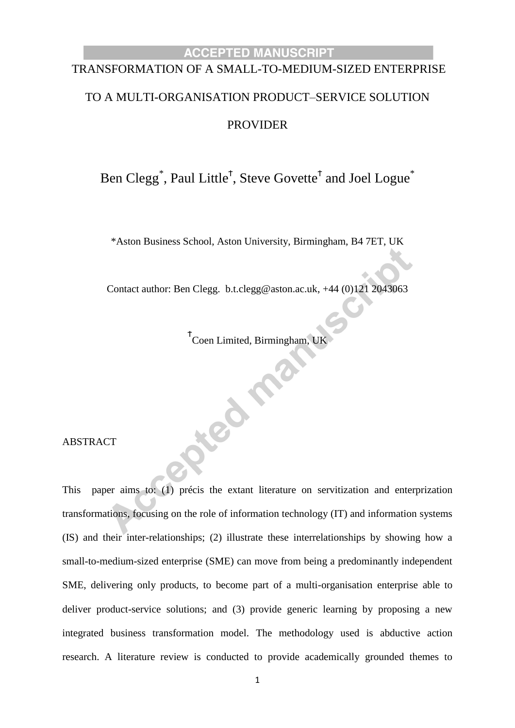# TRANSFORMATION OF A SMALL-TO-MEDIUM-SIZED ENTERPRISE TO A MULTI-ORGANISATION PRODUCT–SERVICE SOLUTION PROVIDER

Ben Clegg*, Paul Little†, Steve Govette† and Joel Logue*

*Aston Business School, Aston University, Birmingham, B4 7ET, UK

Contact author: Ben Clegg. b.t.clegg@aston.ac.uk, +44 (0)121 2043063

†Coen Limited, Birmingham, UK

## ABSTRACT

This paper aims to: (1) précis the extant literature on servitization and enterprization transformations, focusing on the role of information technology (IT) and information systems (IS) and their inter-relationships; (2) illustrate these interrelationships by showing how a small-to-medium-sized enterprise (SME) can move from being a predominantly independent SME, delivering only products, to become part of a multi-organisation enterprise able to deliver product-service solutions; and (3) provide generic learning by proposing a new integrated business transformation model. The methodology used is abductive action research. A literature review is conducted to provide academically grounded themes to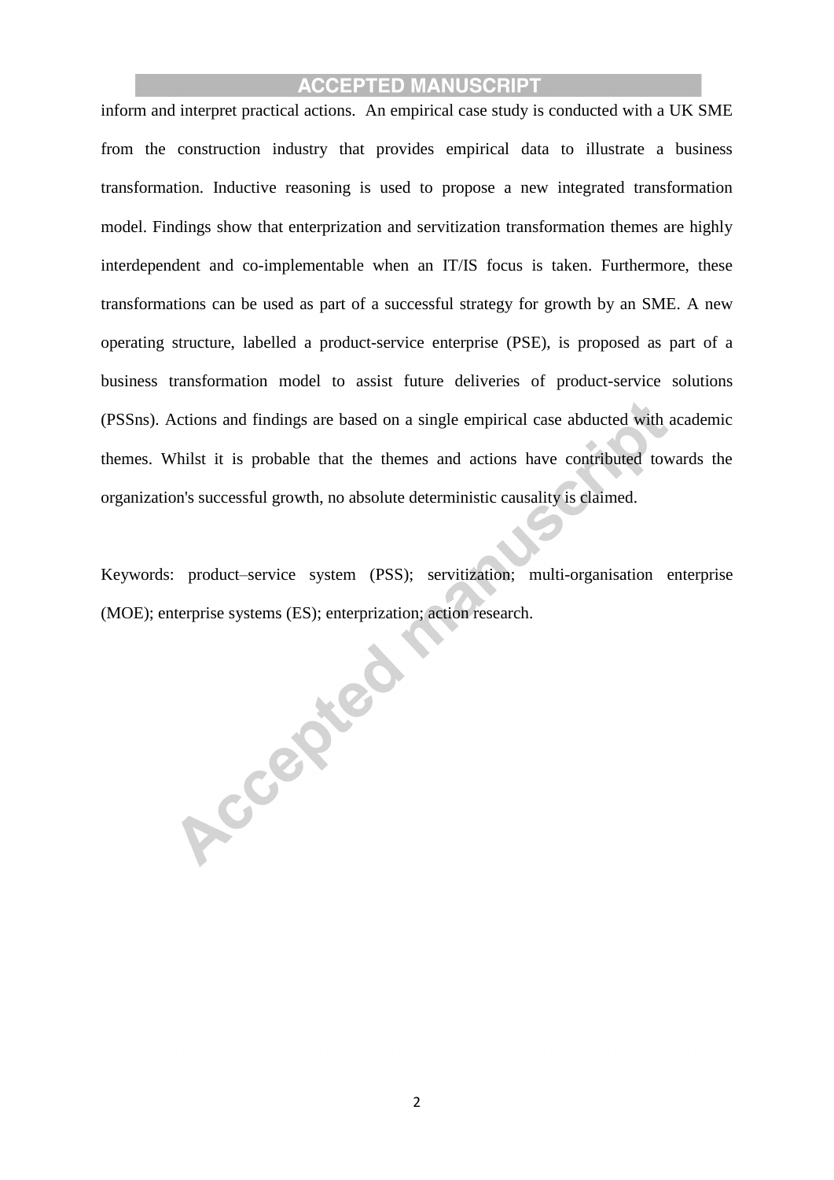inform and interpret practical actions. An empirical case study is conducted with a UK SME from the construction industry that provides empirical data to illustrate a business transformation. Inductive reasoning is used to propose a new integrated transformation model. Findings show that enterprization and servitization transformation themes are highly interdependent and co-implementable when an IT/IS focus is taken. Furthermore, these transformations can be used as part of a successful strategy for growth by an SME. A new operating structure, labelled a product-service enterprise (PSE), is proposed as part of a business transformation model to assist future deliveries of product-service solutions (PSSns). Actions and findings are based on a single empirical case abducted with academic themes. Whilst it is probable that the themes and actions have contributed towards the organization's successful growth, no absolute deterministic causality is claimed.

Keywords: product–service system (PSS); servitization; multi-organisation enterprise (MOE); enterprise systems (ES); enterprization; action research.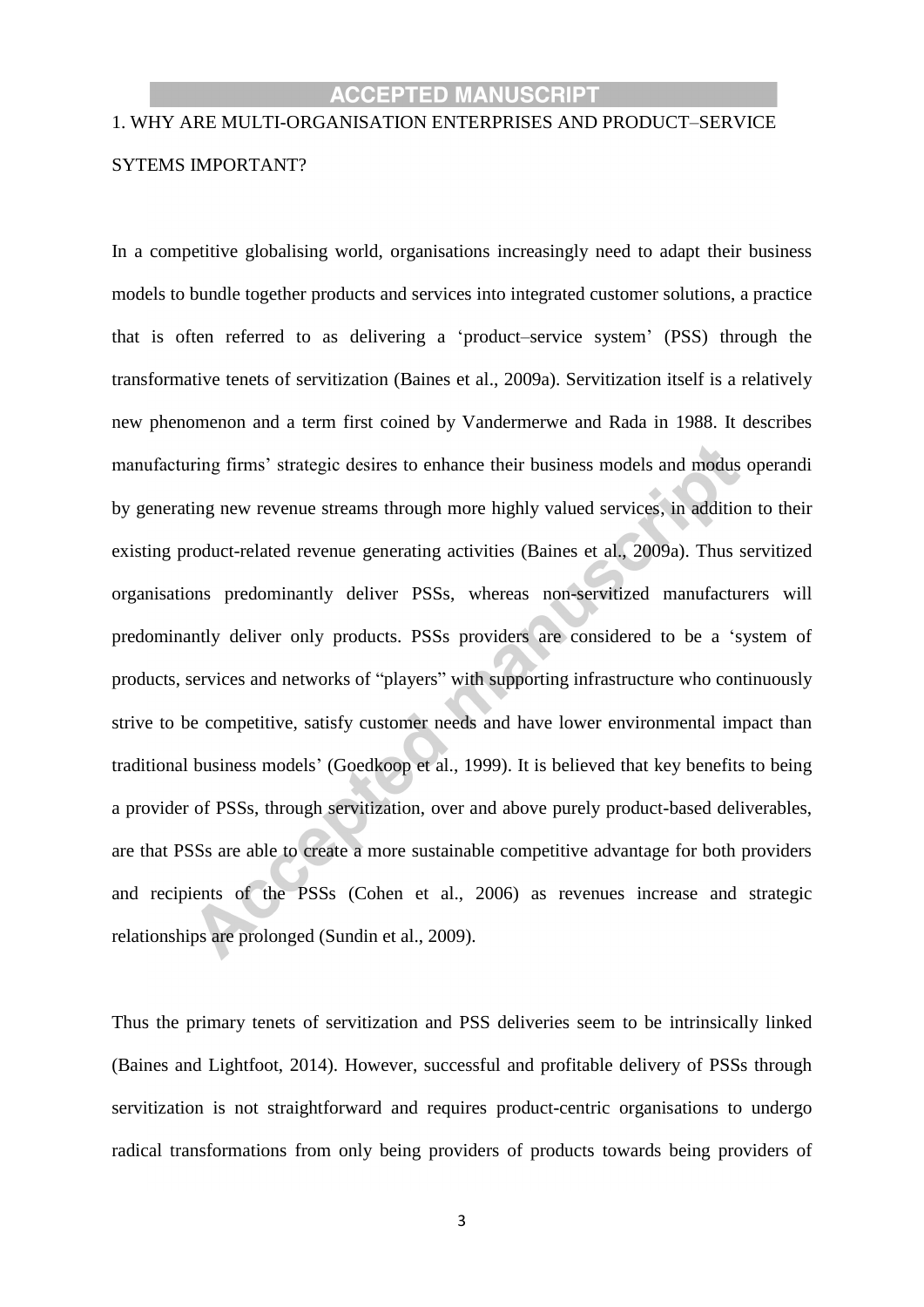# 1. WHY ARE MULTI-ORGANISATION ENTERPRISES AND PRODUCT–SERVICE SYTEMS IMPORTANT?

In a competitive globalising world, organisations increasingly need to adapt their business models to bundle together products and services into integrated customer solutions, a practice that is often referred to as delivering a 'product–service system' (PSS) through the transformative tenets of servitization (Baines et al., 2009a). Servitization itself is a relatively new phenomenon and a term first coined by Vandermerwe and Rada in 1988. It describes manufacturing firms' strategic desires to enhance their business models and modus operandi by generating new revenue streams through more highly valued services, in addition to their existing product-related revenue generating activities (Baines et al., 2009a). Thus servitized organisations predominantly deliver PSSs, whereas non-servitized manufacturers will predominantly deliver only products. PSSs providers are considered to be a 'system of products, services and networks of "players" with supporting infrastructure who continuously strive to be competitive, satisfy customer needs and have lower environmental impact than traditional business models' (Goedkoop et al., 1999). It is believed that key benefits to being a provider of PSSs, through servitization, over and above purely product-based deliverables, are that PSSs are able to create a more sustainable competitive advantage for both providers and recipients of the PSSs (Cohen et al., 2006) as revenues increase and strategic relationships are prolonged (Sundin et al., 2009).

Thus the primary tenets of servitization and PSS deliveries seem to be intrinsically linked (Baines and Lightfoot, 2014). However, successful and profitable delivery of PSSs through servitization is not straightforward and requires product-centric organisations to undergo radical transformations from only being providers of products towards being providers of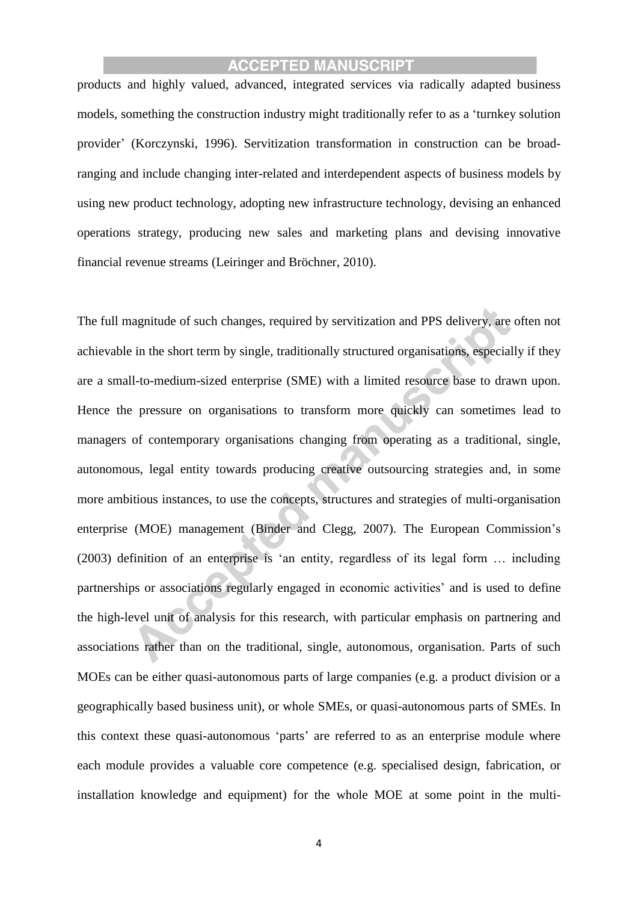products and highly valued, advanced, integrated services via radically adapted business models, something the construction industry might traditionally refer to as a 'turnkey solution provider' (Korczynski, 1996). Servitization transformation in construction can be broad-ranging and include changing inter-related and interdependent aspects of business models by using new product technology, adopting new infrastructure technology, devising an enhanced operations strategy, producing new sales and marketing plans and devising innovative financial revenue streams (Leiringer and Bröchner, 2010).

The full magnitude of such changes, required by servitization and PPS delivery, are often not achievable in the short term by single, traditionally structured organisations, especially if they are a small-to-medium-sized enterprise (SME) with a limited resource base to drawn upon. Hence the pressure on organisations to transform more quickly can sometimes lead to managers of contemporary organisations changing from operating as a traditional, single, autonomous, legal entity towards producing creative outsourcing strategies and, in some more ambitious instances, to use the concepts, structures and strategies of multi-organisation enterprise (MOE) management (Binder and Clegg, 2007). The European Commission's (2003) definition of an enterprise is 'an entity, regardless of its legal form … including partnerships or associations regularly engaged in economic activities' and is used to define the high-level unit of analysis for this research, with particular emphasis on partnering and associations rather than on the traditional, single, autonomous, organisation. Parts of such MOEs can be either quasi-autonomous parts of large companies (e.g. a product division or a geographically based business unit), or whole SMEs, or quasi-autonomous parts of SMEs. In this context these quasi-autonomous 'parts' are referred to as an enterprise module where each module provides a valuable core competence (e.g. specialised design, fabrication, or installation knowledge and equipment) for the whole MOE at some point in the multi-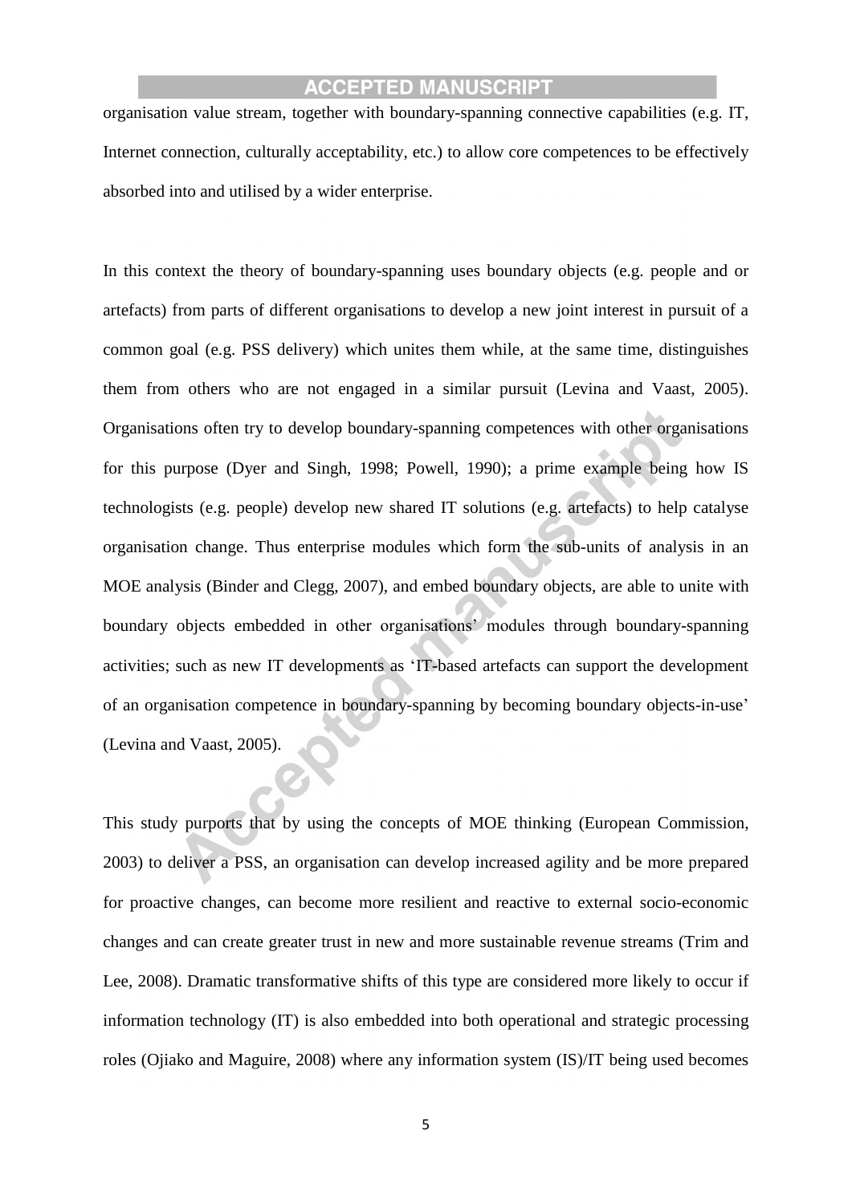organisation value stream, together with boundary-spanning connective capabilities (e.g. IT, Internet connection, culturally acceptability, etc.) to allow core competences to be effectively absorbed into and utilised by a wider enterprise.

In this context the theory of boundary-spanning uses boundary objects (e.g. people and or artefacts) from parts of different organisations to develop a new joint interest in pursuit of a common goal (e.g. PSS delivery) which unites them while, at the same time, distinguishes them from others who are not engaged in a similar pursuit (Levina and Vaast, 2005). Organisations often try to develop boundary-spanning competences with other organisations for this purpose (Dyer and Singh, 1998; Powell, 1990); a prime example being how IS technologists (e.g. people) develop new shared IT solutions (e.g. artefacts) to help catalyse organisation change. Thus enterprise modules which form the sub-units of analysis in an MOE analysis (Binder and Clegg, 2007), and embed boundary objects, are able to unite with boundary objects embedded in other organisations' modules through boundary-spanning activities; such as new IT developments as 'IT-based artefacts can support the development of an organisation competence in boundary-spanning by becoming boundary objects-in-use' (Levina and Vaast, 2005).

This study purports that by using the concepts of MOE thinking (European Commission, 2003) to deliver a PSS, an organisation can develop increased agility and be more prepared for proactive changes, can become more resilient and reactive to external socio-economic changes and can create greater trust in new and more sustainable revenue streams (Trim and Lee, 2008). Dramatic transformative shifts of this type are considered more likely to occur if information technology (IT) is also embedded into both operational and strategic processing roles (Ojiako and Maguire, 2008) where any information system (IS)/IT being used becomes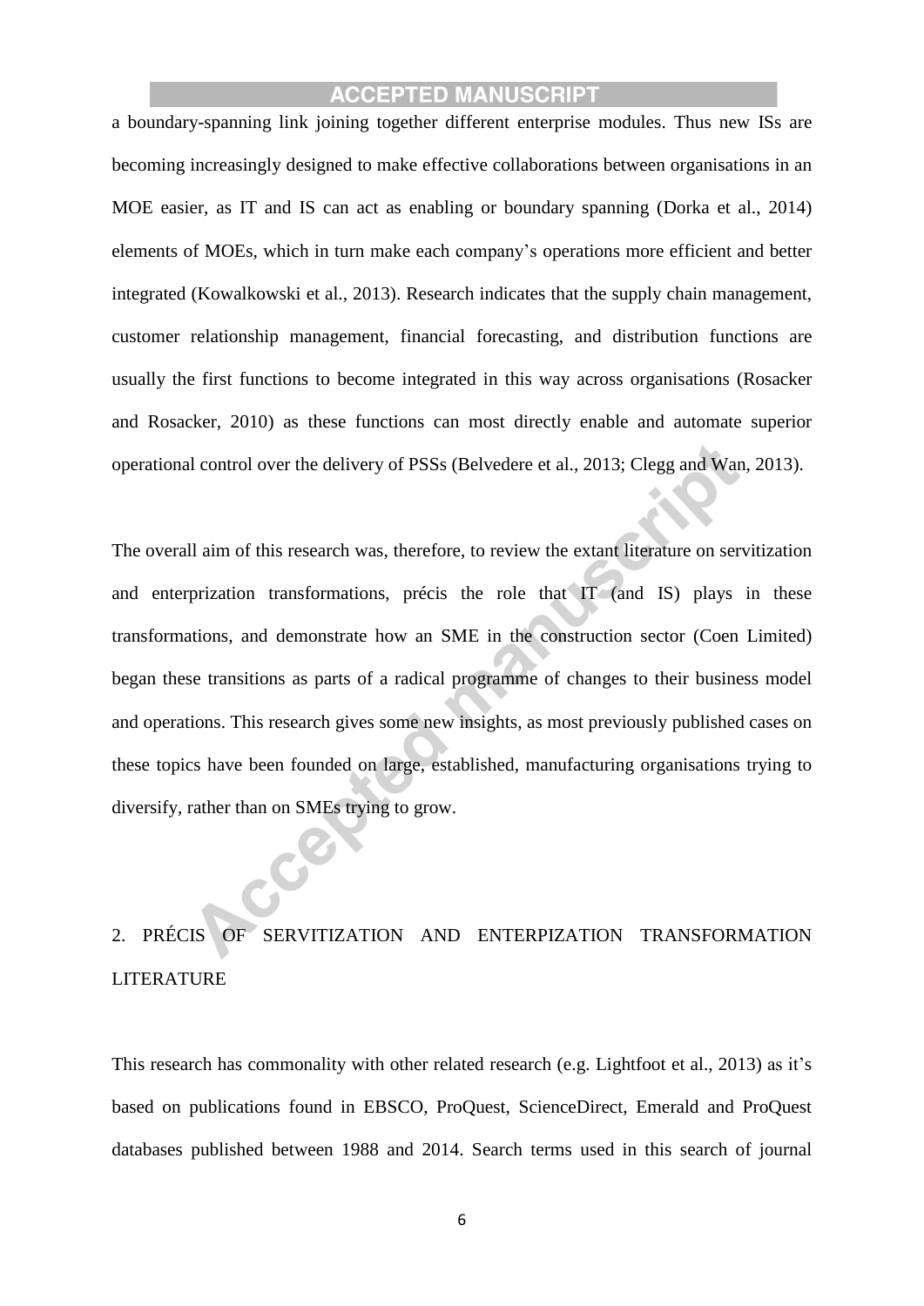a boundary-spanning link joining together different enterprise modules. Thus new ISs are becoming increasingly designed to make effective collaborations between organisations in an MOE easier, as IT and IS can act as enabling or boundary spanning (Dorka et al., 2014) elements of MOEs, which in turn make each company's operations more efficient and better integrated (Kowalkowski et al., 2013). Research indicates that the supply chain management, customer relationship management, financial forecasting, and distribution functions are usually the first functions to become integrated in this way across organisations (Rosacker and Rosacker, 2010) as these functions can most directly enable and automate superior operational control over the delivery of PSSs (Belvedere et al., 2013; Clegg and Wan, 2013).

The overall aim of this research was, therefore, to review the extant literature on servitization and enterprization transformations, précis the role that IT (and IS) plays in these transformations, and demonstrate how an SME in the construction sector (Coen Limited) began these transitions as parts of a radical programme of changes to their business model and operations. This research gives some new insights, as most previously published cases on these topics have been founded on large, established, manufacturing organisations trying to diversify, rather than on SMEs trying to grow.

## 2. PRÉCIS OF SERVITIZATION AND ENTERPIZATION TRANSFORMATION LITERATURE

This research has commonality with other related research (e.g. Lightfoot et al., 2013) as it's based on publications found in EBSCO, ProQuest, ScienceDirect, Emerald and ProQuest databases published between 1988 and 2014. Search terms used in this search of journal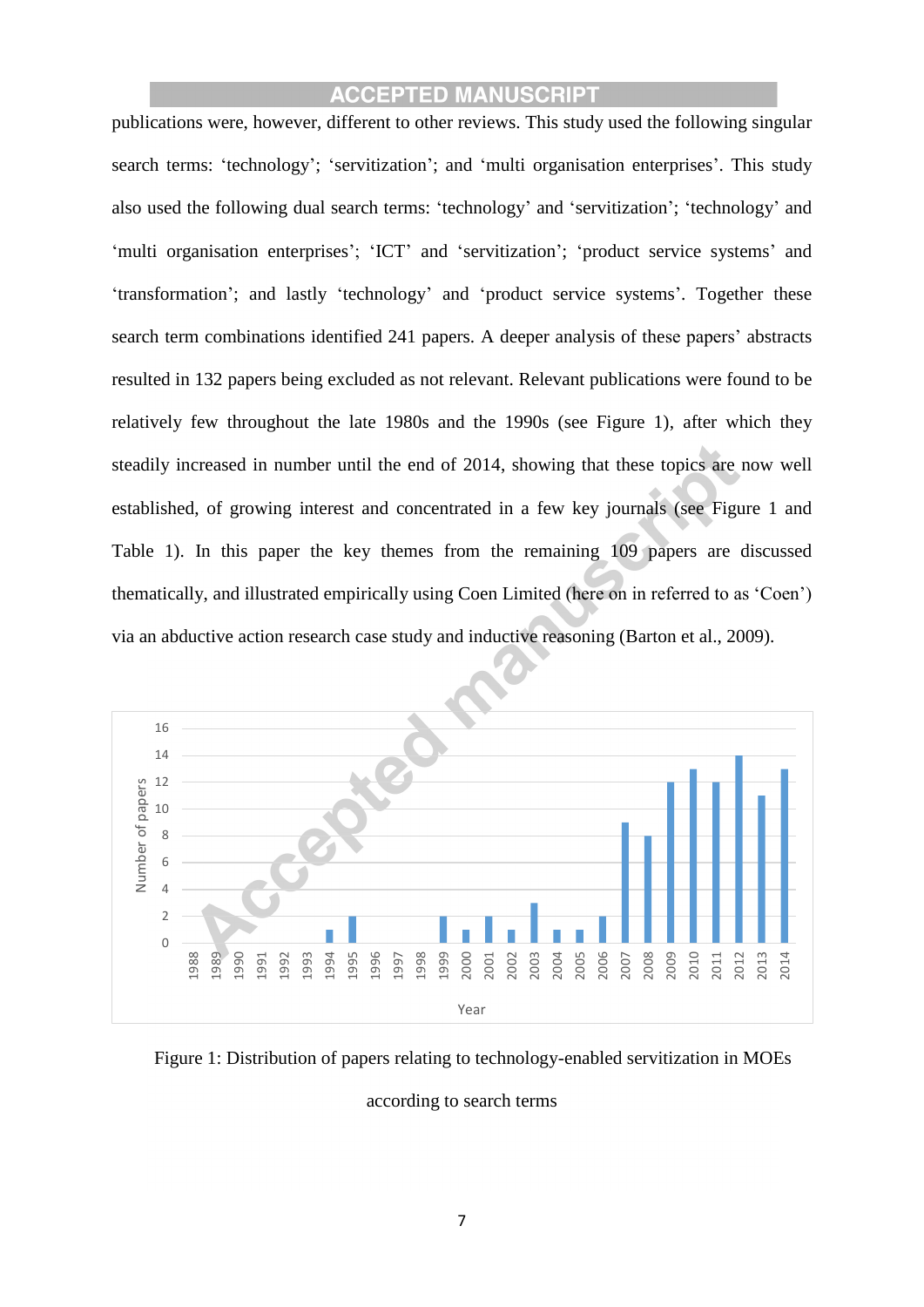publications were, however, different to other reviews. This study used the following singular search terms: 'technology'; 'servitization'; and 'multi organisation enterprises'. This study also used the following dual search terms: 'technology' and 'servitization'; 'technology' and 'multi organisation enterprises'; 'ICT' and 'servitization'; 'product service systems' and 'transformation'; and lastly 'technology' and 'product service systems'. Together these search term combinations identified 241 papers. A deeper analysis of these papers' abstracts resulted in 132 papers being excluded as not relevant. Relevant publications were found to be relatively few throughout the late 1980s and the 1990s (see Figure 1), after which they steadily increased in number until the end of 2014, showing that these topics are now well established, of growing interest and concentrated in a few key journals (see Figure 1 and Table 1). In this paper the key themes from the remaining 109 papers are discussed thematically, and illustrated empirically using Coen Limited (here on in referred to as 'Coen') via an abductive action research case study and inductive reasoning (Barton et al., 2009).

Figure 1: Distribution of papers relating to technology-enabled servitization in MOEs according to search terms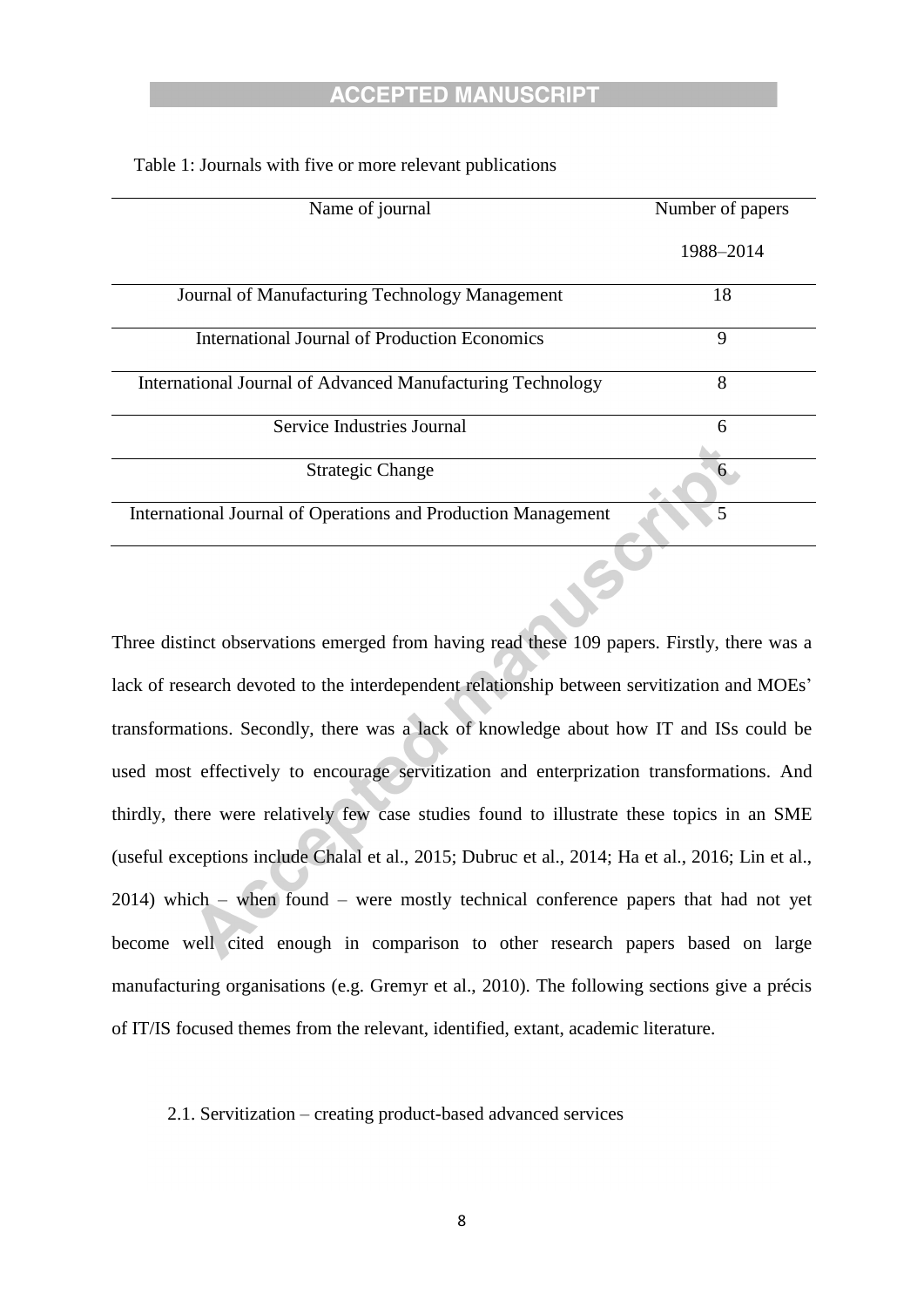Table 1: Journals with five or more relevant publications

| Name of journal | Number of papers 1988–2014 |
|---|---|
| Journal of Manufacturing Technology Management | 18 |
| International Journal of Production Economics | 9 |
| International Journal of Advanced Manufacturing Technology | 8 |
| Service Industries Journal | 6 |
| Strategic Change | 6 |
| International Journal of Operations and Production Management | 5 |

Three distinct observations emerged from having read these 109 papers. Firstly, there was a lack of research devoted to the interdependent relationship between servitization and MOEs' transformations. Secondly, there was a lack of knowledge about how IT and ISs could be used most effectively to encourage servitization and enterprization transformations. And thirdly, there were relatively few case studies found to illustrate these topics in an SME (useful exceptions include Chalal et al., 2015; Dubruc et al., 2014; Ha et al., 2016; Lin et al., 2014) which – when found – were mostly technical conference papers that had not yet become well cited enough in comparison to other research papers based on large manufacturing organisations (e.g. Gremyr et al., 2010). The following sections give a précis of IT/IS focused themes from the relevant, identified, extant, academic literature.

## 2.1. Servitization – creating product-based advanced services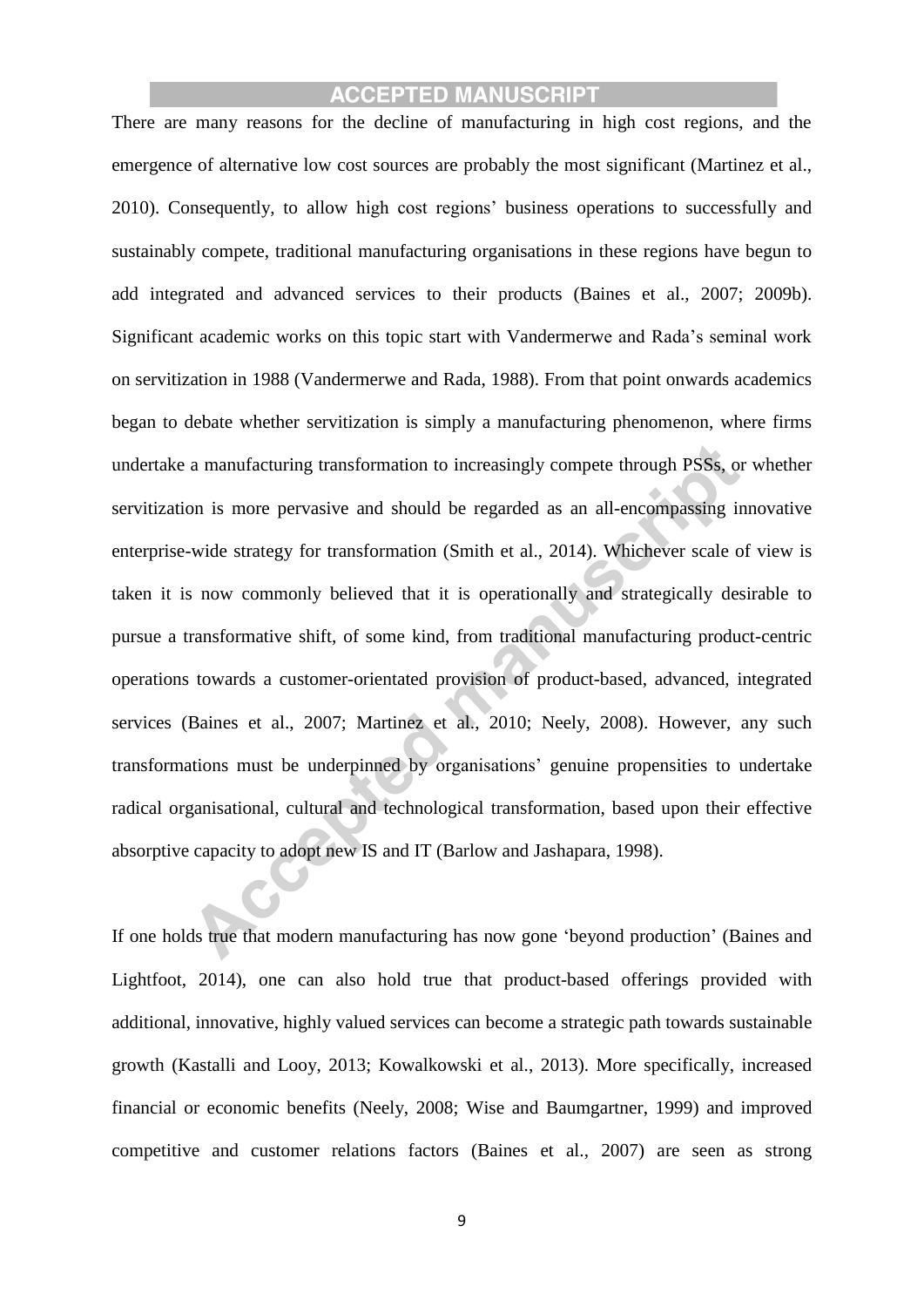There are many reasons for the decline of manufacturing in high cost regions, and the emergence of alternative low cost sources are probably the most significant (Martinez et al., 2010). Consequently, to allow high cost regions' business operations to successfully and sustainably compete, traditional manufacturing organisations in these regions have begun to add integrated and advanced services to their products (Baines et al., 2007; 2009b). Significant academic works on this topic start with Vandermerwe and Rada's seminal work on servitization in 1988 (Vandermerwe and Rada, 1988). From that point onwards academics began to debate whether servitization is simply a manufacturing phenomenon, where firms undertake a manufacturing transformation to increasingly compete through PSSs, or whether servitization is more pervasive and should be regarded as an all-encompassing innovative enterprise-wide strategy for transformation (Smith et al., 2014). Whichever scale of view is taken it is now commonly believed that it is operationally and strategically desirable to pursue a transformative shift, of some kind, from traditional manufacturing product-centric operations towards a customer-orientated provision of product-based, advanced, integrated services (Baines et al., 2007; Martinez et al., 2010; Neely, 2008). However, any such transformations must be underpinned by organisations' genuine propensities to undertake radical organisational, cultural and technological transformation, based upon their effective absorptive capacity to adopt new IS and IT (Barlow and Jashapara, 1998).

If one holds true that modern manufacturing has now gone 'beyond production' (Baines and Lightfoot, 2014), one can also hold true that product-based offerings provided with additional, innovative, highly valued services can become a strategic path towards sustainable growth (Kastalli and Looy, 2013; Kowalkowski et al., 2013). More specifically, increased financial or economic benefits (Neely, 2008; Wise and Baumgartner, 1999) and improved competitive and customer relations factors (Baines et al., 2007) are seen as strong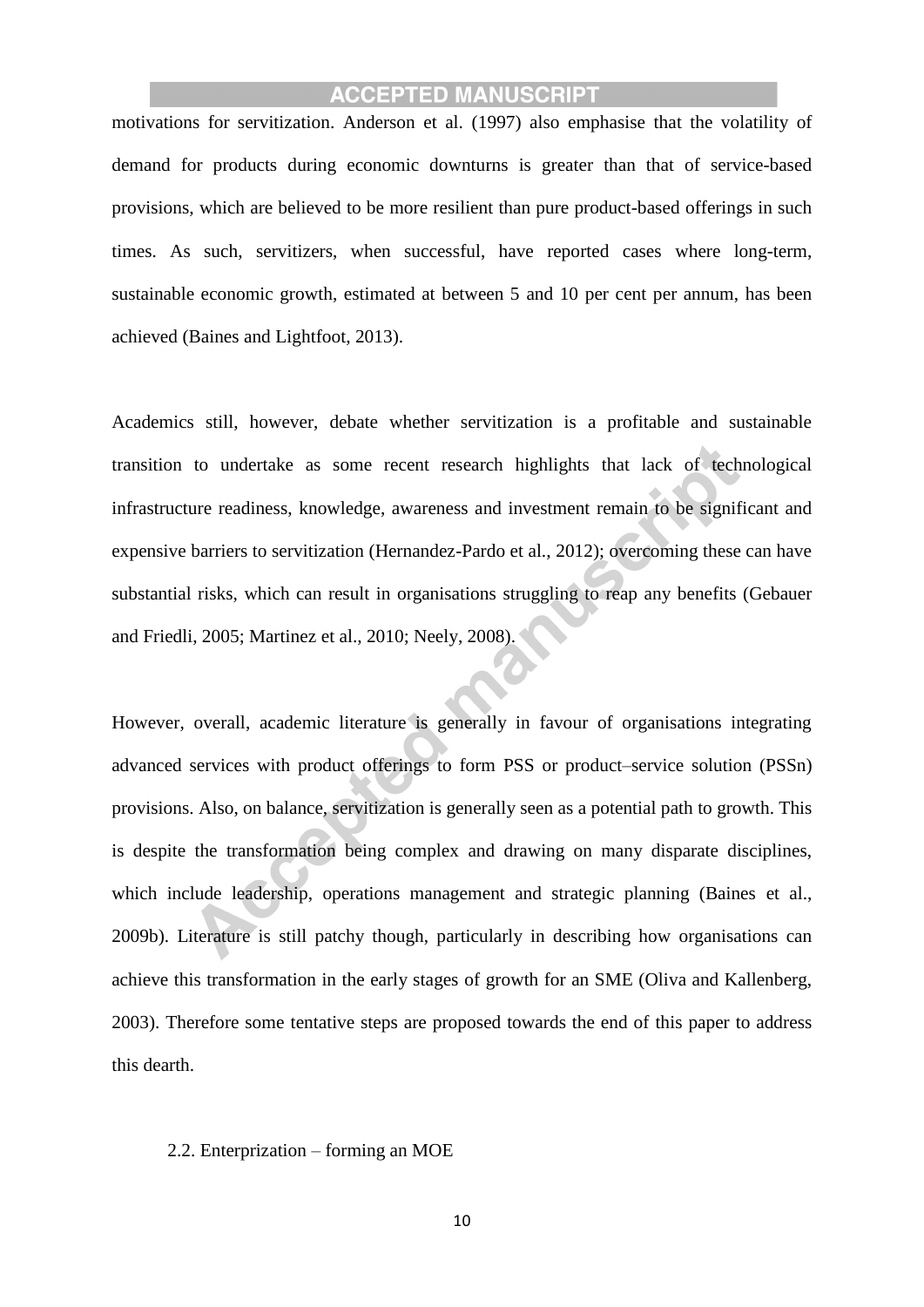motivations for servitization. Anderson et al. (1997) also emphasise that the volatility of demand for products during economic downturns is greater than that of service-based provisions, which are believed to be more resilient than pure product-based offerings in such times. As such, servitizers, when successful, have reported cases where long-term, sustainable economic growth, estimated at between 5 and 10 per cent per annum, has been achieved (Baines and Lightfoot, 2013).

Academics still, however, debate whether servitization is a profitable and sustainable transition to undertake as some recent research highlights that lack of technological infrastructure readiness, knowledge, awareness and investment remain to be significant and expensive barriers to servitization (Hernandez-Pardo et al., 2012); overcoming these can have substantial risks, which can result in organisations struggling to reap any benefits (Gebauer and Friedli, 2005; Martinez et al., 2010; Neely, 2008).

However, overall, academic literature is generally in favour of organisations integrating advanced services with product offerings to form PSS or product–service solution (PSSn) provisions. Also, on balance, servitization is generally seen as a potential path to growth. This is despite the transformation being complex and drawing on many disparate disciplines, which include leadership, operations management and strategic planning (Baines et al., 2009b). Literature is still patchy though, particularly in describing how organisations can achieve this transformation in the early stages of growth for an SME (Oliva and Kallenberg, 2003). Therefore some tentative steps are proposed towards the end of this paper to address this dearth.

### 2.2. Enterprization – forming an MOE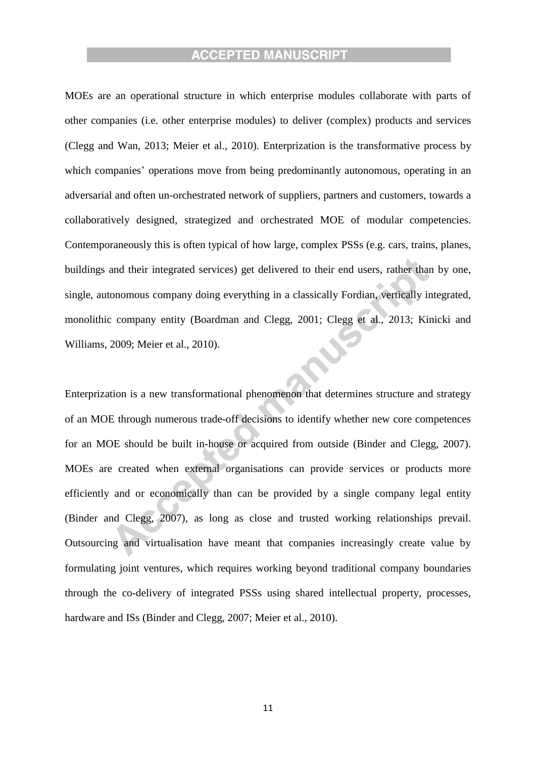MOEs are an operational structure in which enterprise modules collaborate with parts of other companies (i.e. other enterprise modules) to deliver (complex) products and services (Clegg and Wan, 2013; Meier et al., 2010). Enterprization is the transformative process by which companies' operations move from being predominantly autonomous, operating in an adversarial and often un-orchestrated network of suppliers, partners and customers, towards a collaboratively designed, strategized and orchestrated MOE of modular competencies. Contemporaneously this is often typical of how large, complex PSSs (e.g. cars, trains, planes, buildings and their integrated services) get delivered to their end users, rather than by one, single, autonomous company doing everything in a classically Fordian, vertically integrated, monolithic company entity (Boardman and Clegg, 2001; Clegg et al., 2013; Kinicki and Williams, 2009; Meier et al., 2010).

Enterprization is a new transformational phenomenon that determines structure and strategy of an MOE through numerous trade-off decisions to identify whether new core competences for an MOE should be built in-house or acquired from outside (Binder and Clegg, 2007). MOEs are created when external organisations can provide services or products more efficiently and or economically than can be provided by a single company legal entity (Binder and Clegg, 2007), as long as close and trusted working relationships prevail. Outsourcing and virtualisation have meant that companies increasingly create value by formulating joint ventures, which requires working beyond traditional company boundaries through the co-delivery of integrated PSSs using shared intellectual property, processes, hardware and ISs (Binder and Clegg, 2007; Meier et al., 2010).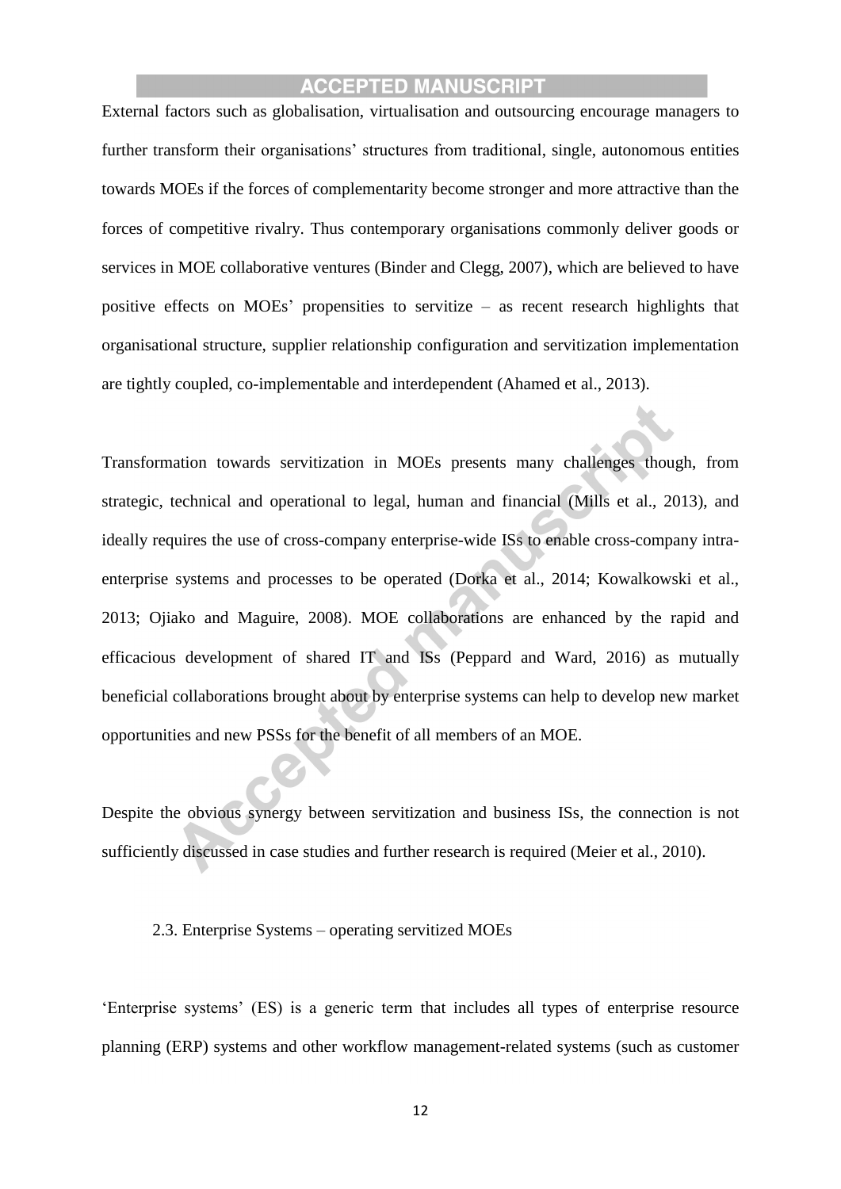External factors such as globalisation, virtualisation and outsourcing encourage managers to further transform their organisations' structures from traditional, single, autonomous entities towards MOEs if the forces of complementarity become stronger and more attractive than the forces of competitive rivalry. Thus contemporary organisations commonly deliver goods or services in MOE collaborative ventures (Binder and Clegg, 2007), which are believed to have positive effects on MOEs' propensities to servitize – as recent research highlights that organisational structure, supplier relationship configuration and servitization implementation are tightly coupled, co-implementable and interdependent (Ahamed et al., 2013).

Transformation towards servitization in MOEs presents many challenges though, from strategic, technical and operational to legal, human and financial (Mills et al., 2013), and ideally requires the use of cross-company enterprise-wide ISs to enable cross-company intra-enterprise systems and processes to be operated (Dorka et al., 2014; Kowalkowski et al., 2013; Ojiako and Maguire, 2008). MOE collaborations are enhanced by the rapid and efficacious development of shared IT and ISs (Peppard and Ward, 2016) as mutually beneficial collaborations brought about by enterprise systems can help to develop new market opportunities and new PSSs for the benefit of all members of an MOE.

Despite the obvious synergy between servitization and business ISs, the connection is not sufficiently discussed in case studies and further research is required (Meier et al., 2010).

### 2.3. Enterprise Systems – operating servitized MOEs

'Enterprise systems' (ES) is a generic term that includes all types of enterprise resource planning (ERP) systems and other workflow management-related systems (such as customer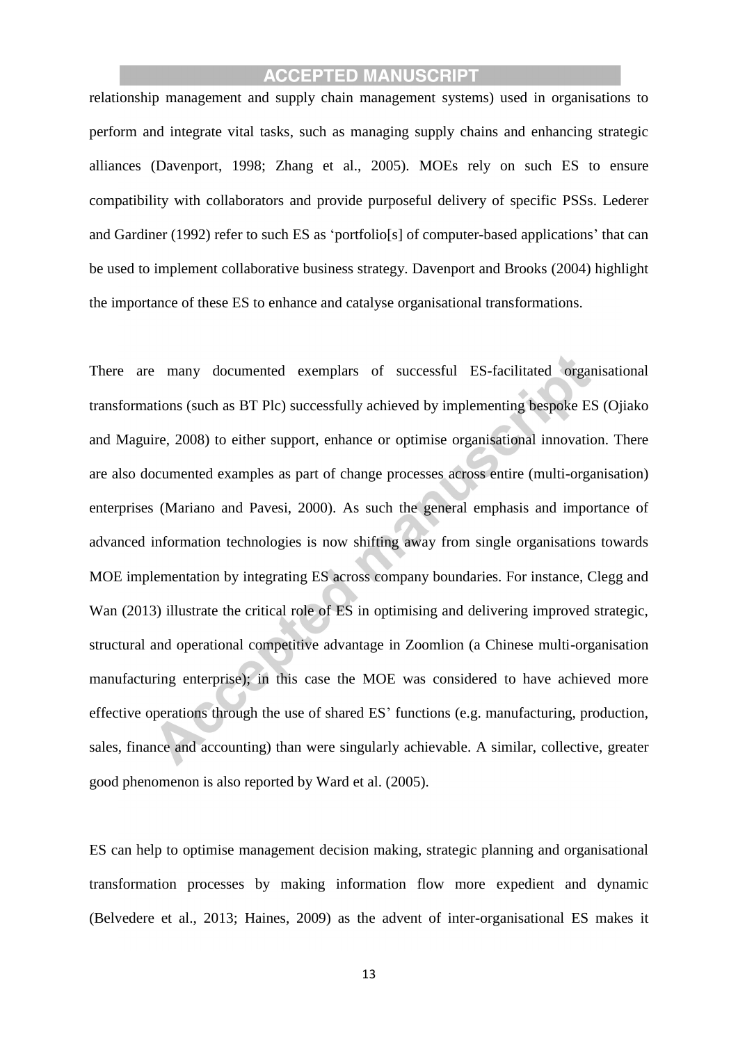relationship management and supply chain management systems) used in organisations to perform and integrate vital tasks, such as managing supply chains and enhancing strategic alliances (Davenport, 1998; Zhang et al., 2005). MOEs rely on such ES to ensure compatibility with collaborators and provide purposeful delivery of specific PSSs. Lederer and Gardiner (1992) refer to such ES as 'portfolio[s] of computer-based applications' that can be used to implement collaborative business strategy. Davenport and Brooks (2004) highlight the importance of these ES to enhance and catalyse organisational transformations.

There are many documented exemplars of successful ES-facilitated organisational transformations (such as BT Plc) successfully achieved by implementing bespoke ES (Ojiako and Maguire, 2008) to either support, enhance or optimise organisational innovation. There are also documented examples as part of change processes across entire (multi-organisation) enterprises (Mariano and Pavesi, 2000). As such the general emphasis and importance of advanced information technologies is now shifting away from single organisations towards MOE implementation by integrating ES across company boundaries. For instance, Clegg and Wan (2013) illustrate the critical role of ES in optimising and delivering improved strategic, structural and operational competitive advantage in Zoomlion (a Chinese multi-organisation manufacturing enterprise); in this case the MOE was considered to have achieved more effective operations through the use of shared ES' functions (e.g. manufacturing, production, sales, finance and accounting) than were singularly achievable. A similar, collective, greater good phenomenon is also reported by Ward et al. (2005).

ES can help to optimise management decision making, strategic planning and organisational transformation processes by making information flow more expedient and dynamic (Belvedere et al., 2013; Haines, 2009) as the advent of inter-organisational ES makes it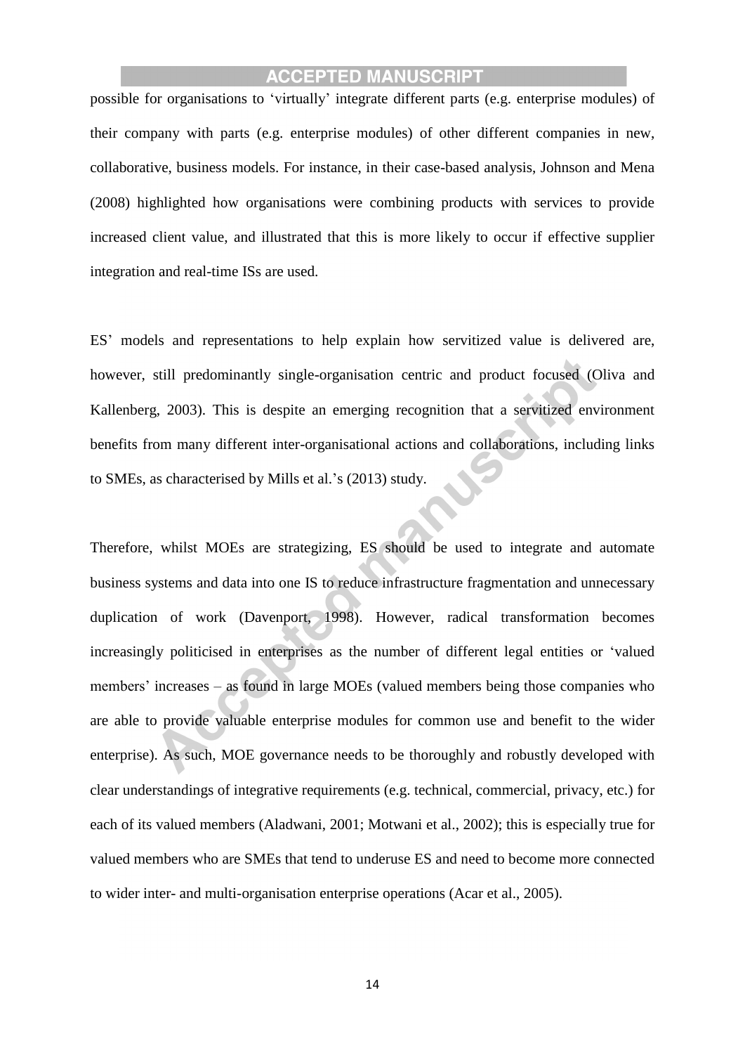possible for organisations to 'virtually' integrate different parts (e.g. enterprise modules) of their company with parts (e.g. enterprise modules) of other different companies in new, collaborative, business models. For instance, in their case-based analysis, Johnson and Mena (2008) highlighted how organisations were combining products with services to provide increased client value, and illustrated that this is more likely to occur if effective supplier integration and real-time ISs are used.

ES' models and representations to help explain how servitized value is delivered are, however, still predominantly single-organisation centric and product focused (Oliva and Kallenberg, 2003). This is despite an emerging recognition that a servitized environment benefits from many different inter-organisational actions and collaborations, including links to SMEs, as characterised by Mills et al.'s (2013) study.

Therefore, whilst MOEs are strategizing, ES should be used to integrate and automate business systems and data into one IS to reduce infrastructure fragmentation and unnecessary duplication of work (Davenport, 1998). However, radical transformation becomes increasingly politicised in enterprises as the number of different legal entities or 'valued members' increases – as found in large MOEs (valued members being those companies who are able to provide valuable enterprise modules for common use and benefit to the wider enterprise). As such, MOE governance needs to be thoroughly and robustly developed with clear understandings of integrative requirements (e.g. technical, commercial, privacy, etc.) for each of its valued members (Aladwani, 2001; Motwani et al., 2002); this is especially true for valued members who are SMEs that tend to underuse ES and need to become more connected to wider inter- and multi-organisation enterprise operations (Acar et al., 2005).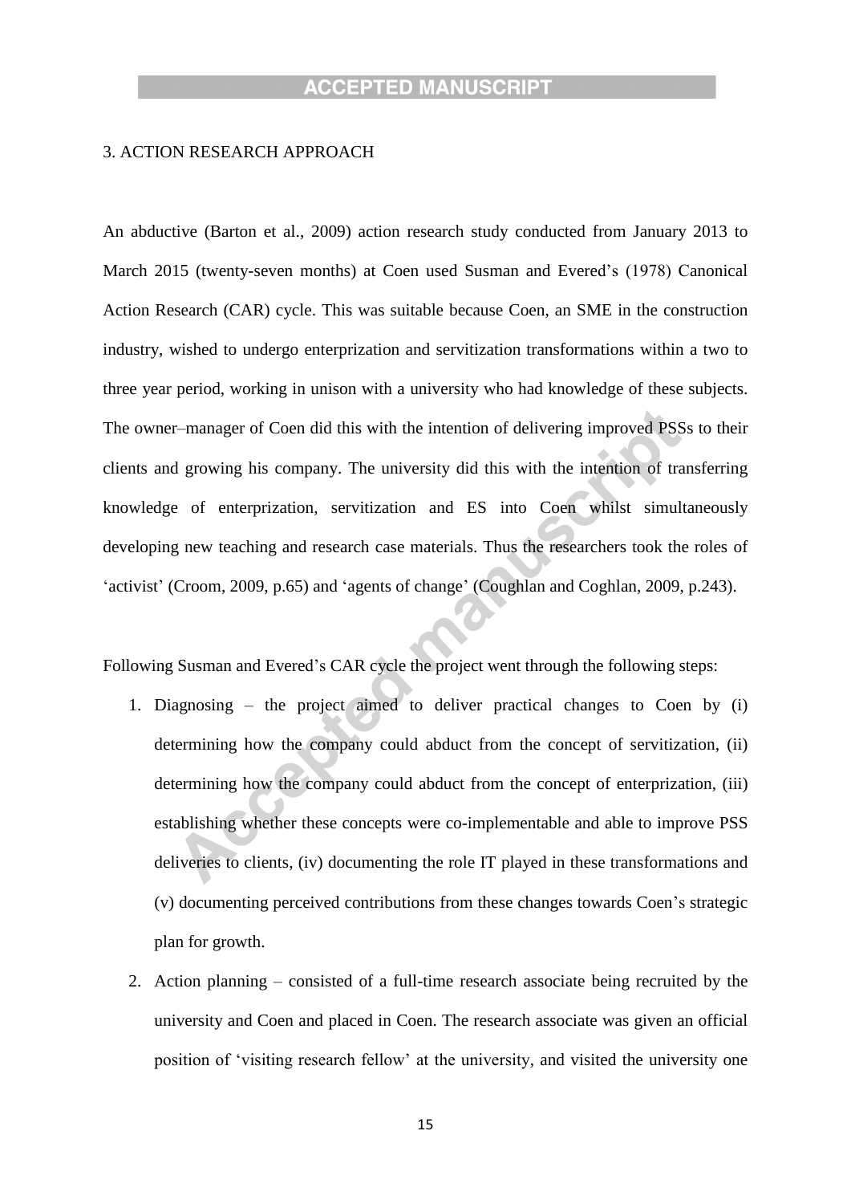## 3. ACTION RESEARCH APPROACH

An abductive (Barton et al., 2009) action research study conducted from January 2013 to March 2015 (twenty-seven months) at Coen used Susman and Evered's (1978) Canonical Action Research (CAR) cycle. This was suitable because Coen, an SME in the construction industry, wished to undergo enterprization and servitization transformations within a two to three year period, working in unison with a university who had knowledge of these subjects. The owner–manager of Coen did this with the intention of delivering improved PSSs to their clients and growing his company. The university did this with the intention of transferring knowledge of enterprization, servitization and ES into Coen whilst simultaneously developing new teaching and research case materials. Thus the researchers took the roles of 'activist' (Croom, 2009, p.65) and 'agents of change' (Coughlan and Coghlan, 2009, p.243).

Following Susman and Evered's CAR cycle the project went through the following steps:

1. Diagnosing – the project aimed to deliver practical changes to Coen by (i) determining how the company could abduct from the concept of servitization, (ii) determining how the company could abduct from the concept of enterprization, (iii) establishing whether these concepts were co-implementable and able to improve PSS deliveries to clients, (iv) documenting the role IT played in these transformations and (v) documenting perceived contributions from these changes towards Coen's strategic plan for growth.
2. Action planning – consisted of a full-time research associate being recruited by the university and Coen and placed in Coen. The research associate was given an official position of 'visiting research fellow' at the university, and visited the university one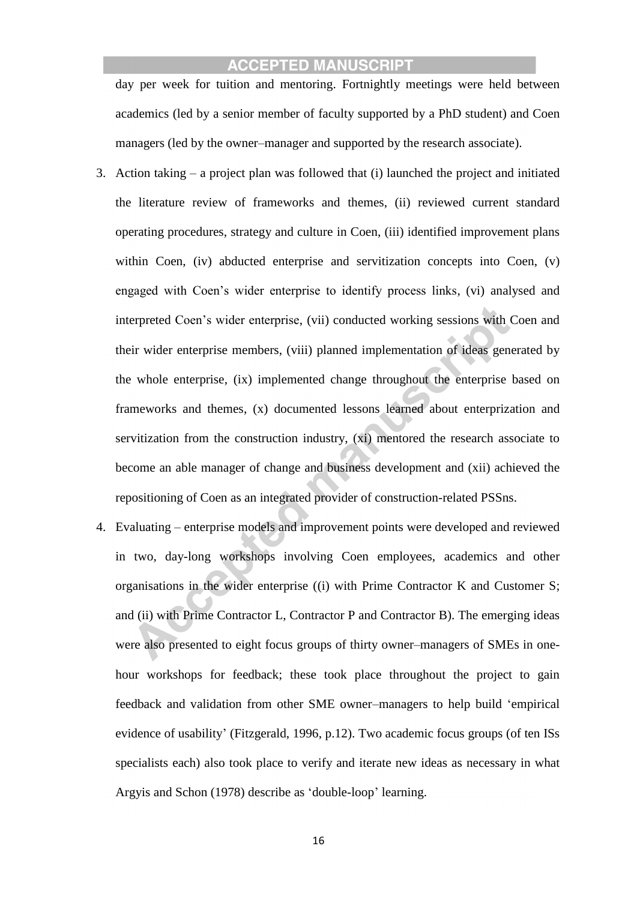day per week for tuition and mentoring. Fortnightly meetings were held between academics (led by a senior member of faculty supported by a PhD student) and Coen managers (led by the owner–manager and supported by the research associate).

3. Action taking – a project plan was followed that (i) launched the project and initiated the literature review of frameworks and themes, (ii) reviewed current standard operating procedures, strategy and culture in Coen, (iii) identified improvement plans within Coen, (iv) abducted enterprise and servitization concepts into Coen, (v) engaged with Coen's wider enterprise to identify process links, (vi) analysed and interpreted Coen's wider enterprise, (vii) conducted working sessions with Coen and their wider enterprise members, (viii) planned implementation of ideas generated by the whole enterprise, (ix) implemented change throughout the enterprise based on frameworks and themes, (x) documented lessons learned about enterprization and servitization from the construction industry, (xi) mentored the research associate to become an able manager of change and business development and (xii) achieved the repositioning of Coen as an integrated provider of construction-related PSSns.
4. Evaluating – enterprise models and improvement points were developed and reviewed in two, day-long workshops involving Coen employees, academics and other organisations in the wider enterprise ((i) with Prime Contractor K and Customer S; and (ii) with Prime Contractor L, Contractor P and Contractor B). The emerging ideas were also presented to eight focus groups of thirty owner–managers of SMEs in one-hour workshops for feedback; these took place throughout the project to gain feedback and validation from other SME owner–managers to help build 'empirical evidence of usability' (Fitzgerald, 1996, p.12). Two academic focus groups (of ten ISs specialists each) also took place to verify and iterate new ideas as necessary in what Argyis and Schon (1978) describe as 'double-loop' learning.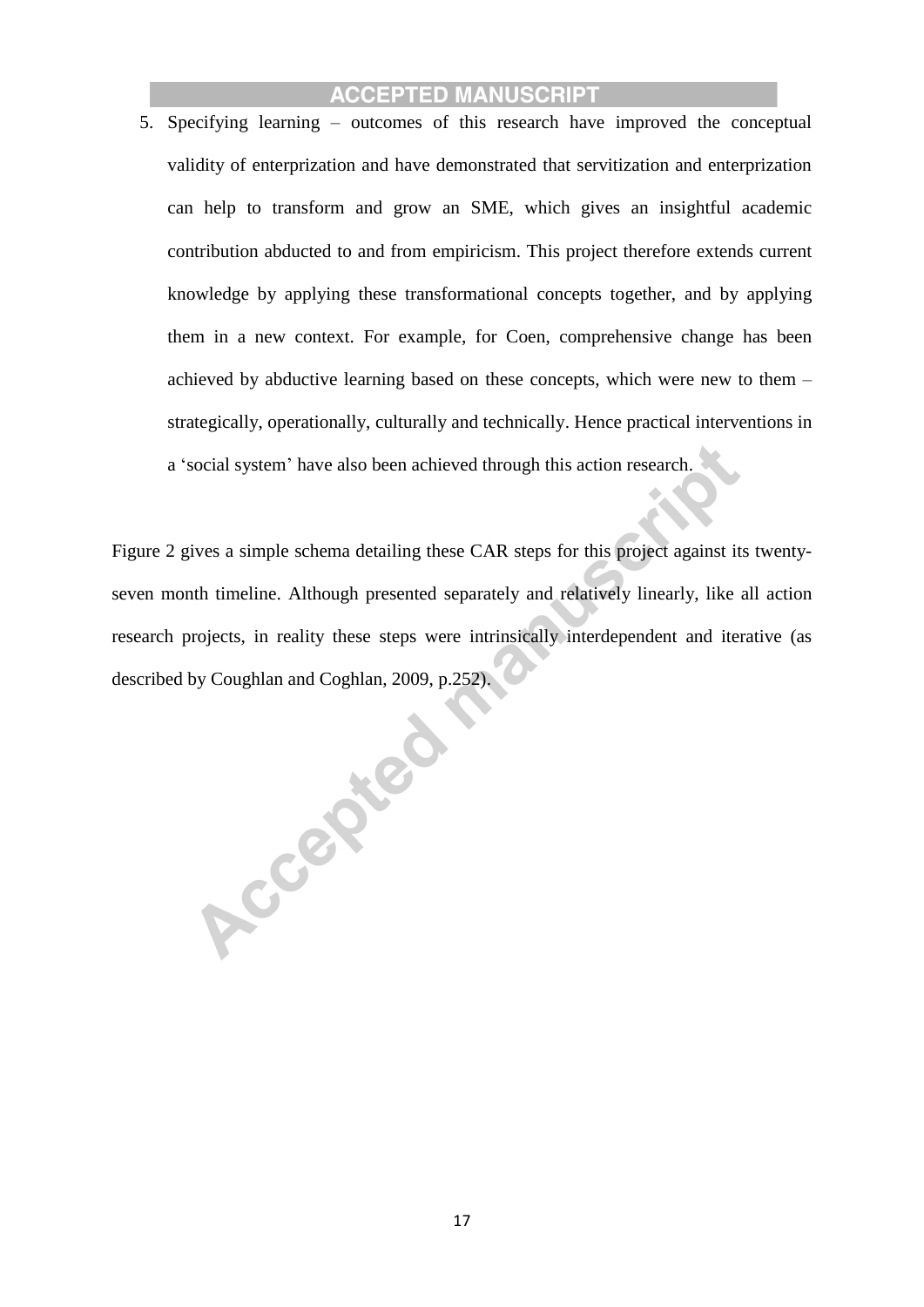5. Specifying learning – outcomes of this research have improved the conceptual validity of enterprization and have demonstrated that servitization and enterprization can help to transform and grow an SME, which gives an insightful academic contribution abducted to and from empiricism. This project therefore extends current knowledge by applying these transformational concepts together, and by applying them in a new context. For example, for Coen, comprehensive change has been achieved by abductive learning based on these concepts, which were new to them – strategically, operationally, culturally and technically. Hence practical interventions in a 'social system' have also been achieved through this action research.

Figure 2 gives a simple schema detailing these CAR steps for this project against its twenty-seven month timeline. Although presented separately and relatively linearly, like all action research projects, in reality these steps were intrinsically interdependent and iterative (as described by Coughlan and Coghlan, 2009, p.252).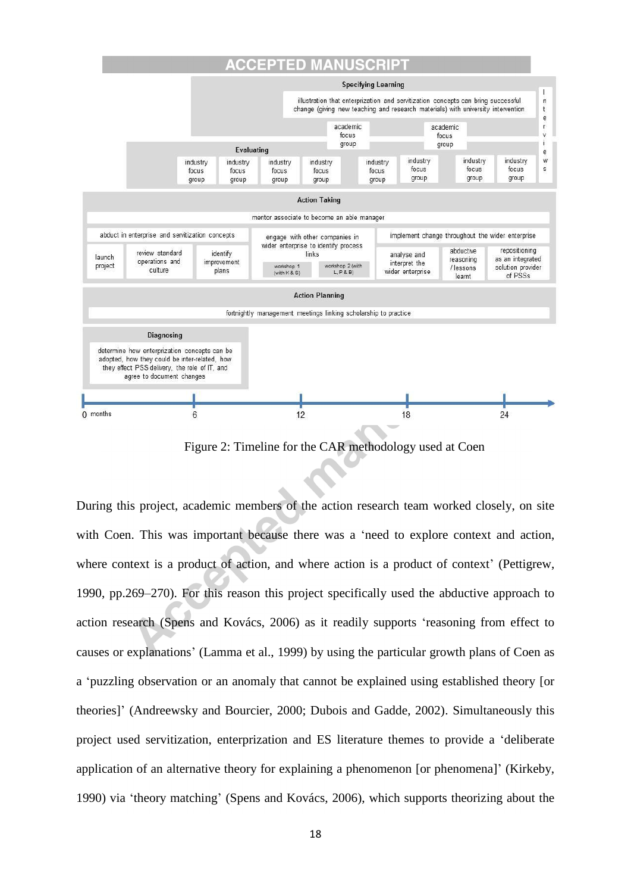**Specifying Learning**

illustration that enterprization and servitization concepts can bring successful change (giving new teaching and research materials) with university intervention

academic focus group | academic focus group | Interviews

**Evaluating**

industry focus group | industry focus group | industry focus group | industry focus group | industry focus group | industry focus group | industry focus group | industry focus group

**Action Taking**

mentor associate to become an able manager

abduct in enterprise and servitization concepts: launch project | review standard operations and culture | identify improvement plans

engage with other companies in wider enterprise to identify process links: workshop 1 (with K & S) | workshop 2 (with L, P & B)

implement change throughout the wider enterprise: analyse and interpret the wider enterprise | abductive reasoning / lessons learnt | repositioning as an integrated solution provider of PSSs

**Action Planning**

fortnightly management meetings linking scholarship to practice

**Diagnosing**

determine how enterprization concepts can be adopted, how they could be inter-related, how they effect PSS delivery, the role of IT, and agree to document changes

0 months — 6 — 12 — 18 — 24

Figure 2: Timeline for the CAR methodology used at Coen

During this project, academic members of the action research team worked closely, on site with Coen. This was important because there was a 'need to explore context and action, where context is a product of action, and where action is a product of context' (Pettigrew, 1990, pp.269–270). For this reason this project specifically used the abductive approach to action research (Spens and Kovács, 2006) as it readily supports 'reasoning from effect to causes or explanations' (Lamma et al., 1999) by using the particular growth plans of Coen as a 'puzzling observation or an anomaly that cannot be explained using established theory [or theories]' (Andreewsky and Bourcier, 2000; Dubois and Gadde, 2002). Simultaneously this project used servitization, enterprization and ES literature themes to provide a 'deliberate application of an alternative theory for explaining a phenomenon [or phenomena]' (Kirkeby, 1990) via 'theory matching' (Spens and Kovács, 2006), which supports theorizing about the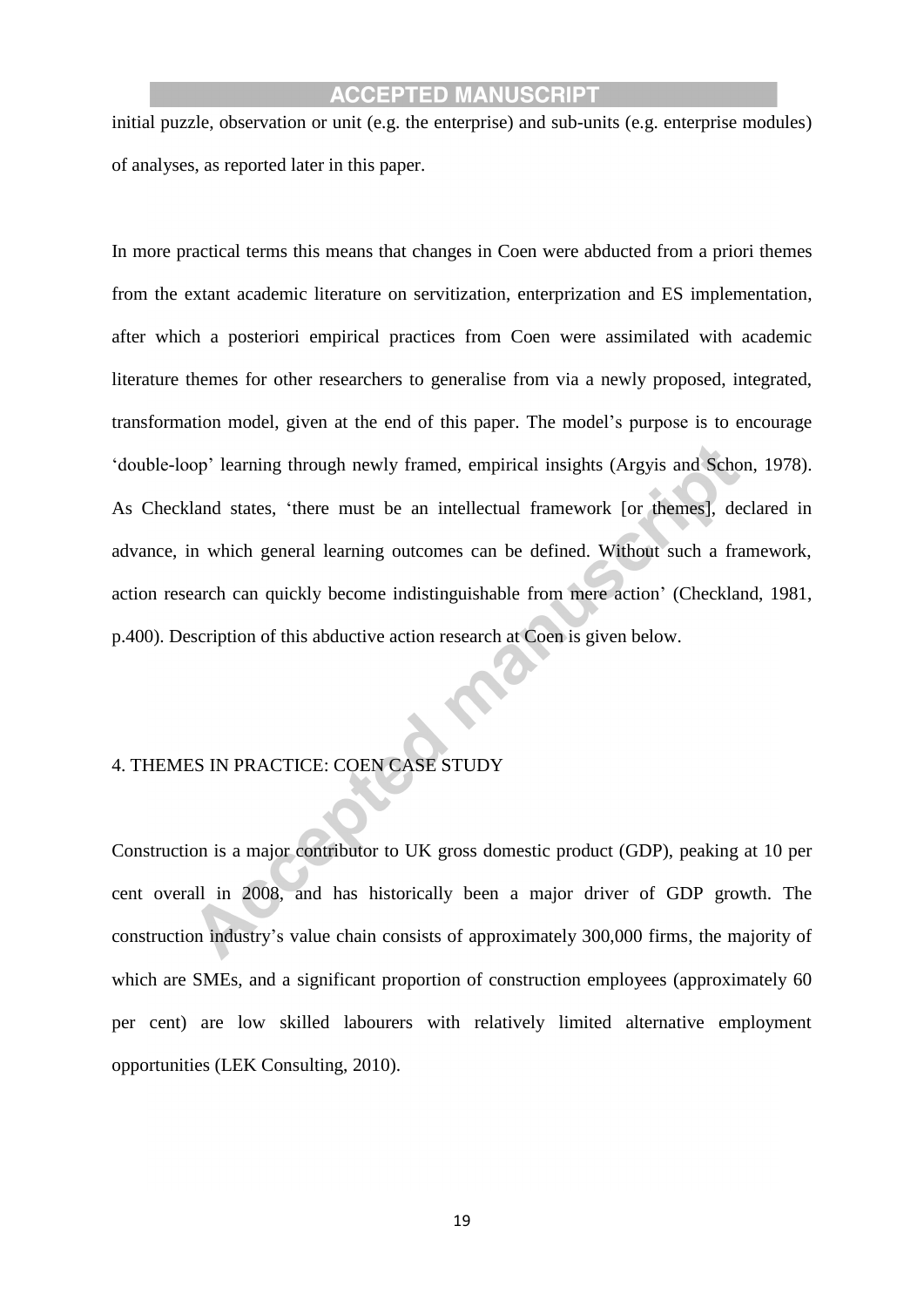initial puzzle, observation or unit (e.g. the enterprise) and sub-units (e.g. enterprise modules) of analyses, as reported later in this paper.

In more practical terms this means that changes in Coen were abducted from a priori themes from the extant academic literature on servitization, enterprization and ES implementation, after which a posteriori empirical practices from Coen were assimilated with academic literature themes for other researchers to generalise from via a newly proposed, integrated, transformation model, given at the end of this paper. The model's purpose is to encourage 'double-loop' learning through newly framed, empirical insights (Argyis and Schon, 1978). As Checkland states, 'there must be an intellectual framework [or themes], declared in advance, in which general learning outcomes can be defined. Without such a framework, action research can quickly become indistinguishable from mere action' (Checkland, 1981, p.400). Description of this abductive action research at Coen is given below.

## 4. THEMES IN PRACTICE: COEN CASE STUDY

Construction is a major contributor to UK gross domestic product (GDP), peaking at 10 per cent overall in 2008, and has historically been a major driver of GDP growth. The construction industry's value chain consists of approximately 300,000 firms, the majority of which are SMEs, and a significant proportion of construction employees (approximately 60 per cent) are low skilled labourers with relatively limited alternative employment opportunities (LEK Consulting, 2010).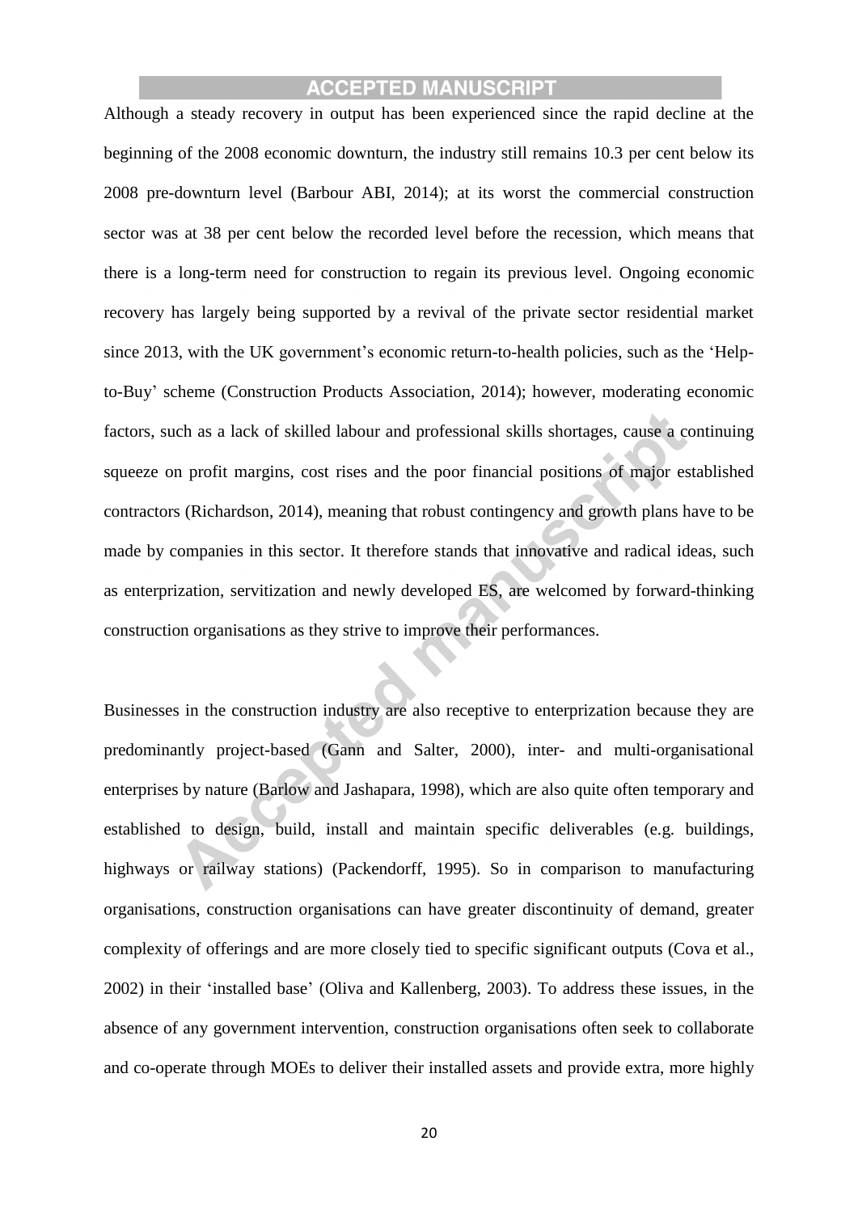Although a steady recovery in output has been experienced since the rapid decline at the beginning of the 2008 economic downturn, the industry still remains 10.3 per cent below its 2008 pre-downturn level (Barbour ABI, 2014); at its worst the commercial construction sector was at 38 per cent below the recorded level before the recession, which means that there is a long-term need for construction to regain its previous level. Ongoing economic recovery has largely being supported by a revival of the private sector residential market since 2013, with the UK government's economic return-to-health policies, such as the 'Help-to-Buy' scheme (Construction Products Association, 2014); however, moderating economic factors, such as a lack of skilled labour and professional skills shortages, cause a continuing squeeze on profit margins, cost rises and the poor financial positions of major established contractors (Richardson, 2014), meaning that robust contingency and growth plans have to be made by companies in this sector. It therefore stands that innovative and radical ideas, such as enterprization, servitization and newly developed ES, are welcomed by forward-thinking construction organisations as they strive to improve their performances.

Businesses in the construction industry are also receptive to enterprization because they are predominantly project-based (Gann and Salter, 2000), inter- and multi-organisational enterprises by nature (Barlow and Jashapara, 1998), which are also quite often temporary and established to design, build, install and maintain specific deliverables (e.g. buildings, highways or railway stations) (Packendorff, 1995). So in comparison to manufacturing organisations, construction organisations can have greater discontinuity of demand, greater complexity of offerings and are more closely tied to specific significant outputs (Cova et al., 2002) in their 'installed base' (Oliva and Kallenberg, 2003). To address these issues, in the absence of any government intervention, construction organisations often seek to collaborate and co-operate through MOEs to deliver their installed assets and provide extra, more highly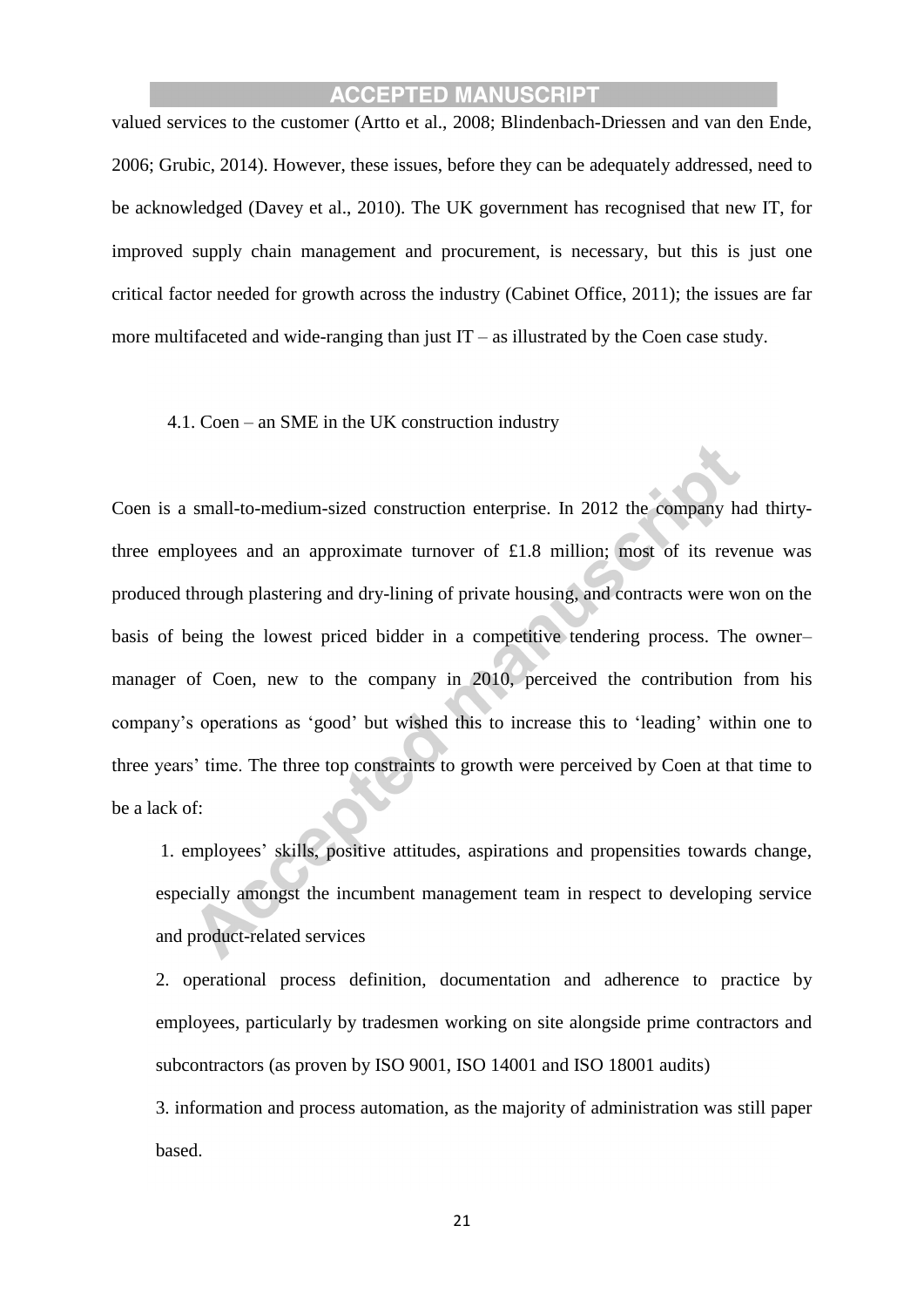valued services to the customer (Artto et al., 2008; Blindenbach-Driessen and van den Ende, 2006; Grubic, 2014). However, these issues, before they can be adequately addressed, need to be acknowledged (Davey et al., 2010). The UK government has recognised that new IT, for improved supply chain management and procurement, is necessary, but this is just one critical factor needed for growth across the industry (Cabinet Office, 2011); the issues are far more multifaceted and wide-ranging than just IT – as illustrated by the Coen case study.

### 4.1. Coen – an SME in the UK construction industry

Coen is a small-to-medium-sized construction enterprise. In 2012 the company had thirty-three employees and an approximate turnover of £1.8 million; most of its revenue was produced through plastering and dry-lining of private housing, and contracts were won on the basis of being the lowest priced bidder in a competitive tendering process. The owner–manager of Coen, new to the company in 2010, perceived the contribution from his company's operations as 'good' but wished this to increase this to 'leading' within one to three years' time. The three top constraints to growth were perceived by Coen at that time to be a lack of:

1. employees' skills, positive attitudes, aspirations and propensities towards change, especially amongst the incumbent management team in respect to developing service and product-related services
2. operational process definition, documentation and adherence to practice by employees, particularly by tradesmen working on site alongside prime contractors and subcontractors (as proven by ISO 9001, ISO 14001 and ISO 18001 audits)
3. information and process automation, as the majority of administration was still paper based.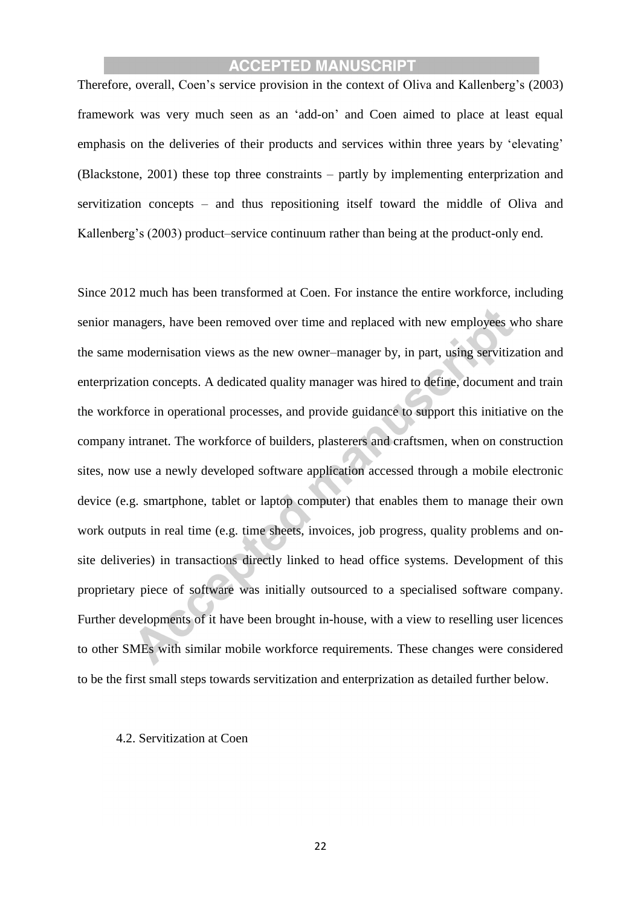Therefore, overall, Coen's service provision in the context of Oliva and Kallenberg's (2003) framework was very much seen as an 'add-on' and Coen aimed to place at least equal emphasis on the deliveries of their products and services within three years by 'elevating' (Blackstone, 2001) these top three constraints – partly by implementing enterprization and servitization concepts – and thus repositioning itself toward the middle of Oliva and Kallenberg's (2003) product–service continuum rather than being at the product-only end.

Since 2012 much has been transformed at Coen. For instance the entire workforce, including senior managers, have been removed over time and replaced with new employees who share the same modernisation views as the new owner–manager by, in part, using servitization and enterprization concepts. A dedicated quality manager was hired to define, document and train the workforce in operational processes, and provide guidance to support this initiative on the company intranet. The workforce of builders, plasterers and craftsmen, when on construction sites, now use a newly developed software application accessed through a mobile electronic device (e.g. smartphone, tablet or laptop computer) that enables them to manage their own work outputs in real time (e.g. time sheets, invoices, job progress, quality problems and on-site deliveries) in transactions directly linked to head office systems. Development of this proprietary piece of software was initially outsourced to a specialised software company. Further developments of it have been brought in-house, with a view to reselling user licences to other SMEs with similar mobile workforce requirements. These changes were considered to be the first small steps towards servitization and enterprization as detailed further below.

## 4.2. Servitization at Coen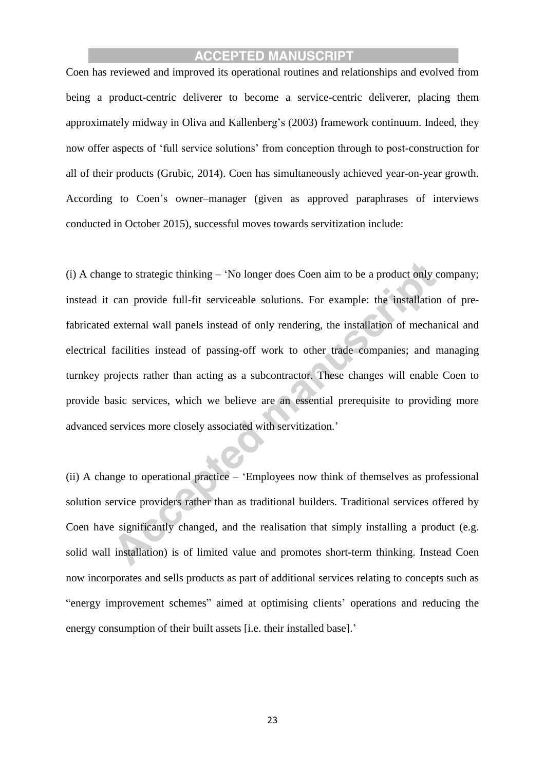Coen has reviewed and improved its operational routines and relationships and evolved from being a product-centric deliverer to become a service-centric deliverer, placing them approximately midway in Oliva and Kallenberg's (2003) framework continuum. Indeed, they now offer aspects of 'full service solutions' from conception through to post-construction for all of their products (Grubic, 2014). Coen has simultaneously achieved year-on-year growth. According to Coen's owner–manager (given as approved paraphrases of interviews conducted in October 2015), successful moves towards servitization include:

(i) A change to strategic thinking – 'No longer does Coen aim to be a product only company; instead it can provide full-fit serviceable solutions. For example: the installation of pre-fabricated external wall panels instead of only rendering, the installation of mechanical and electrical facilities instead of passing-off work to other trade companies; and managing turnkey projects rather than acting as a subcontractor. These changes will enable Coen to provide basic services, which we believe are an essential prerequisite to providing more advanced services more closely associated with servitization.'

(ii) A change to operational practice – 'Employees now think of themselves as professional solution service providers rather than as traditional builders. Traditional services offered by Coen have significantly changed, and the realisation that simply installing a product (e.g. solid wall installation) is of limited value and promotes short-term thinking. Instead Coen now incorporates and sells products as part of additional services relating to concepts such as "energy improvement schemes" aimed at optimising clients' operations and reducing the energy consumption of their built assets [i.e. their installed base].'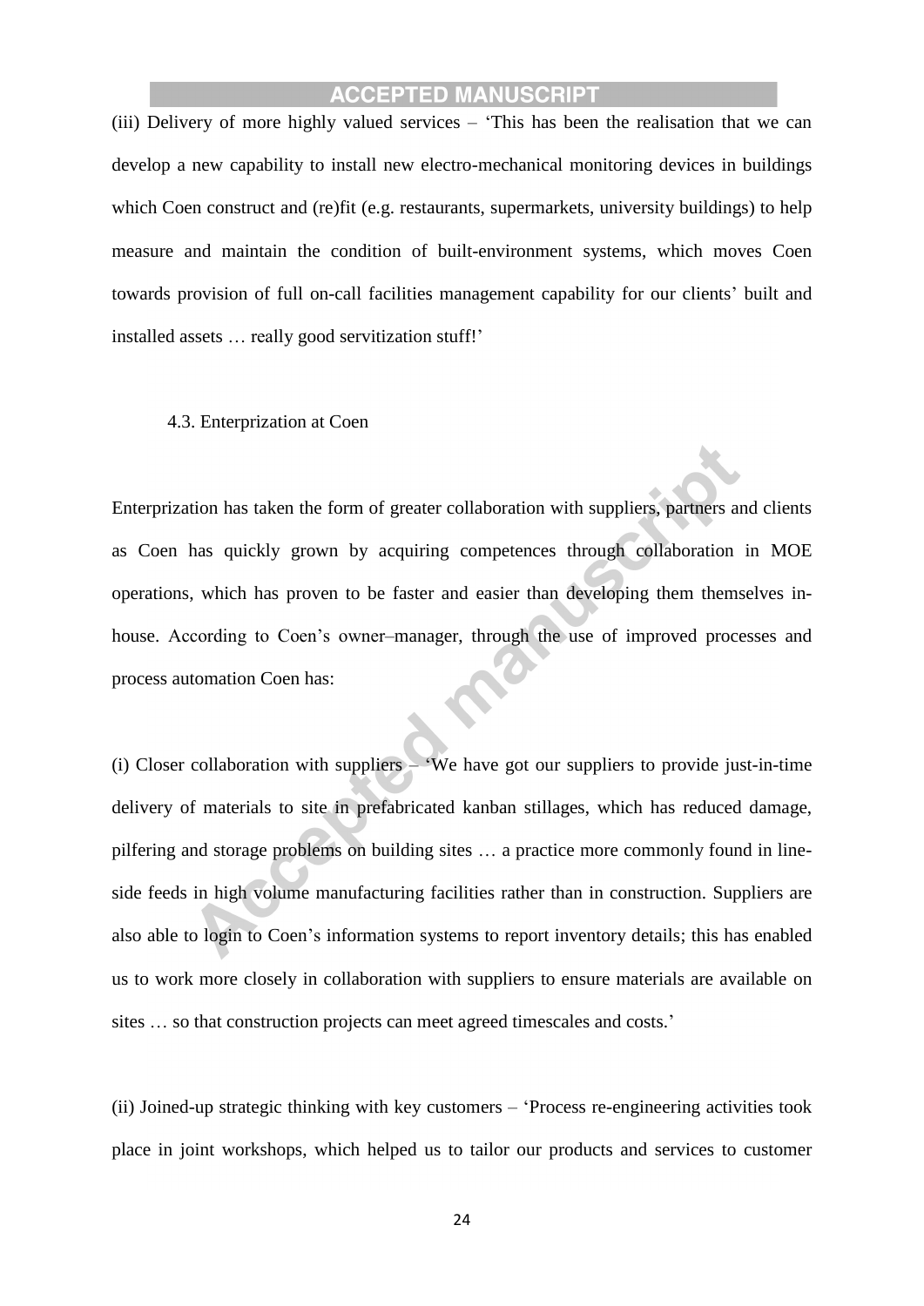(iii) Delivery of more highly valued services – 'This has been the realisation that we can develop a new capability to install new electro-mechanical monitoring devices in buildings which Coen construct and (re)fit (e.g. restaurants, supermarkets, university buildings) to help measure and maintain the condition of built-environment systems, which moves Coen towards provision of full on-call facilities management capability for our clients' built and installed assets … really good servitization stuff!'

### 4.3. Enterprization at Coen

Enterprization has taken the form of greater collaboration with suppliers, partners and clients as Coen has quickly grown by acquiring competences through collaboration in MOE operations, which has proven to be faster and easier than developing them themselves in-house. According to Coen's owner–manager, through the use of improved processes and process automation Coen has:

(i) Closer collaboration with suppliers – 'We have got our suppliers to provide just-in-time delivery of materials to site in prefabricated kanban stillages, which has reduced damage, pilfering and storage problems on building sites … a practice more commonly found in line-side feeds in high volume manufacturing facilities rather than in construction. Suppliers are also able to login to Coen's information systems to report inventory details; this has enabled us to work more closely in collaboration with suppliers to ensure materials are available on sites … so that construction projects can meet agreed timescales and costs.'

(ii) Joined-up strategic thinking with key customers – 'Process re-engineering activities took place in joint workshops, which helped us to tailor our products and services to customer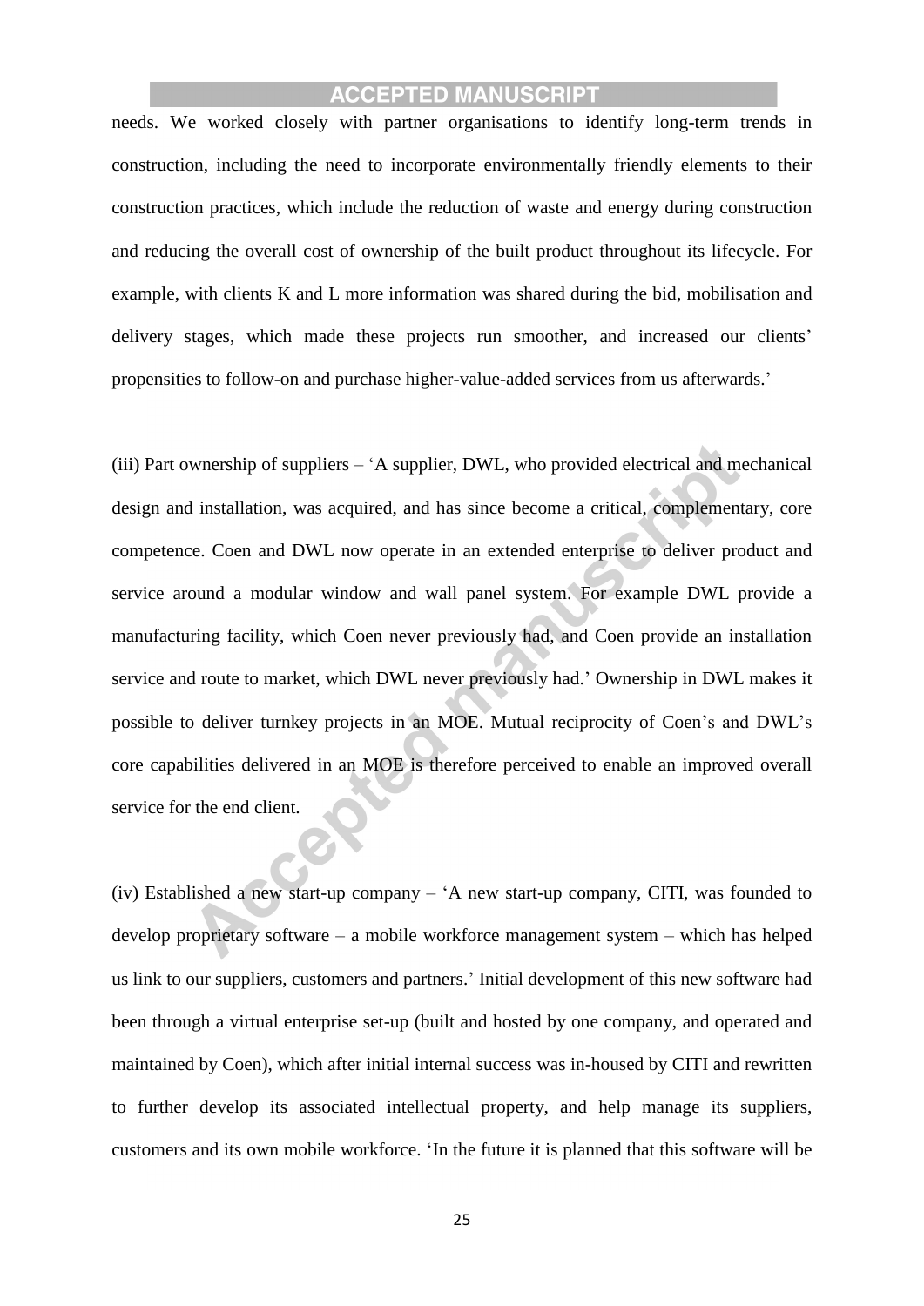needs. We worked closely with partner organisations to identify long-term trends in construction, including the need to incorporate environmentally friendly elements to their construction practices, which include the reduction of waste and energy during construction and reducing the overall cost of ownership of the built product throughout its lifecycle. For example, with clients K and L more information was shared during the bid, mobilisation and delivery stages, which made these projects run smoother, and increased our clients' propensities to follow-on and purchase higher-value-added services from us afterwards.'

(iii) Part ownership of suppliers – 'A supplier, DWL, who provided electrical and mechanical design and installation, was acquired, and has since become a critical, complementary, core competence. Coen and DWL now operate in an extended enterprise to deliver product and service around a modular window and wall panel system. For example DWL provide a manufacturing facility, which Coen never previously had, and Coen provide an installation service and route to market, which DWL never previously had.' Ownership in DWL makes it possible to deliver turnkey projects in an MOE. Mutual reciprocity of Coen's and DWL's core capabilities delivered in an MOE is therefore perceived to enable an improved overall service for the end client.

(iv) Established a new start-up company – 'A new start-up company, CITI, was founded to develop proprietary software – a mobile workforce management system – which has helped us link to our suppliers, customers and partners.' Initial development of this new software had been through a virtual enterprise set-up (built and hosted by one company, and operated and maintained by Coen), which after initial internal success was in-housed by CITI and rewritten to further develop its associated intellectual property, and help manage its suppliers, customers and its own mobile workforce. 'In the future it is planned that this software will be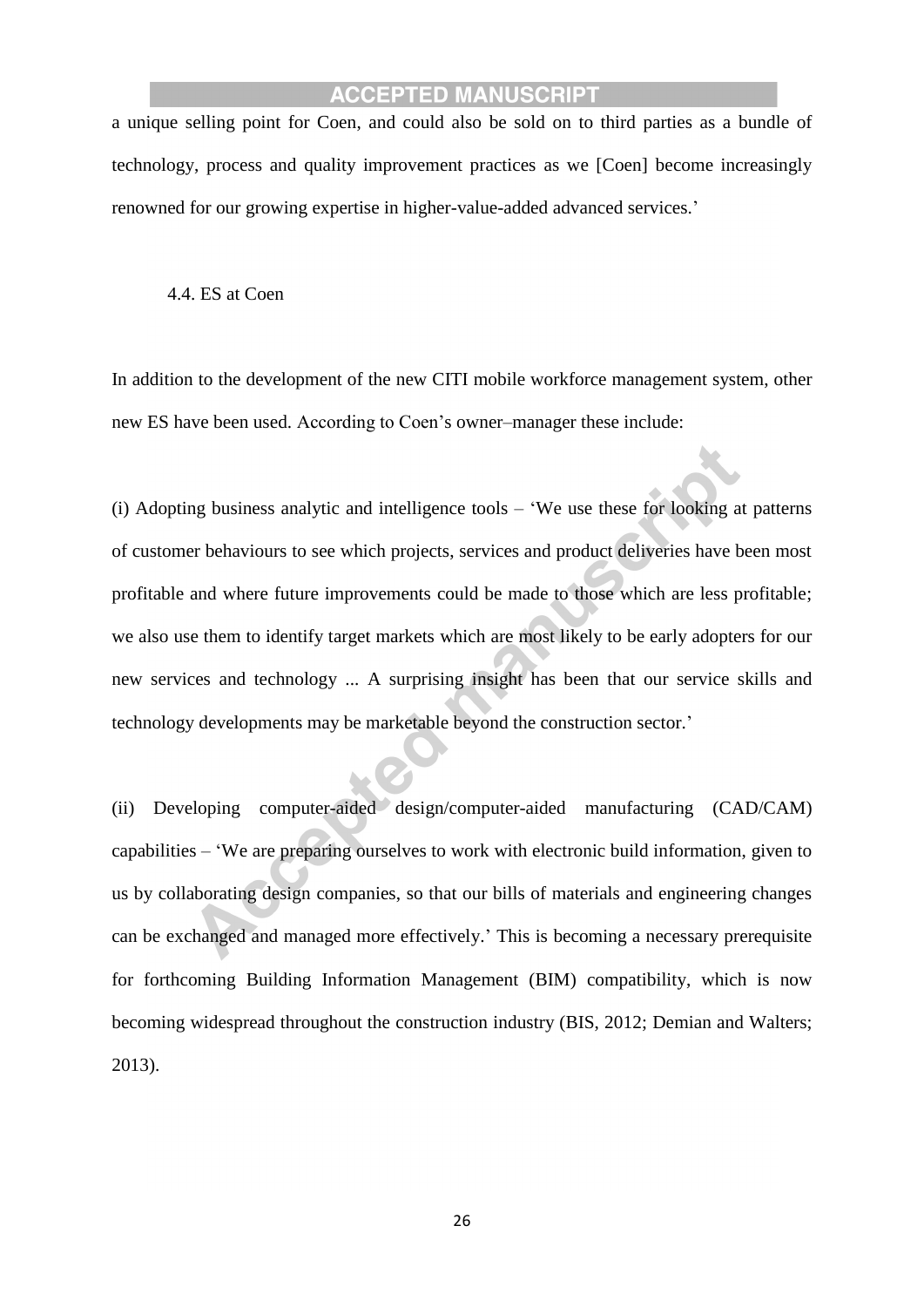a unique selling point for Coen, and could also be sold on to third parties as a bundle of technology, process and quality improvement practices as we [Coen] become increasingly renowned for our growing expertise in higher-value-added advanced services.'

### 4.4. ES at Coen

In addition to the development of the new CITI mobile workforce management system, other new ES have been used. According to Coen's owner–manager these include:

(i) Adopting business analytic and intelligence tools – 'We use these for looking at patterns of customer behaviours to see which projects, services and product deliveries have been most profitable and where future improvements could be made to those which are less profitable; we also use them to identify target markets which are most likely to be early adopters for our new services and technology ... A surprising insight has been that our service skills and technology developments may be marketable beyond the construction sector.'

(ii) Developing computer-aided design/computer-aided manufacturing (CAD/CAM) capabilities – 'We are preparing ourselves to work with electronic build information, given to us by collaborating design companies, so that our bills of materials and engineering changes can be exchanged and managed more effectively.' This is becoming a necessary prerequisite for forthcoming Building Information Management (BIM) compatibility, which is now becoming widespread throughout the construction industry (BIS, 2012; Demian and Walters; 2013).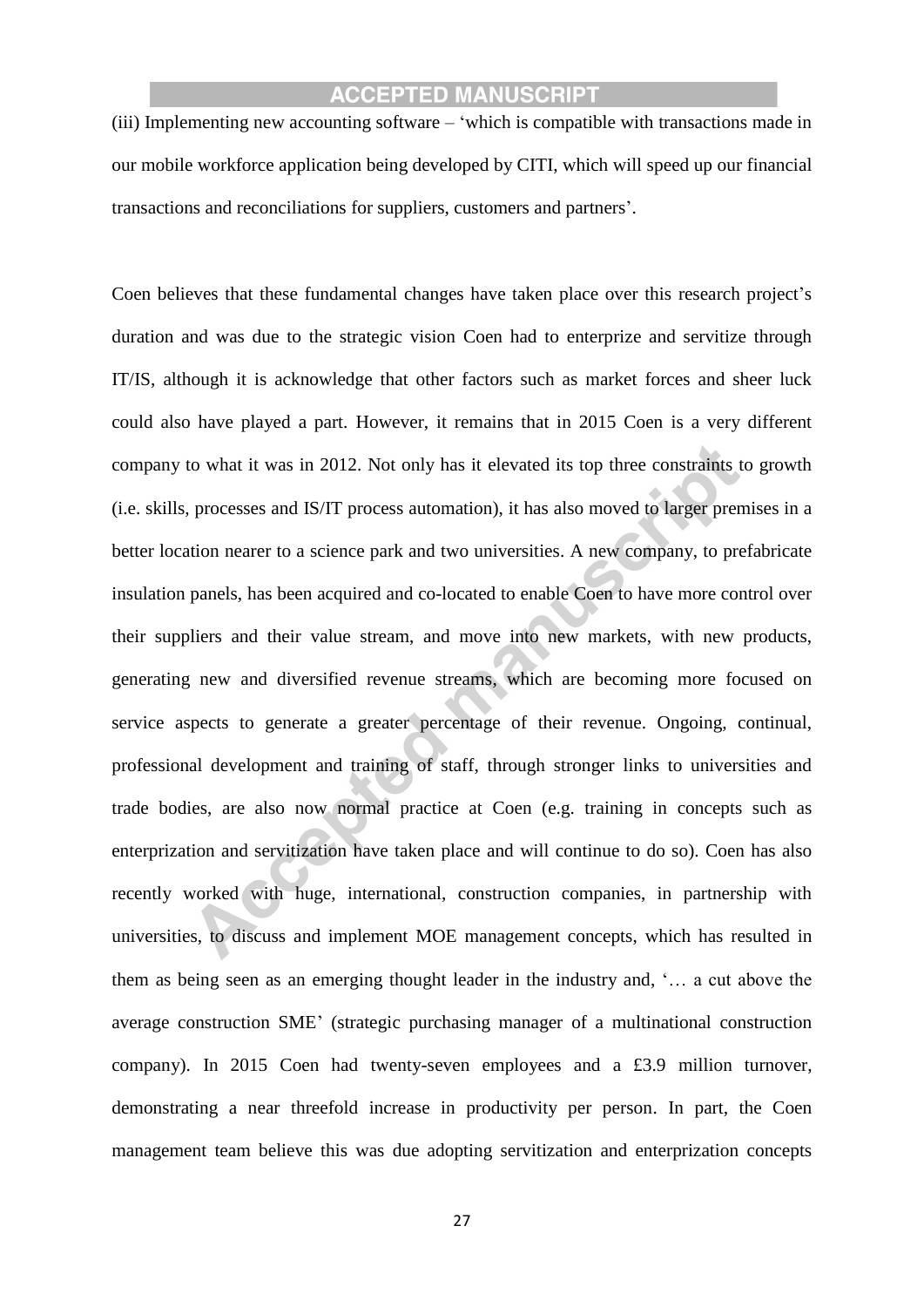(iii) Implementing new accounting software – 'which is compatible with transactions made in our mobile workforce application being developed by CITI, which will speed up our financial transactions and reconciliations for suppliers, customers and partners'.

Coen believes that these fundamental changes have taken place over this research project's duration and was due to the strategic vision Coen had to enterprize and servitize through IT/IS, although it is acknowledge that other factors such as market forces and sheer luck could also have played a part. However, it remains that in 2015 Coen is a very different company to what it was in 2012. Not only has it elevated its top three constraints to growth (i.e. skills, processes and IS/IT process automation), it has also moved to larger premises in a better location nearer to a science park and two universities. A new company, to prefabricate insulation panels, has been acquired and co-located to enable Coen to have more control over their suppliers and their value stream, and move into new markets, with new products, generating new and diversified revenue streams, which are becoming more focused on service aspects to generate a greater percentage of their revenue. Ongoing, continual, professional development and training of staff, through stronger links to universities and trade bodies, are also now normal practice at Coen (e.g. training in concepts such as enterprization and servitization have taken place and will continue to do so). Coen has also recently worked with huge, international, construction companies, in partnership with universities, to discuss and implement MOE management concepts, which has resulted in them as being seen as an emerging thought leader in the industry and, '… a cut above the average construction SME' (strategic purchasing manager of a multinational construction company). In 2015 Coen had twenty-seven employees and a £3.9 million turnover, demonstrating a near threefold increase in productivity per person. In part, the Coen management team believe this was due adopting servitization and enterprization concepts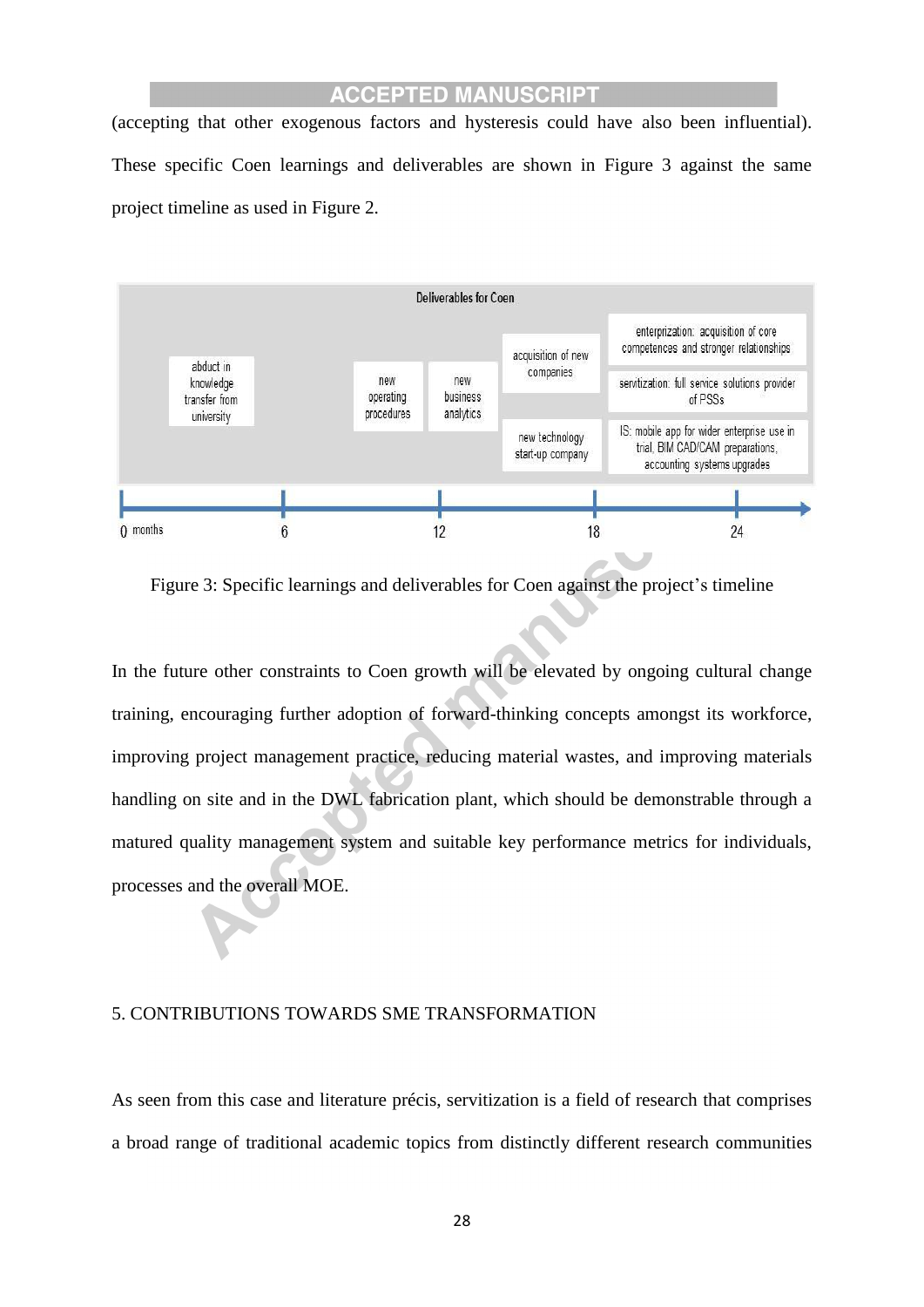(accepting that other exogenous factors and hysteresis could have also been influential). These specific Coen learnings and deliverables are shown in Figure 3 against the same project timeline as used in Figure 2.

Figure 3: Specific learnings and deliverables for Coen against the project's timeline

In the future other constraints to Coen growth will be elevated by ongoing cultural change training, encouraging further adoption of forward-thinking concepts amongst its workforce, improving project management practice, reducing material wastes, and improving materials handling on site and in the DWL fabrication plant, which should be demonstrable through a matured quality management system and suitable key performance metrics for individuals, processes and the overall MOE.

## 5. CONTRIBUTIONS TOWARDS SME TRANSFORMATION

As seen from this case and literature précis, servitization is a field of research that comprises a broad range of traditional academic topics from distinctly different research communities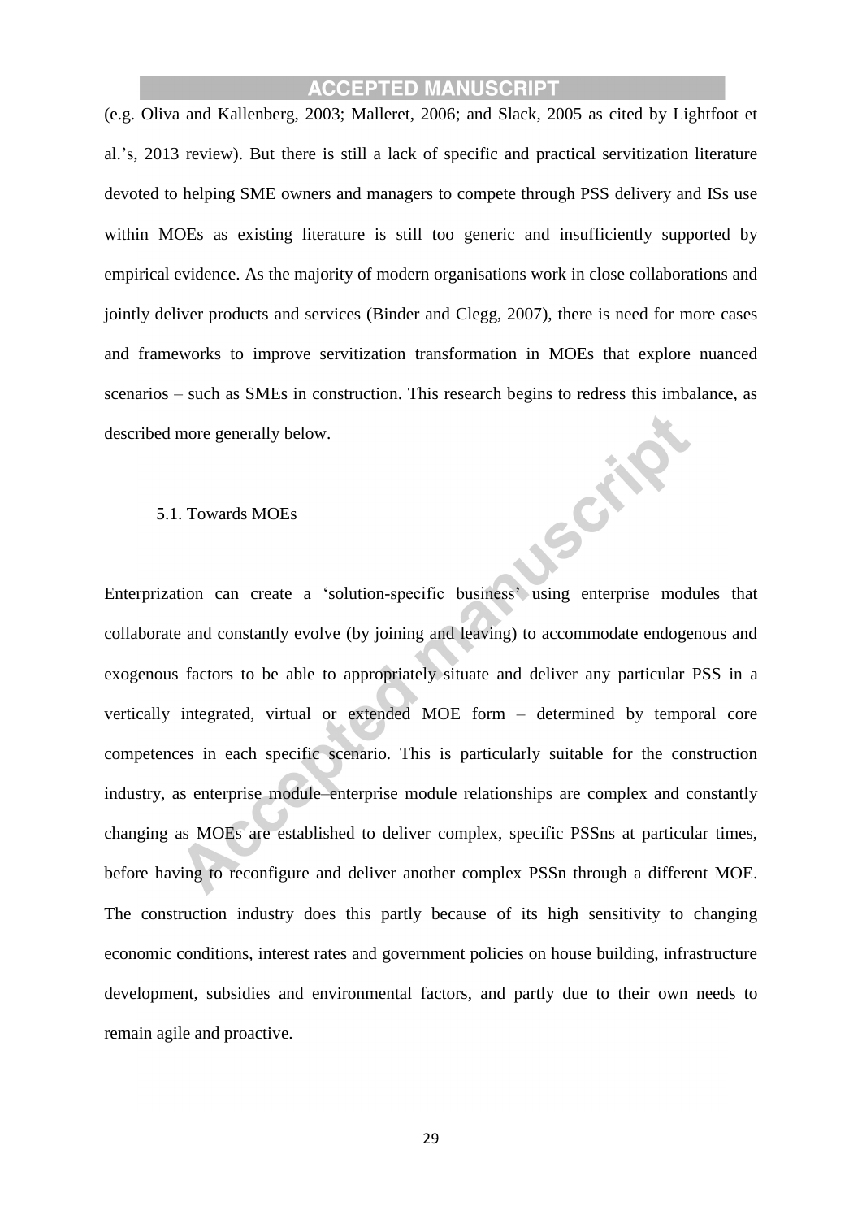(e.g. Oliva and Kallenberg, 2003; Malleret, 2006; and Slack, 2005 as cited by Lightfoot et al.'s, 2013 review). But there is still a lack of specific and practical servitization literature devoted to helping SME owners and managers to compete through PSS delivery and ISs use within MOEs as existing literature is still too generic and insufficiently supported by empirical evidence. As the majority of modern organisations work in close collaborations and jointly deliver products and services (Binder and Clegg, 2007), there is need for more cases and frameworks to improve servitization transformation in MOEs that explore nuanced scenarios – such as SMEs in construction. This research begins to redress this imbalance, as described more generally below.

### 5.1. Towards MOEs

Enterprization can create a 'solution-specific business' using enterprise modules that collaborate and constantly evolve (by joining and leaving) to accommodate endogenous and exogenous factors to be able to appropriately situate and deliver any particular PSS in a vertically integrated, virtual or extended MOE form – determined by temporal core competences in each specific scenario. This is particularly suitable for the construction industry, as enterprise module–enterprise module relationships are complex and constantly changing as MOEs are established to deliver complex, specific PSSns at particular times, before having to reconfigure and deliver another complex PSSn through a different MOE. The construction industry does this partly because of its high sensitivity to changing economic conditions, interest rates and government policies on house building, infrastructure development, subsidies and environmental factors, and partly due to their own needs to remain agile and proactive.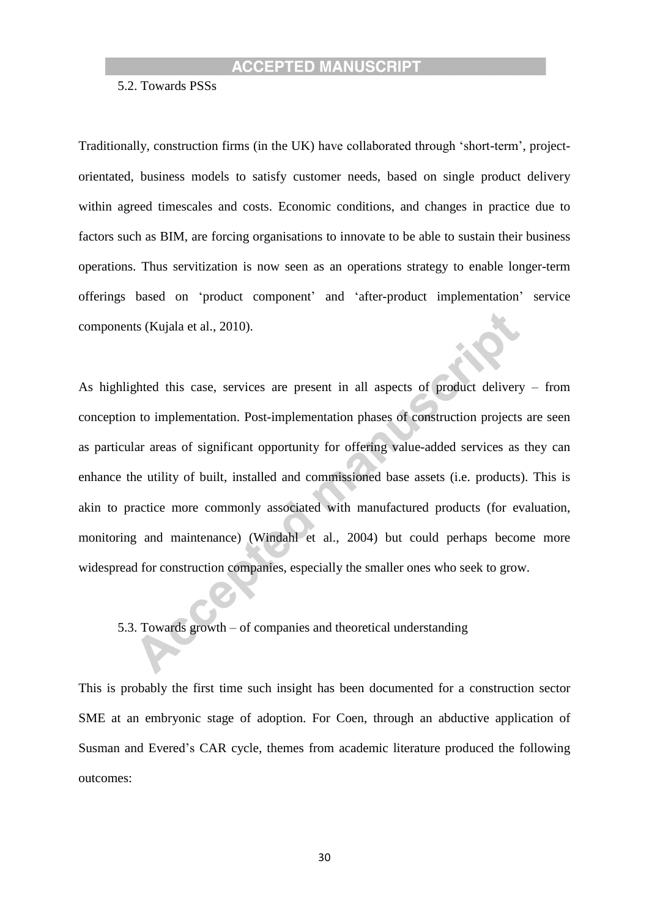### 5.2. Towards PSSs

Traditionally, construction firms (in the UK) have collaborated through 'short-term', project-orientated, business models to satisfy customer needs, based on single product delivery within agreed timescales and costs. Economic conditions, and changes in practice due to factors such as BIM, are forcing organisations to innovate to be able to sustain their business operations. Thus servitization is now seen as an operations strategy to enable longer-term offerings based on 'product component' and 'after-product implementation' service components (Kujala et al., 2010).

As highlighted this case, services are present in all aspects of product delivery – from conception to implementation. Post-implementation phases of construction projects are seen as particular areas of significant opportunity for offering value-added services as they can enhance the utility of built, installed and commissioned base assets (i.e. products). This is akin to practice more commonly associated with manufactured products (for evaluation, monitoring and maintenance) (Windahl et al., 2004) but could perhaps become more widespread for construction companies, especially the smaller ones who seek to grow.

### 5.3. Towards growth – of companies and theoretical understanding

This is probably the first time such insight has been documented for a construction sector SME at an embryonic stage of adoption. For Coen, through an abductive application of Susman and Evered's CAR cycle, themes from academic literature produced the following outcomes: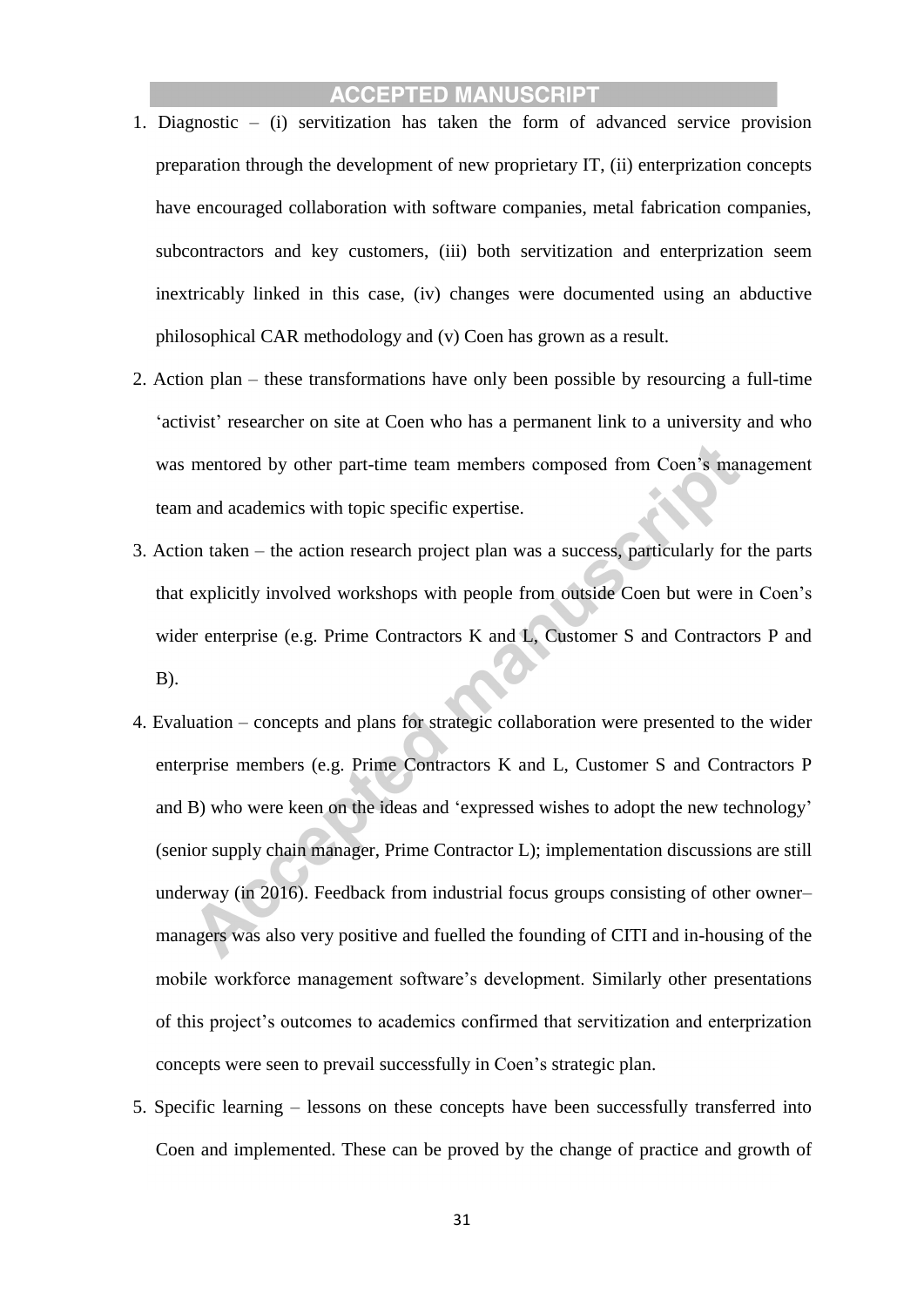1. Diagnostic – (i) servitization has taken the form of advanced service provision preparation through the development of new proprietary IT, (ii) enterprization concepts have encouraged collaboration with software companies, metal fabrication companies, subcontractors and key customers, (iii) both servitization and enterprization seem inextricably linked in this case, (iv) changes were documented using an abductive philosophical CAR methodology and (v) Coen has grown as a result.
2. Action plan – these transformations have only been possible by resourcing a full-time 'activist' researcher on site at Coen who has a permanent link to a university and who was mentored by other part-time team members composed from Coen's management team and academics with topic specific expertise.
3. Action taken – the action research project plan was a success, particularly for the parts that explicitly involved workshops with people from outside Coen but were in Coen's wider enterprise (e.g. Prime Contractors K and L, Customer S and Contractors P and B).
4. Evaluation – concepts and plans for strategic collaboration were presented to the wider enterprise members (e.g. Prime Contractors K and L, Customer S and Contractors P and B) who were keen on the ideas and 'expressed wishes to adopt the new technology' (senior supply chain manager, Prime Contractor L); implementation discussions are still underway (in 2016). Feedback from industrial focus groups consisting of other owner–managers was also very positive and fuelled the founding of CITI and in-housing of the mobile workforce management software's development. Similarly other presentations of this project's outcomes to academics confirmed that servitization and enterprization concepts were seen to prevail successfully in Coen's strategic plan.
5. Specific learning – lessons on these concepts have been successfully transferred into Coen and implemented. These can be proved by the change of practice and growth of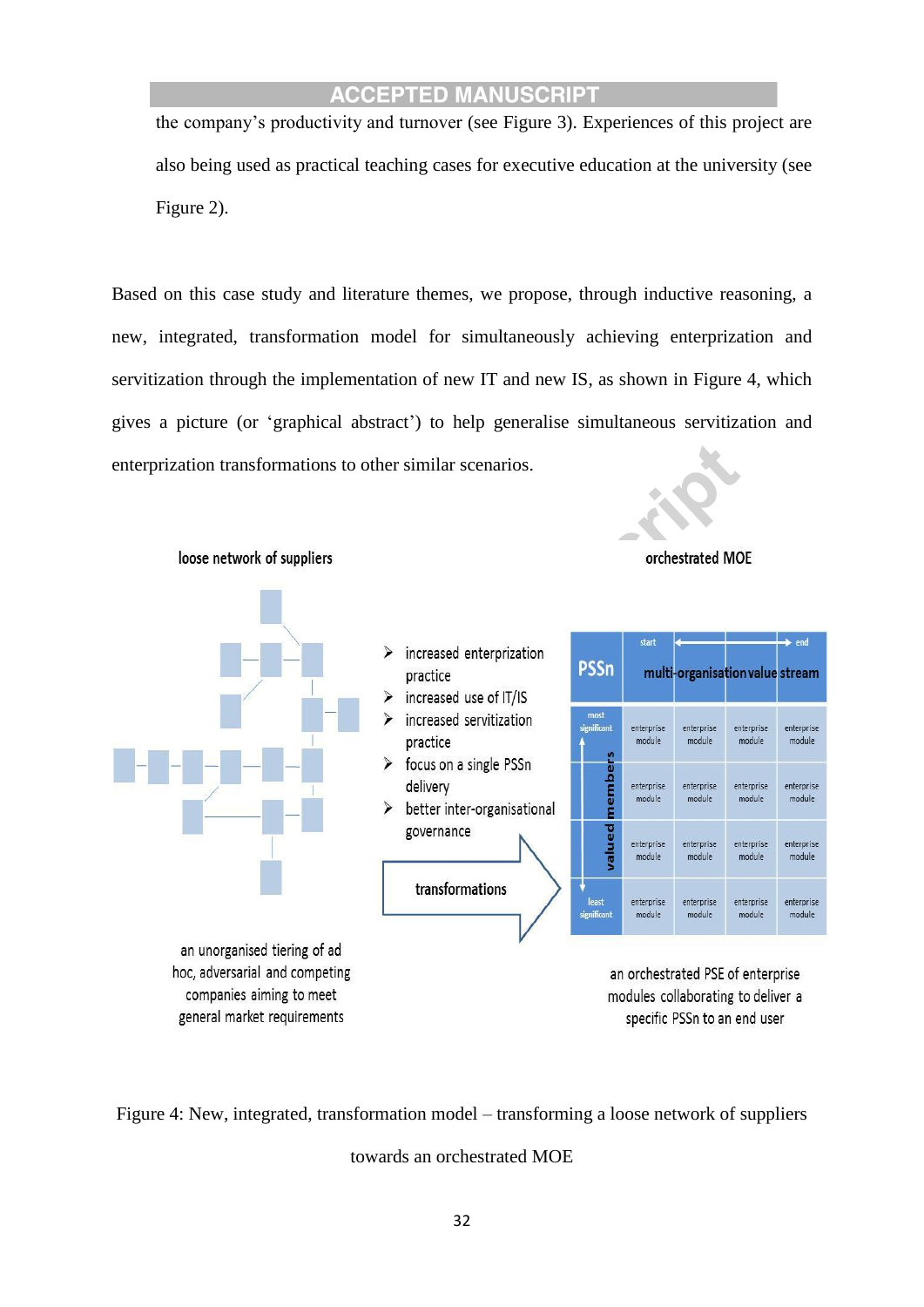the company's productivity and turnover (see Figure 3). Experiences of this project are also being used as practical teaching cases for executive education at the university (see Figure 2).

Based on this case study and literature themes, we propose, through inductive reasoning, a new, integrated, transformation model for simultaneously achieving enterprization and servitization through the implementation of new IT and new IS, as shown in Figure 4, which gives a picture (or 'graphical abstract') to help generalise simultaneous servitization and enterprization transformations to other similar scenarios.

loose network of suppliers

orchestrated MOE

- increased enterprization practice
- increased use of IT/IS
- increased servitization practice
- focus on a single PSSn delivery
- better inter-organisational governance

transformations

| PSSn | start | multi-organisation value stream | | end |
|---|---|---|---|---|
| most significant | enterprise module | enterprise module | enterprise module | enterprise module |
| valued members | enterprise module | enterprise module | enterprise module | enterprise module |
| | enterprise module | enterprise module | enterprise module | enterprise module |
| least significant | enterprise module | enterprise module | enterprise module | enterprise module |

an unorganised tiering of ad hoc, adversarial and competing companies aiming to meet general market requirements

an orchestrated PSE of enterprise modules collaborating to deliver a specific PSSn to an end user

Figure 4: New, integrated, transformation model – transforming a loose network of suppliers towards an orchestrated MOE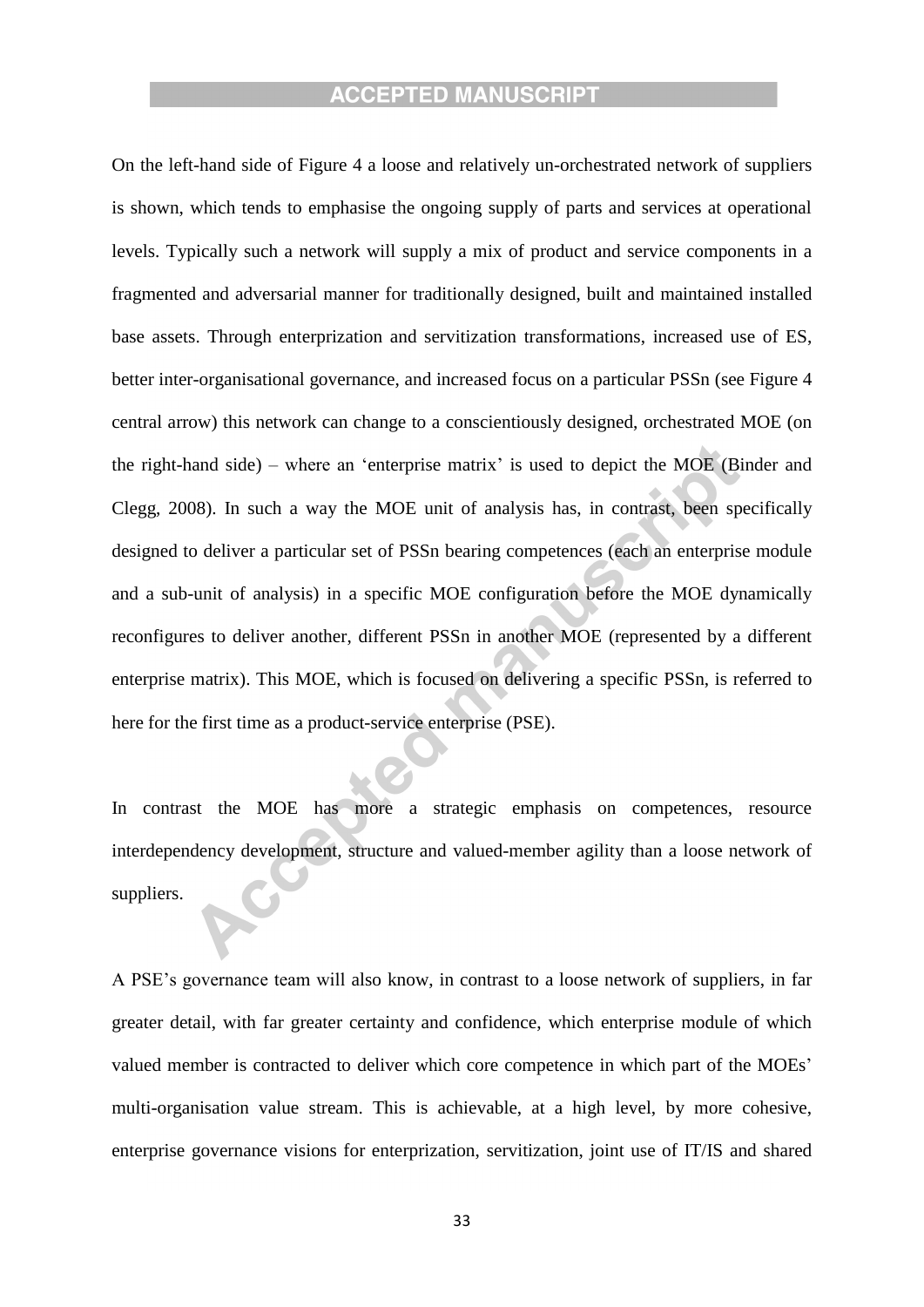On the left-hand side of Figure 4 a loose and relatively un-orchestrated network of suppliers is shown, which tends to emphasise the ongoing supply of parts and services at operational levels. Typically such a network will supply a mix of product and service components in a fragmented and adversarial manner for traditionally designed, built and maintained installed base assets. Through enterprization and servitization transformations, increased use of ES, better inter-organisational governance, and increased focus on a particular PSSn (see Figure 4 central arrow) this network can change to a conscientiously designed, orchestrated MOE (on the right-hand side) – where an 'enterprise matrix' is used to depict the MOE (Binder and Clegg, 2008). In such a way the MOE unit of analysis has, in contrast, been specifically designed to deliver a particular set of PSSn bearing competences (each an enterprise module and a sub-unit of analysis) in a specific MOE configuration before the MOE dynamically reconfigures to deliver another, different PSSn in another MOE (represented by a different enterprise matrix). This MOE, which is focused on delivering a specific PSSn, is referred to here for the first time as a product-service enterprise (PSE).

In contrast the MOE has more a strategic emphasis on competences, resource interdependency development, structure and valued-member agility than a loose network of suppliers.

A PSE's governance team will also know, in contrast to a loose network of suppliers, in far greater detail, with far greater certainty and confidence, which enterprise module of which valued member is contracted to deliver which core competence in which part of the MOEs' multi-organisation value stream. This is achievable, at a high level, by more cohesive, enterprise governance visions for enterprization, servitization, joint use of IT/IS and shared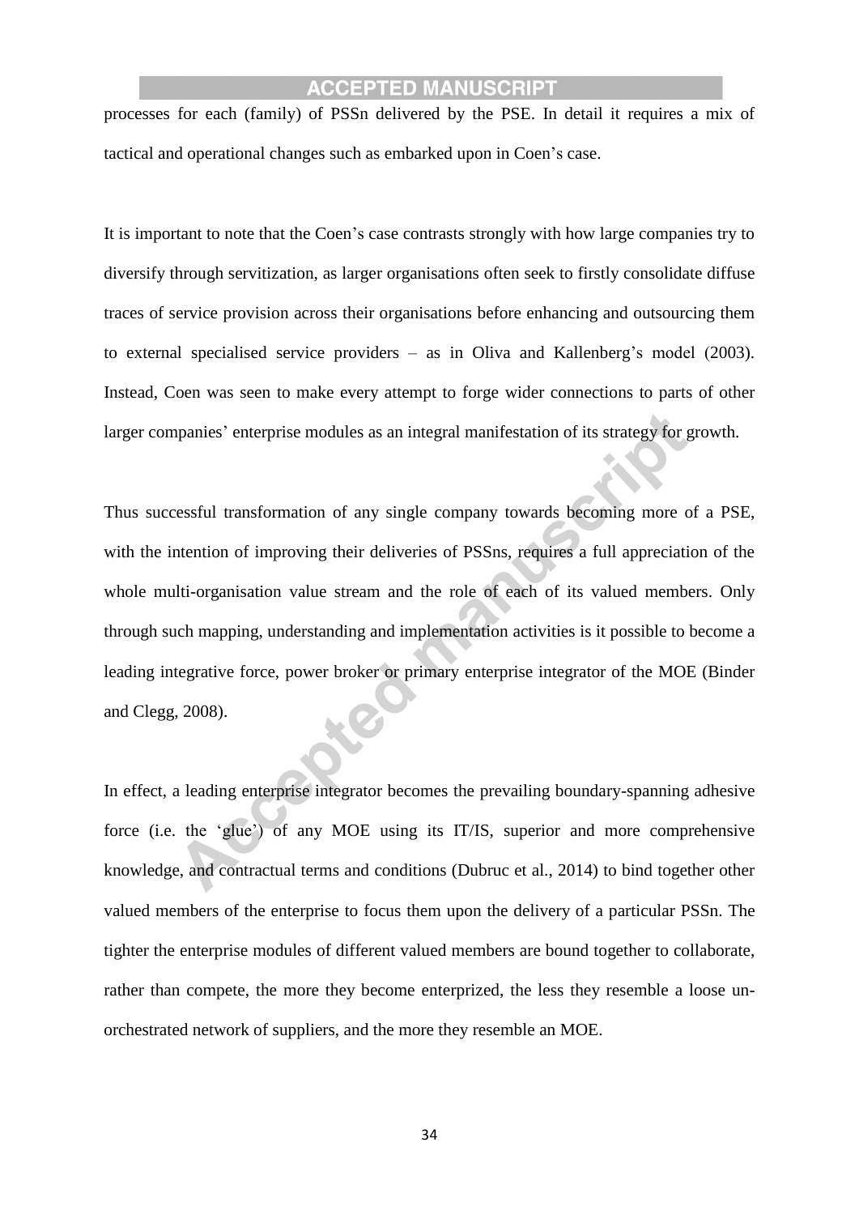processes for each (family) of PSSn delivered by the PSE. In detail it requires a mix of tactical and operational changes such as embarked upon in Coen's case.

It is important to note that the Coen's case contrasts strongly with how large companies try to diversify through servitization, as larger organisations often seek to firstly consolidate diffuse traces of service provision across their organisations before enhancing and outsourcing them to external specialised service providers – as in Oliva and Kallenberg's model (2003). Instead, Coen was seen to make every attempt to forge wider connections to parts of other larger companies' enterprise modules as an integral manifestation of its strategy for growth.

Thus successful transformation of any single company towards becoming more of a PSE, with the intention of improving their deliveries of PSSns, requires a full appreciation of the whole multi-organisation value stream and the role of each of its valued members. Only through such mapping, understanding and implementation activities is it possible to become a leading integrative force, power broker or primary enterprise integrator of the MOE (Binder and Clegg, 2008).

In effect, a leading enterprise integrator becomes the prevailing boundary-spanning adhesive force (i.e. the 'glue') of any MOE using its IT/IS, superior and more comprehensive knowledge, and contractual terms and conditions (Dubruc et al., 2014) to bind together other valued members of the enterprise to focus them upon the delivery of a particular PSSn. The tighter the enterprise modules of different valued members are bound together to collaborate, rather than compete, the more they become enterprized, the less they resemble a loose un-orchestrated network of suppliers, and the more they resemble an MOE.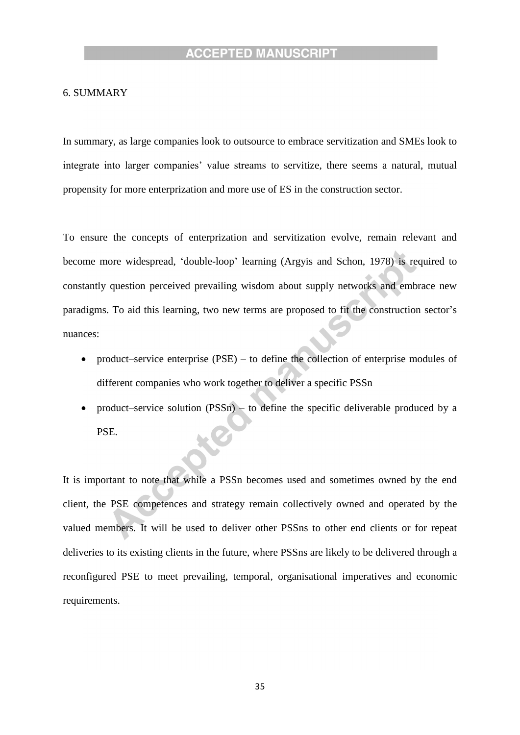## 6. SUMMARY

In summary, as large companies look to outsource to embrace servitization and SMEs look to integrate into larger companies' value streams to servitize, there seems a natural, mutual propensity for more enterprization and more use of ES in the construction sector.

To ensure the concepts of enterprization and servitization evolve, remain relevant and become more widespread, 'double-loop' learning (Argyis and Schon, 1978) is required to constantly question perceived prevailing wisdom about supply networks and embrace new paradigms. To aid this learning, two new terms are proposed to fit the construction sector's nuances:

- product–service enterprise (PSE) – to define the collection of enterprise modules of different companies who work together to deliver a specific PSSn
- product–service solution (PSSn) – to define the specific deliverable produced by a PSE.

It is important to note that while a PSSn becomes used and sometimes owned by the end client, the PSE competences and strategy remain collectively owned and operated by the valued members. It will be used to deliver other PSSns to other end clients or for repeat deliveries to its existing clients in the future, where PSSns are likely to be delivered through a reconfigured PSE to meet prevailing, temporal, organisational imperatives and economic requirements.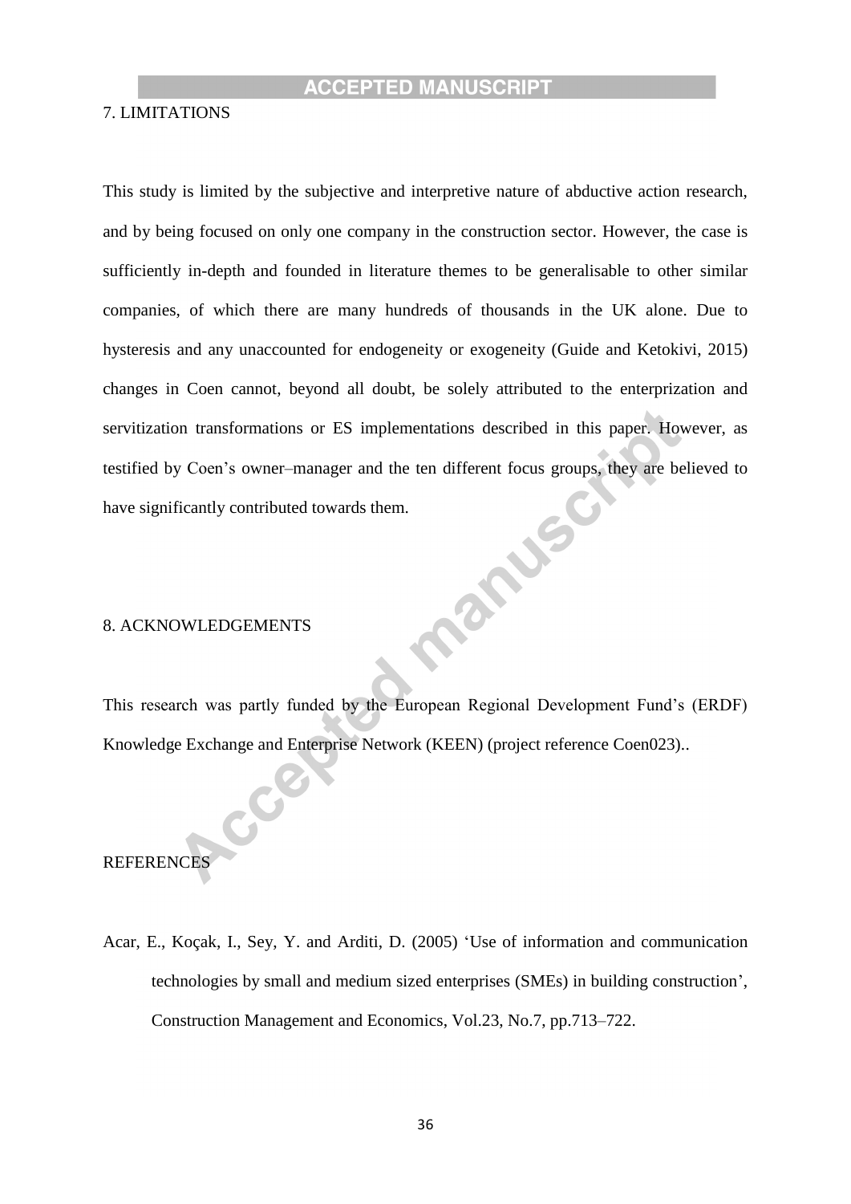## 7. LIMITATIONS

This study is limited by the subjective and interpretive nature of abductive action research, and by being focused on only one company in the construction sector. However, the case is sufficiently in-depth and founded in literature themes to be generalisable to other similar companies, of which there are many hundreds of thousands in the UK alone. Due to hysteresis and any unaccounted for endogeneity or exogeneity (Guide and Ketokivi, 2015) changes in Coen cannot, beyond all doubt, be solely attributed to the enterprization and servitization transformations or ES implementations described in this paper. However, as testified by Coen's owner–manager and the ten different focus groups, they are believed to have significantly contributed towards them.

## 8. ACKNOWLEDGEMENTS

This research was partly funded by the European Regional Development Fund's (ERDF) Knowledge Exchange and Enterprise Network (KEEN) (project reference Coen023)..

## REFERENCES

Acar, E., Koçak, I., Sey, Y. and Arditi, D. (2005) 'Use of information and communication technologies by small and medium sized enterprises (SMEs) in building construction', Construction Management and Economics, Vol.23, No.7, pp.713–722.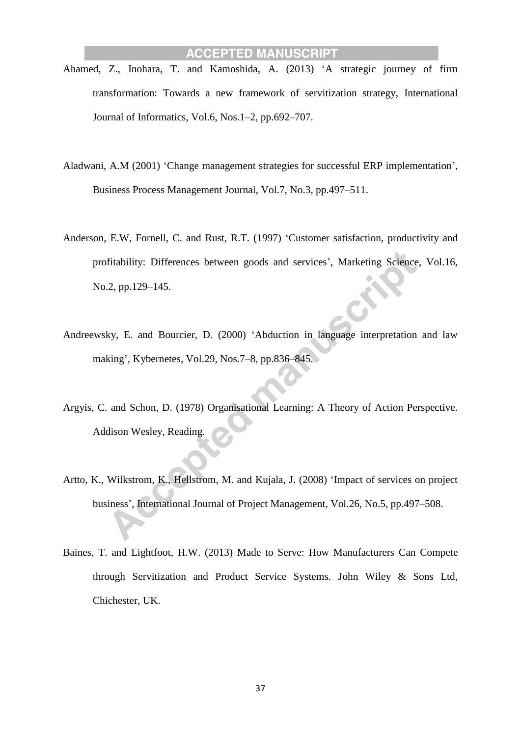Ahamed, Z., Inohara, T. and Kamoshida, A. (2013) 'A strategic journey of firm transformation: Towards a new framework of servitization strategy, International Journal of Informatics, Vol.6, Nos.1–2, pp.692–707.

Aladwani, A.M (2001) 'Change management strategies for successful ERP implementation', Business Process Management Journal, Vol.7, No.3, pp.497–511.

Anderson, E.W, Fornell, C. and Rust, R.T. (1997) 'Customer satisfaction, productivity and profitability: Differences between goods and services', Marketing Science, Vol.16, No.2, pp.129–145.

Andreewsky, E. and Bourcier, D. (2000) 'Abduction in language interpretation and law making', Kybernetes, Vol.29, Nos.7–8, pp.836–845.

Argyis, C. and Schon, D. (1978) Organisational Learning: A Theory of Action Perspective. Addison Wesley, Reading.

Artto, K., Wilkstrom, K., Hellstrom, M. and Kujala, J. (2008) 'Impact of services on project business', International Journal of Project Management, Vol.26, No.5, pp.497–508.

Baines, T. and Lightfoot, H.W. (2013) Made to Serve: How Manufacturers Can Compete through Servitization and Product Service Systems. John Wiley & Sons Ltd, Chichester, UK.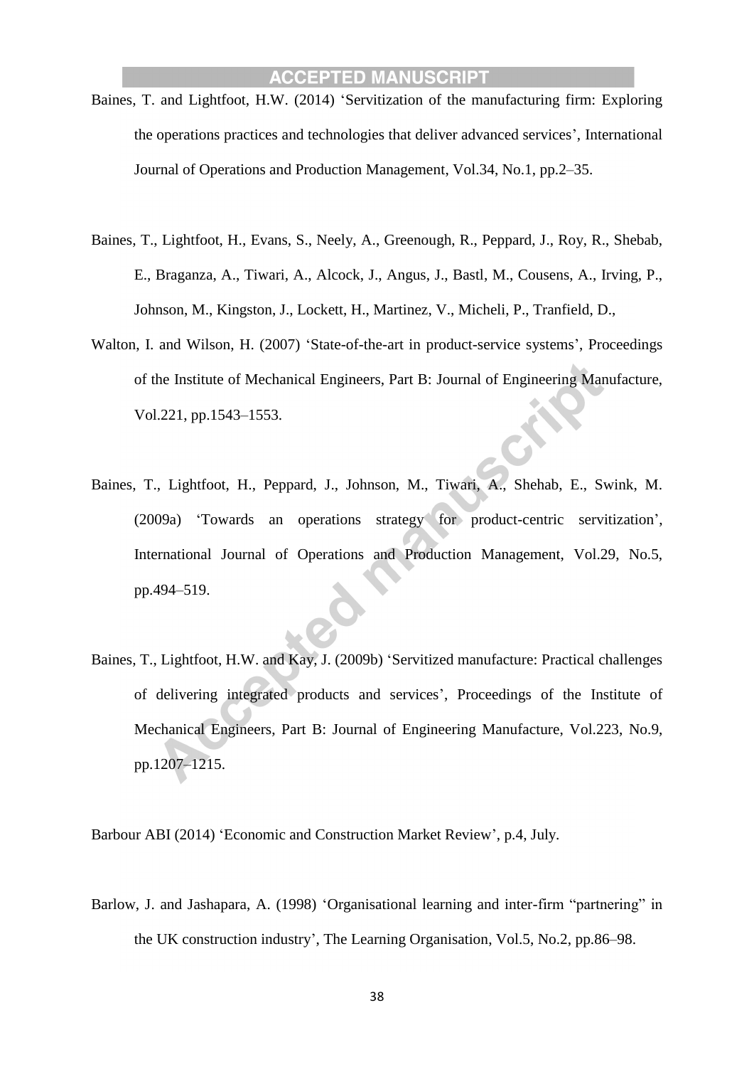Baines, T. and Lightfoot, H.W. (2014) 'Servitization of the manufacturing firm: Exploring the operations practices and technologies that deliver advanced services', International Journal of Operations and Production Management, Vol.34, No.1, pp.2–35.

Baines, T., Lightfoot, H., Evans, S., Neely, A., Greenough, R., Peppard, J., Roy, R., Shebab, E., Braganza, A., Tiwari, A., Alcock, J., Angus, J., Bastl, M., Cousens, A., Irving, P., Johnson, M., Kingston, J., Lockett, H., Martinez, V., Micheli, P., Tranfield, D.,

Walton, I. and Wilson, H. (2007) 'State-of-the-art in product-service systems', Proceedings of the Institute of Mechanical Engineers, Part B: Journal of Engineering Manufacture, Vol.221, pp.1543–1553.

Baines, T., Lightfoot, H., Peppard, J., Johnson, M., Tiwari, A., Shehab, E., Swink, M. (2009a) 'Towards an operations strategy for product-centric servitization', International Journal of Operations and Production Management, Vol.29, No.5, pp.494–519.

Baines, T., Lightfoot, H.W. and Kay, J. (2009b) 'Servitized manufacture: Practical challenges of delivering integrated products and services', Proceedings of the Institute of Mechanical Engineers, Part B: Journal of Engineering Manufacture, Vol.223, No.9, pp.1207–1215.

Barbour ABI (2014) 'Economic and Construction Market Review', p.4, July.

Barlow, J. and Jashapara, A. (1998) 'Organisational learning and inter-firm "partnering" in the UK construction industry', The Learning Organisation, Vol.5, No.2, pp.86–98.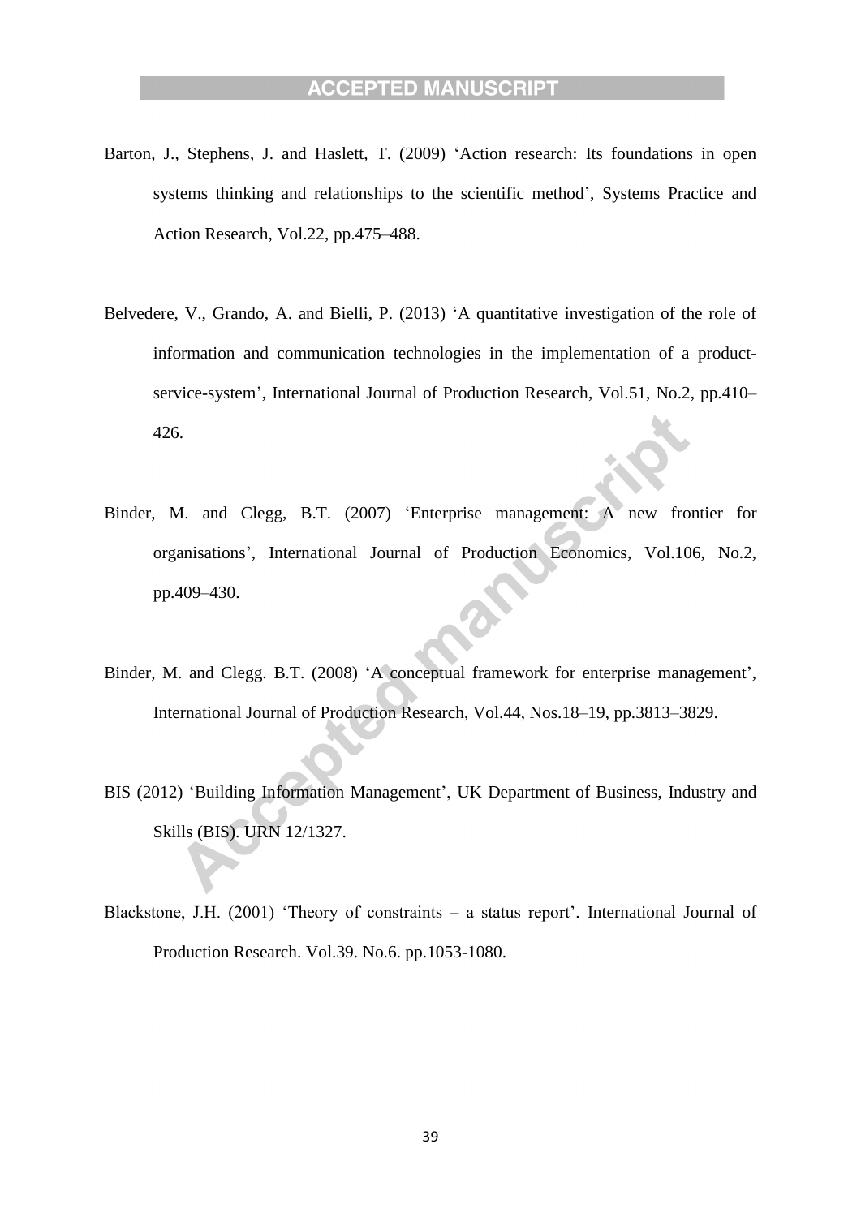Barton, J., Stephens, J. and Haslett, T. (2009) 'Action research: Its foundations in open systems thinking and relationships to the scientific method', Systems Practice and Action Research, Vol.22, pp.475–488.

Belvedere, V., Grando, A. and Bielli, P. (2013) 'A quantitative investigation of the role of information and communication technologies in the implementation of a product-service-system', International Journal of Production Research, Vol.51, No.2, pp.410–426.

Binder, M. and Clegg, B.T. (2007) 'Enterprise management: A new frontier for organisations', International Journal of Production Economics, Vol.106, No.2, pp.409–430.

Binder, M. and Clegg. B.T. (2008) 'A conceptual framework for enterprise management', International Journal of Production Research, Vol.44, Nos.18–19, pp.3813–3829.

BIS (2012) 'Building Information Management', UK Department of Business, Industry and Skills (BIS). URN 12/1327.

Blackstone, J.H. (2001) 'Theory of constraints – a status report'. International Journal of Production Research. Vol.39. No.6. pp.1053-1080.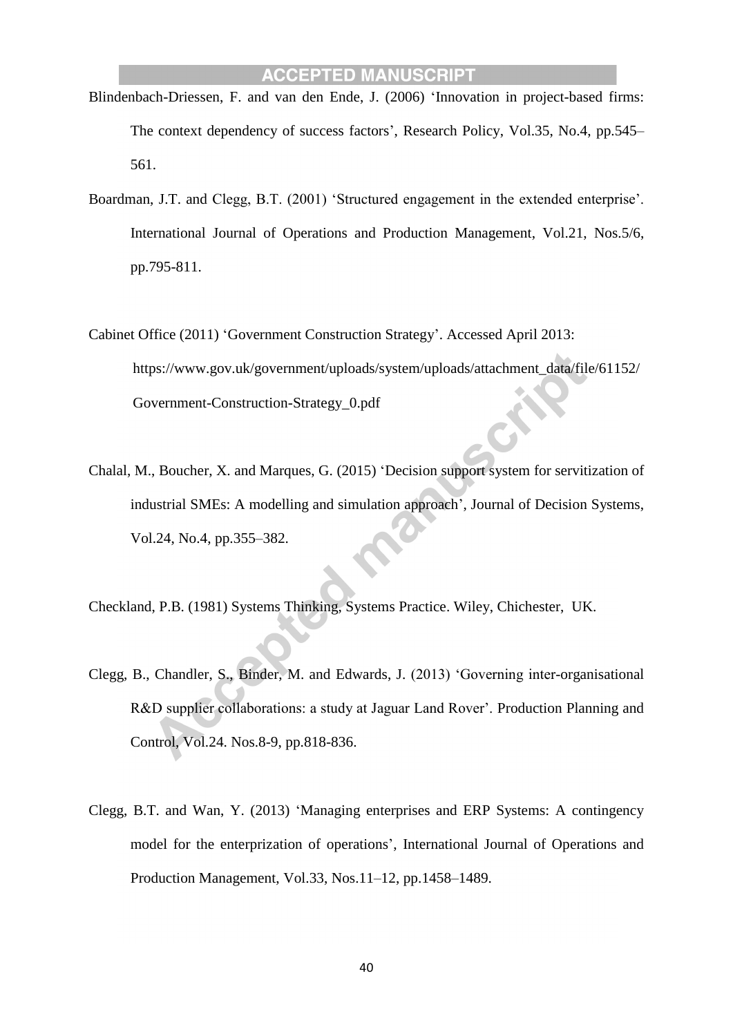Blindenbach-Driessen, F. and van den Ende, J. (2006) 'Innovation in project-based firms: The context dependency of success factors', Research Policy, Vol.35, No.4, pp.545–561.

Boardman, J.T. and Clegg, B.T. (2001) 'Structured engagement in the extended enterprise'. International Journal of Operations and Production Management, Vol.21, Nos.5/6, pp.795-811.

Cabinet Office (2011) 'Government Construction Strategy'. Accessed April 2013: https://www.gov.uk/government/uploads/system/uploads/attachment_data/file/61152/Government-Construction-Strategy_0.pdf

Chalal, M., Boucher, X. and Marques, G. (2015) 'Decision support system for servitization of industrial SMEs: A modelling and simulation approach', Journal of Decision Systems, Vol.24, No.4, pp.355–382.

Checkland, P.B. (1981) Systems Thinking, Systems Practice. Wiley, Chichester, UK.

Clegg, B., Chandler, S., Binder, M. and Edwards, J. (2013) 'Governing inter-organisational R&D supplier collaborations: a study at Jaguar Land Rover'. Production Planning and Control, Vol.24. Nos.8-9, pp.818-836.

Clegg, B.T. and Wan, Y. (2013) 'Managing enterprises and ERP Systems: A contingency model for the enterprization of operations', International Journal of Operations and Production Management, Vol.33, Nos.11–12, pp.1458–1489.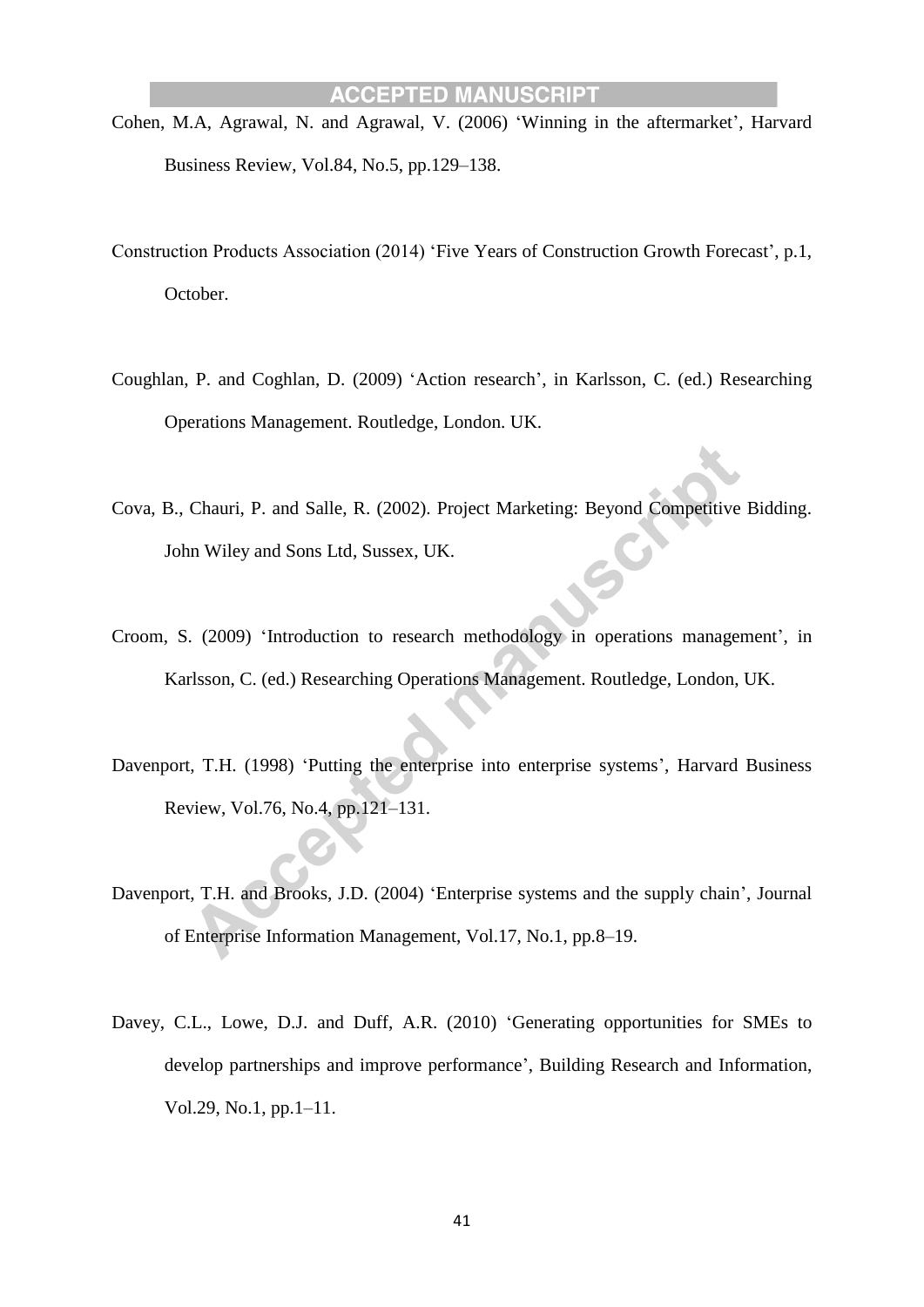Cohen, M.A, Agrawal, N. and Agrawal, V. (2006) 'Winning in the aftermarket', Harvard Business Review, Vol.84, No.5, pp.129–138.

Construction Products Association (2014) 'Five Years of Construction Growth Forecast', p.1, October.

Coughlan, P. and Coghlan, D. (2009) 'Action research', in Karlsson, C. (ed.) Researching Operations Management. Routledge, London. UK.

Cova, B., Chauri, P. and Salle, R. (2002). Project Marketing: Beyond Competitive Bidding. John Wiley and Sons Ltd, Sussex, UK.

Croom, S. (2009) 'Introduction to research methodology in operations management', in Karlsson, C. (ed.) Researching Operations Management. Routledge, London, UK.

Davenport, T.H. (1998) 'Putting the enterprise into enterprise systems', Harvard Business Review, Vol.76, No.4, pp.121–131.

Davenport, T.H. and Brooks, J.D. (2004) 'Enterprise systems and the supply chain', Journal of Enterprise Information Management, Vol.17, No.1, pp.8–19.

Davey, C.L., Lowe, D.J. and Duff, A.R. (2010) 'Generating opportunities for SMEs to develop partnerships and improve performance', Building Research and Information, Vol.29, No.1, pp.1–11.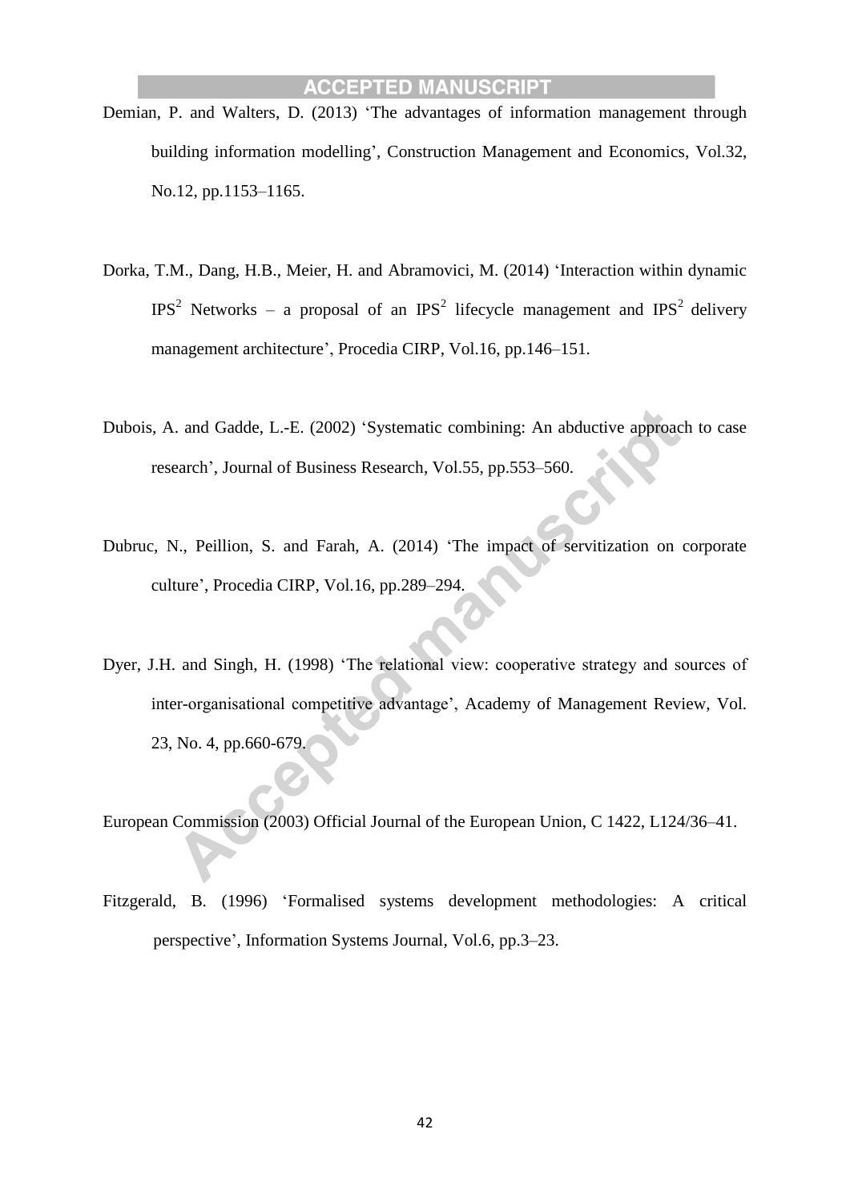Demian, P. and Walters, D. (2013) ‘The advantages of information management through building information modelling’, Construction Management and Economics, Vol.32, No.12, pp.1153–1165.

Dorka, T.M., Dang, H.B., Meier, H. and Abramovici, M. (2014) ‘Interaction within dynamic $IPS^2$ Networks – a proposal of an $IPS^2$ lifecycle management and $IPS^2$ delivery management architecture’, Procedia CIRP, Vol.16, pp.146–151.

Dubois, A. and Gadde, L.-E. (2002) ‘Systematic combining: An abductive approach to case research’, Journal of Business Research, Vol.55, pp.553–560.

Dubruc, N., Peillion, S. and Farah, A. (2014) ‘The impact of servitization on corporate culture’, Procedia CIRP, Vol.16, pp.289–294.

Dyer, J.H. and Singh, H. (1998) ‘The relational view: cooperative strategy and sources of inter-organisational competitive advantage’, Academy of Management Review, Vol. 23, No. 4, pp.660-679.

European Commission (2003) Official Journal of the European Union, C 1422, L124/36–41.

Fitzgerald, B. (1996) ‘Formalised systems development methodologies: A critical perspective’, Information Systems Journal, Vol.6, pp.3–23.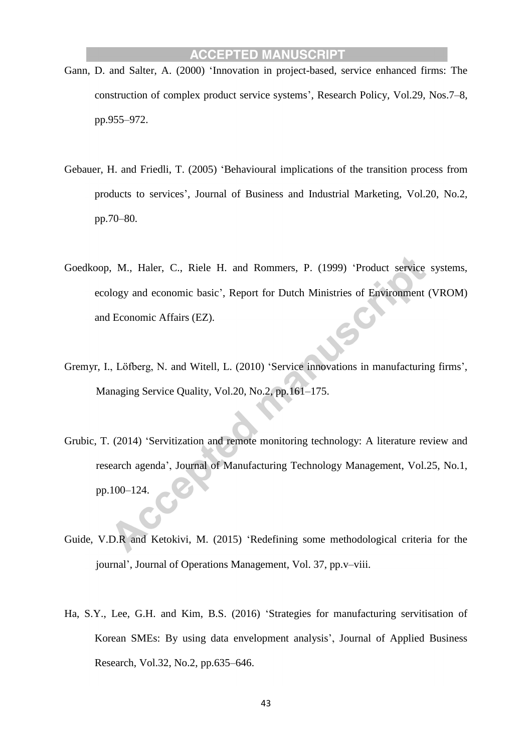Gann, D. and Salter, A. (2000) 'Innovation in project-based, service enhanced firms: The construction of complex product service systems', Research Policy, Vol.29, Nos.7–8, pp.955–972.

Gebauer, H. and Friedli, T. (2005) 'Behavioural implications of the transition process from products to services', Journal of Business and Industrial Marketing, Vol.20, No.2, pp.70–80.

Goedkoop, M., Haler, C., Riele H. and Rommers, P. (1999) 'Product service systems, ecology and economic basic', Report for Dutch Ministries of Environment (VROM) and Economic Affairs (EZ).

Gremyr, I., Löfberg, N. and Witell, L. (2010) 'Service innovations in manufacturing firms', Managing Service Quality, Vol.20, No.2, pp.161–175.

Grubic, T. (2014) 'Servitization and remote monitoring technology: A literature review and research agenda', Journal of Manufacturing Technology Management, Vol.25, No.1, pp.100–124.

Guide, V.D.R and Ketokivi, M. (2015) 'Redefining some methodological criteria for the journal', Journal of Operations Management, Vol. 37, pp.v–viii.

Ha, S.Y., Lee, G.H. and Kim, B.S. (2016) 'Strategies for manufacturing servitisation of Korean SMEs: By using data envelopment analysis', Journal of Applied Business Research, Vol.32, No.2, pp.635–646.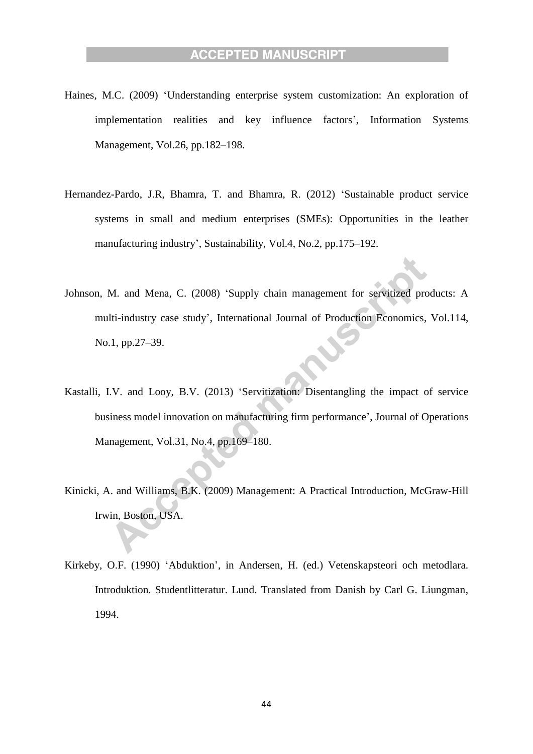Haines, M.C. (2009) ‘Understanding enterprise system customization: An exploration of implementation realities and key influence factors’, Information Systems Management, Vol.26, pp.182–198.

Hernandez-Pardo, J.R, Bhamra, T. and Bhamra, R. (2012) ‘Sustainable product service systems in small and medium enterprises (SMEs): Opportunities in the leather manufacturing industry’, Sustainability, Vol.4, No.2, pp.175–192.

Johnson, M. and Mena, C. (2008) ‘Supply chain management for servitized products: A multi-industry case study’, International Journal of Production Economics, Vol.114, No.1, pp.27–39.

Kastalli, I.V. and Looy, B.V. (2013) ‘Servitization: Disentangling the impact of service business model innovation on manufacturing firm performance’, Journal of Operations Management, Vol.31, No.4, pp.169–180.

Kinicki, A. and Williams, B.K. (2009) Management: A Practical Introduction, McGraw-Hill Irwin, Boston, USA.

Kirkeby, O.F. (1990) ‘Abduktion’, in Andersen, H. (ed.) Vetenskapsteori och metodlara. Introduktion. Studentlitteratur. Lund. Translated from Danish by Carl G. Liungman, 1994.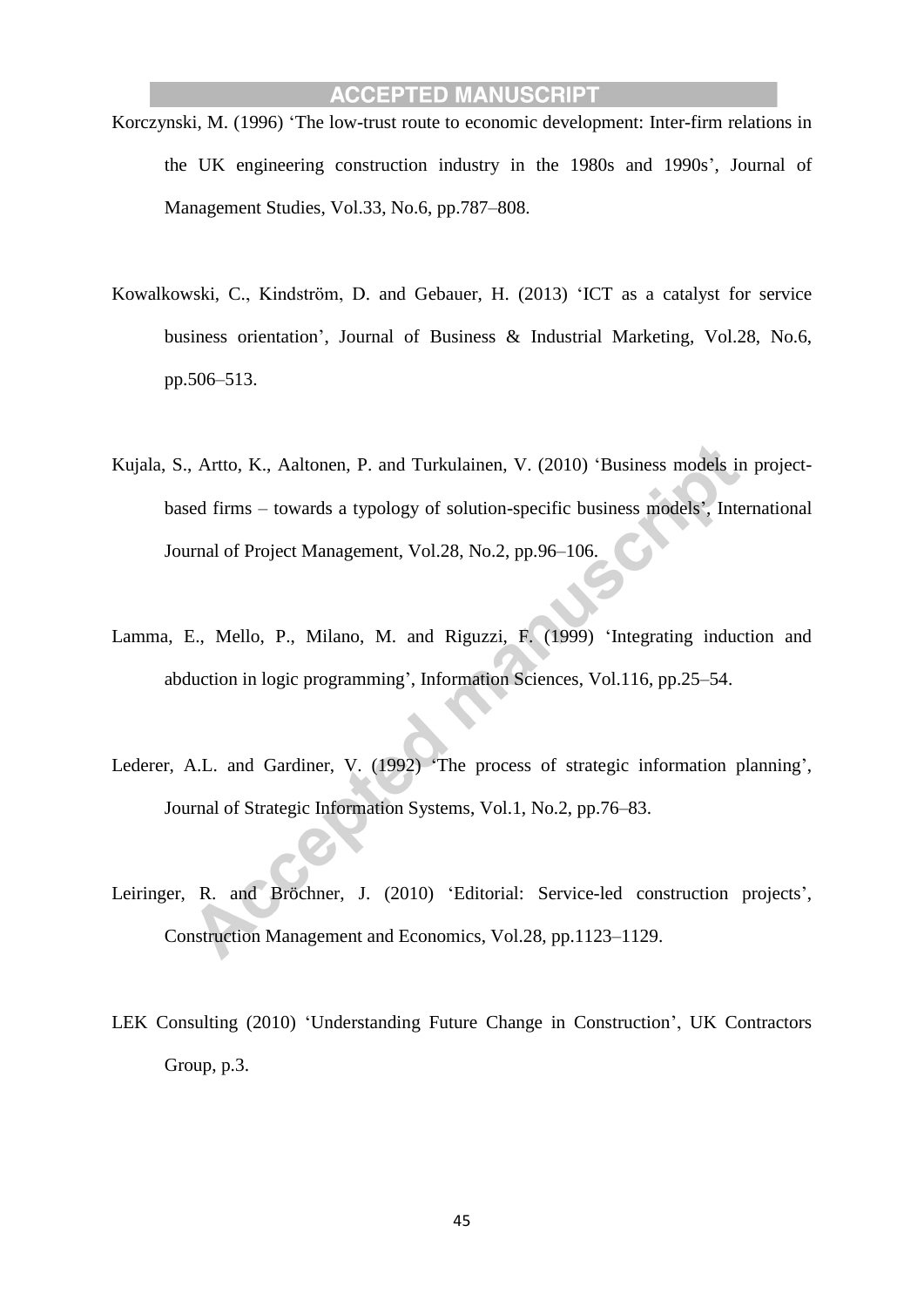Korczynski, M. (1996) ‘The low-trust route to economic development: Inter-firm relations in the UK engineering construction industry in the 1980s and 1990s’, Journal of Management Studies, Vol.33, No.6, pp.787–808.

Kowalkowski, C., Kindström, D. and Gebauer, H. (2013) ‘ICT as a catalyst for service business orientation’, Journal of Business & Industrial Marketing, Vol.28, No.6, pp.506–513.

Kujala, S., Artto, K., Aaltonen, P. and Turkulainen, V. (2010) ‘Business models in project-based firms – towards a typology of solution-specific business models’, International Journal of Project Management, Vol.28, No.2, pp.96–106.

Lamma, E., Mello, P., Milano, M. and Riguzzi, F. (1999) ‘Integrating induction and abduction in logic programming’, Information Sciences, Vol.116, pp.25–54.

Lederer, A.L. and Gardiner, V. (1992) ‘The process of strategic information planning’, Journal of Strategic Information Systems, Vol.1, No.2, pp.76–83.

Leiringer, R. and Bröchner, J. (2010) ‘Editorial: Service-led construction projects’, Construction Management and Economics, Vol.28, pp.1123–1129.

LEK Consulting (2010) ‘Understanding Future Change in Construction’, UK Contractors Group, p.3.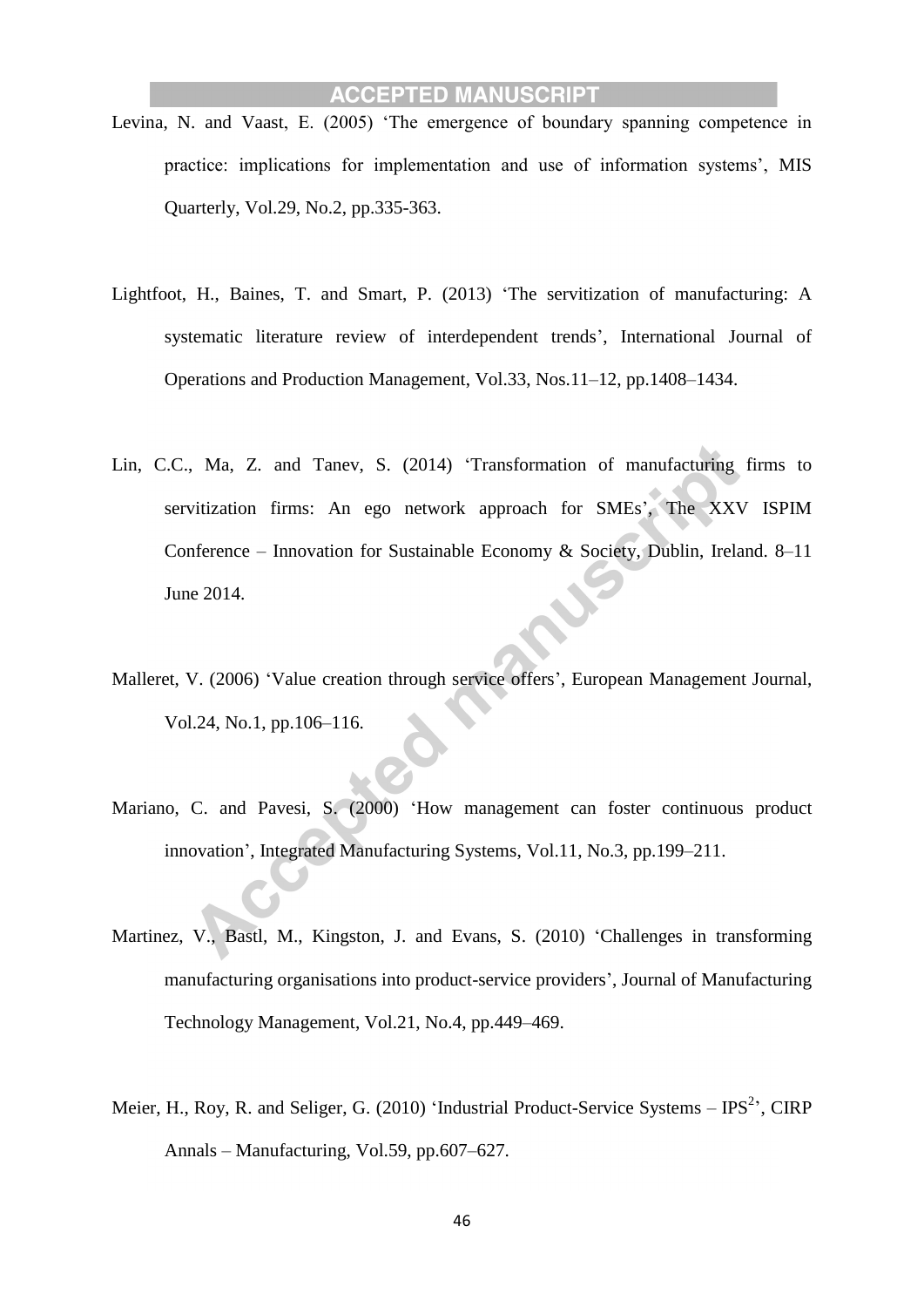Levina, N. and Vaast, E. (2005) 'The emergence of boundary spanning competence in practice: implications for implementation and use of information systems', MIS Quarterly, Vol.29, No.2, pp.335-363.

Lightfoot, H., Baines, T. and Smart, P. (2013) 'The servitization of manufacturing: A systematic literature review of interdependent trends', International Journal of Operations and Production Management, Vol.33, Nos.11–12, pp.1408–1434.

Lin, C.C., Ma, Z. and Tanev, S. (2014) 'Transformation of manufacturing firms to servitization firms: An ego network approach for SMEs', The XXV ISPIM Conference – Innovation for Sustainable Economy & Society, Dublin, Ireland. 8–11 June 2014.

Malleret, V. (2006) 'Value creation through service offers', European Management Journal, Vol.24, No.1, pp.106–116.

Mariano, C. and Pavesi, S. (2000) 'How management can foster continuous product innovation', Integrated Manufacturing Systems, Vol.11, No.3, pp.199–211.

Martinez, V., Bastl, M., Kingston, J. and Evans, S. (2010) 'Challenges in transforming manufacturing organisations into product-service providers', Journal of Manufacturing Technology Management, Vol.21, No.4, pp.449–469.

Meier, H., Roy, R. and Seliger, G. (2010) 'Industrial Product-Service Systems – $IPS^2$', CIRP Annals – Manufacturing, Vol.59, pp.607–627.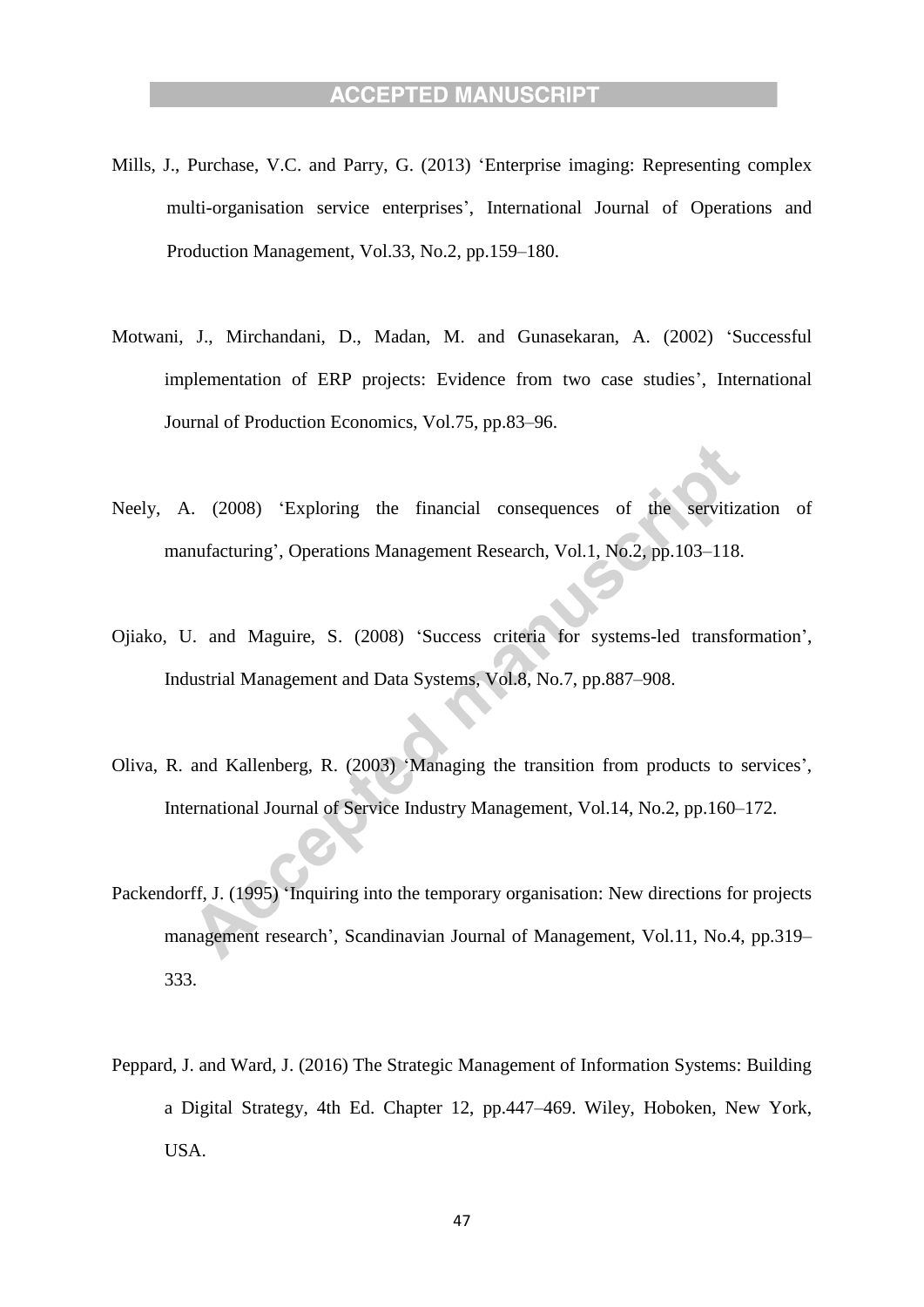Mills, J., Purchase, V.C. and Parry, G. (2013) 'Enterprise imaging: Representing complex multi-organisation service enterprises', International Journal of Operations and Production Management, Vol.33, No.2, pp.159–180.

Motwani, J., Mirchandani, D., Madan, M. and Gunasekaran, A. (2002) 'Successful implementation of ERP projects: Evidence from two case studies', International Journal of Production Economics, Vol.75, pp.83–96.

Neely, A. (2008) 'Exploring the financial consequences of the servitization of manufacturing', Operations Management Research, Vol.1, No.2, pp.103–118.

Ojiako, U. and Maguire, S. (2008) 'Success criteria for systems-led transformation', Industrial Management and Data Systems, Vol.8, No.7, pp.887–908.

Oliva, R. and Kallenberg, R. (2003) 'Managing the transition from products to services', International Journal of Service Industry Management, Vol.14, No.2, pp.160–172.

Packendorff, J. (1995) 'Inquiring into the temporary organisation: New directions for projects management research', Scandinavian Journal of Management, Vol.11, No.4, pp.319–333.

Peppard, J. and Ward, J. (2016) The Strategic Management of Information Systems: Building a Digital Strategy, 4th Ed. Chapter 12, pp.447–469. Wiley, Hoboken, New York, USA.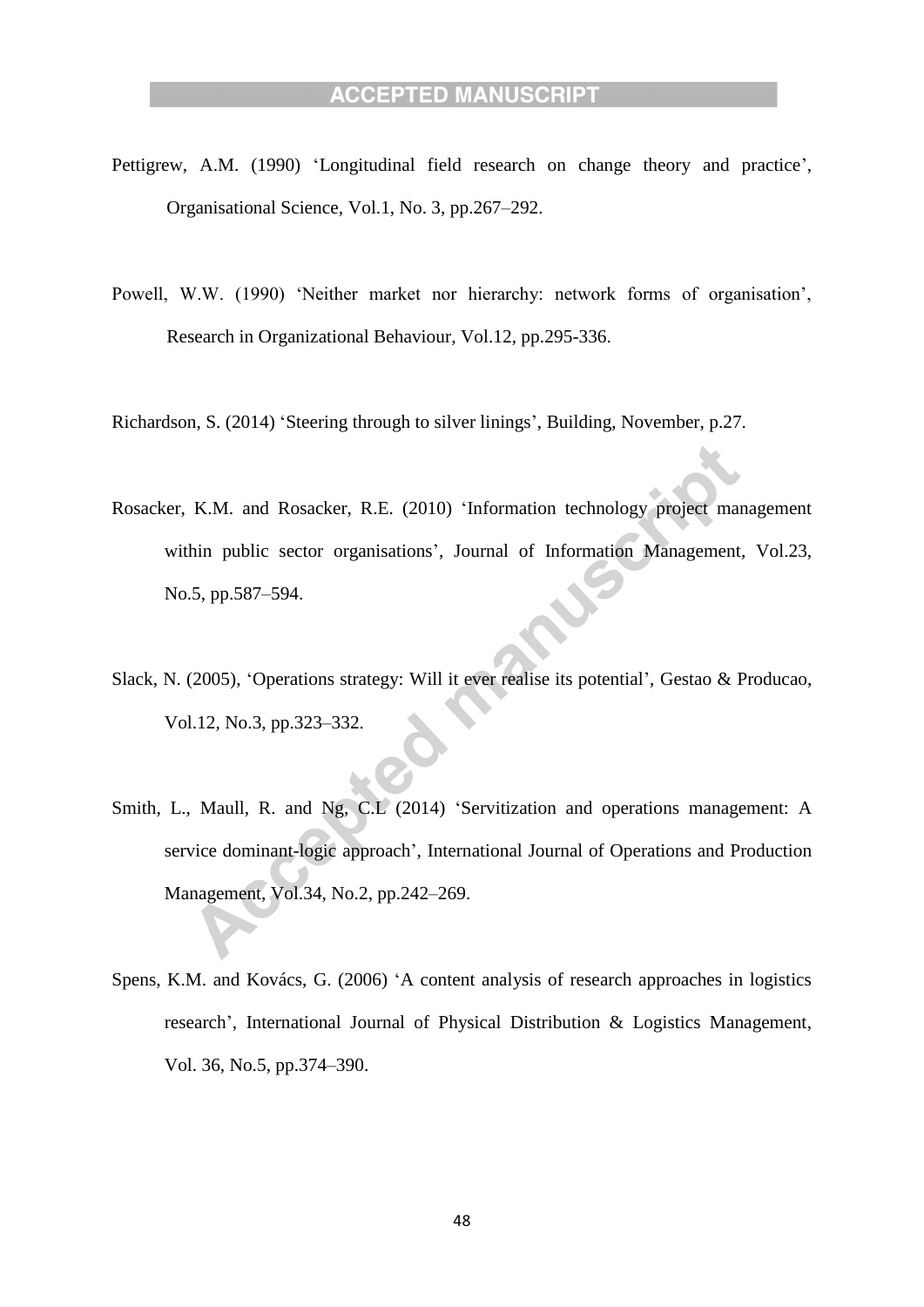Pettigrew, A.M. (1990) 'Longitudinal field research on change theory and practice', Organisational Science, Vol.1, No. 3, pp.267–292.

Powell, W.W. (1990) 'Neither market nor hierarchy: network forms of organisation', Research in Organizational Behaviour, Vol.12, pp.295-336.

Richardson, S. (2014) 'Steering through to silver linings', Building, November, p.27.

Rosacker, K.M. and Rosacker, R.E. (2010) 'Information technology project management within public sector organisations', Journal of Information Management, Vol.23, No.5, pp.587–594.

Slack, N. (2005), 'Operations strategy: Will it ever realise its potential', Gestao & Producao, Vol.12, No.3, pp.323–332.

Smith, L., Maull, R. and Ng, C.L (2014) 'Servitization and operations management: A service dominant-logic approach', International Journal of Operations and Production Management, Vol.34, No.2, pp.242–269.

Spens, K.M. and Kovács, G. (2006) 'A content analysis of research approaches in logistics research', International Journal of Physical Distribution & Logistics Management, Vol. 36, No.5, pp.374–390.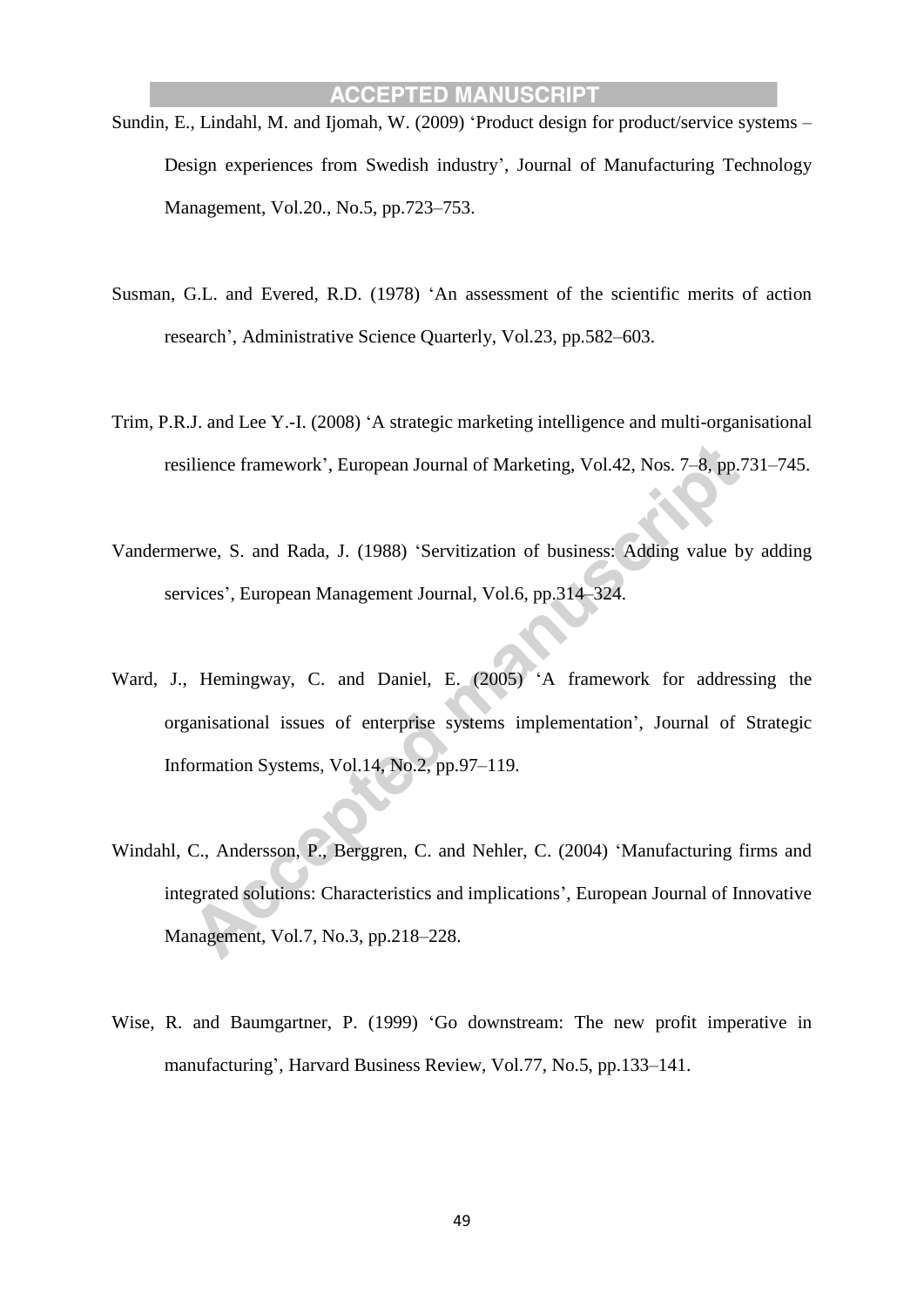Sundin, E., Lindahl, M. and Ijomah, W. (2009) 'Product design for product/service systems – Design experiences from Swedish industry', Journal of Manufacturing Technology Management, Vol.20., No.5, pp.723–753.

Susman, G.L. and Evered, R.D. (1978) 'An assessment of the scientific merits of action research', Administrative Science Quarterly, Vol.23, pp.582–603.

Trim, P.R.J. and Lee Y.-I. (2008) 'A strategic marketing intelligence and multi-organisational resilience framework', European Journal of Marketing, Vol.42, Nos. 7–8, pp.731–745.

Vandermerwe, S. and Rada, J. (1988) 'Servitization of business: Adding value by adding services', European Management Journal, Vol.6, pp.314–324.

Ward, J., Hemingway, C. and Daniel, E. (2005) 'A framework for addressing the organisational issues of enterprise systems implementation', Journal of Strategic Information Systems, Vol.14, No.2, pp.97–119.

Windahl, C., Andersson, P., Berggren, C. and Nehler, C. (2004) 'Manufacturing firms and integrated solutions: Characteristics and implications', European Journal of Innovative Management, Vol.7, No.3, pp.218–228.

Wise, R. and Baumgartner, P. (1999) 'Go downstream: The new profit imperative in manufacturing', Harvard Business Review, Vol.77, No.5, pp.133–141.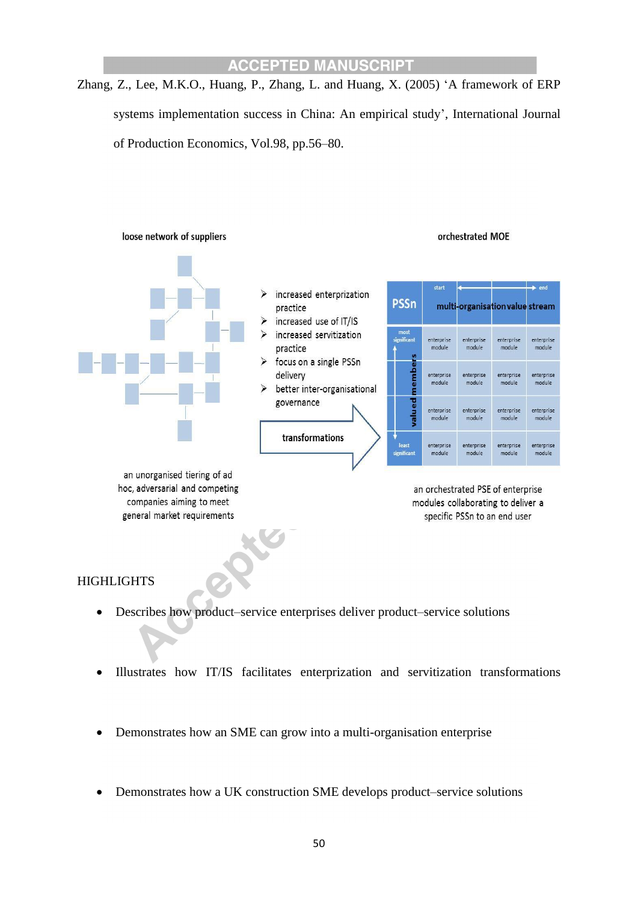Zhang, Z., Lee, M.K.O., Huang, P., Zhang, L. and Huang, X. (2005) 'A framework of ERP systems implementation success in China: An empirical study', International Journal of Production Economics, Vol.98, pp.56–80.

loose network of suppliers

orchestrated MOE

- increased enterprization practice
- increased use of IT/IS
- increased servitization practice
- focus on a single PSSn delivery
- better inter-organisational governance

transformations

| PSSn | start | | | end |
|---|---|---|---|---|
| | multi-organisation value stream | | | |
| most significant | enterprise module | enterprise module | enterprise module | enterprise module |
| valued members | enterprise module | enterprise module | enterprise module | enterprise module |
| | enterprise module | enterprise module | enterprise module | enterprise module |
| least significant | enterprise module | enterprise module | enterprise module | enterprise module |

an unorganised tiering of ad hoc, adversarial and competing companies aiming to meet general market requirements

an orchestrated PSE of enterprise modules collaborating to deliver a specific PSSn to an end user

HIGHLIGHTS

- Describes how product–service enterprises deliver product–service solutions
- Illustrates how IT/IS facilitates enterprization and servitization transformations
- Demonstrates how an SME can grow into a multi-organisation enterprise
- Demonstrates how a UK construction SME develops product–service solutions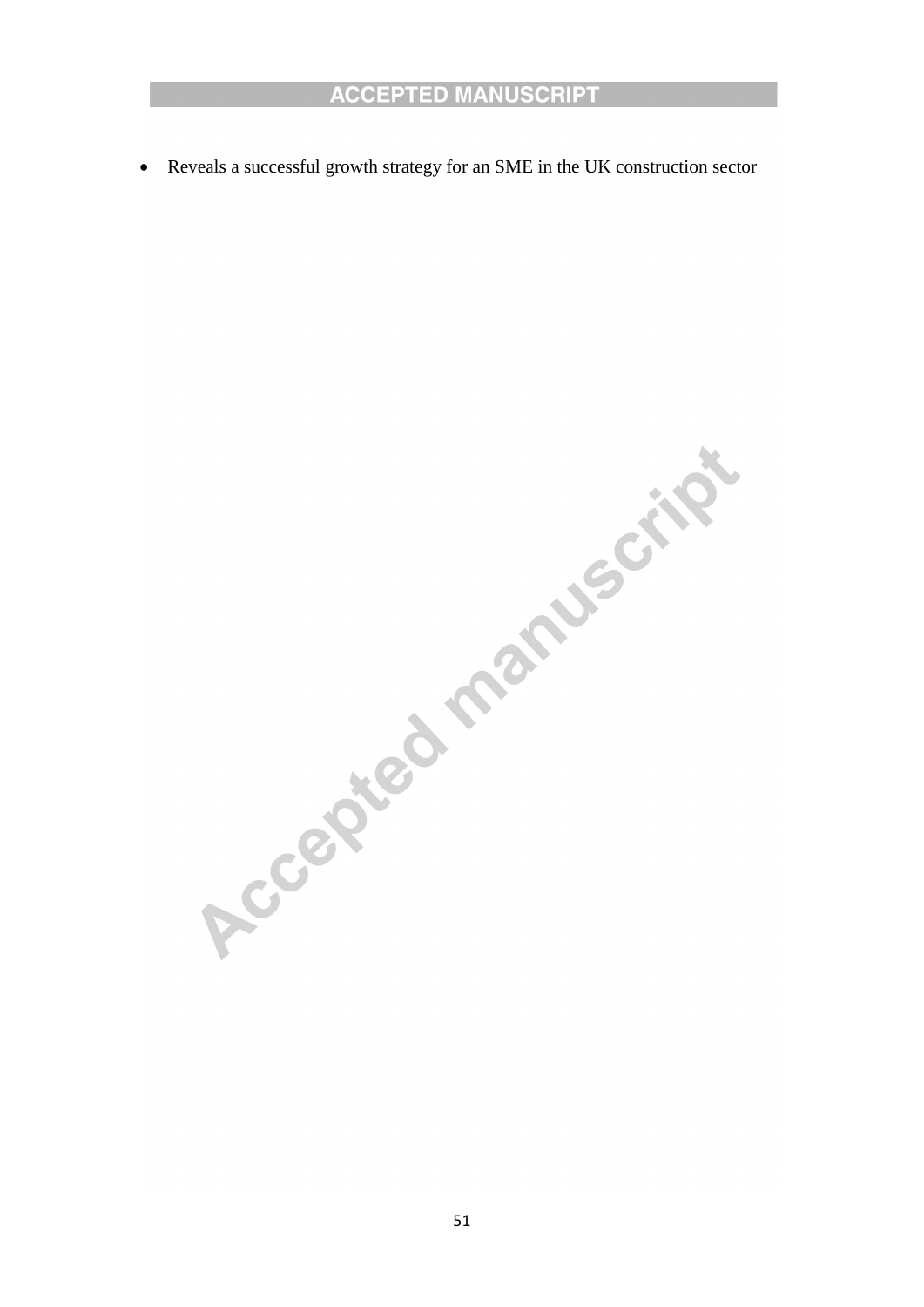- Reveals a successful growth strategy for an SME in the UK construction sector